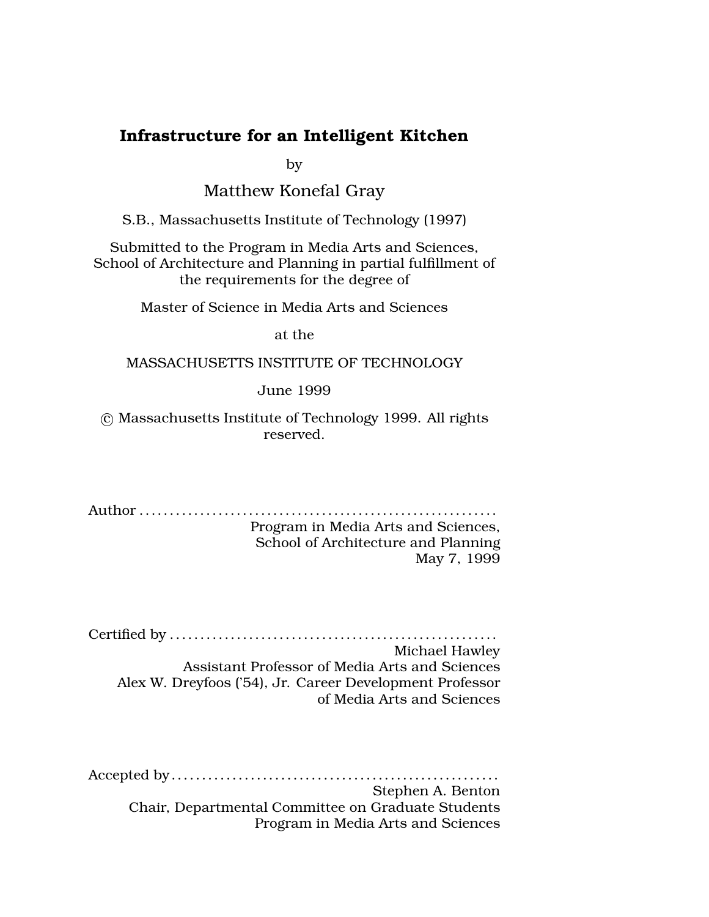# Infrastructure for an Intelligent Kitchen

by

Matthew Konefal Gray

S.B., Massachusetts Institute of Technology (1997)

Submitted to the Program in Media Arts and Sciences,
School of Architecture and Planning in partial fulfillment of
the requirements for the degree of

Master of Science in Media Arts and Sciences

at the

MASSACHUSETTS INSTITUTE OF TECHNOLOGY

June 1999

© Massachusetts Institute of Technology 1999. All rights reserved.

Author ..........................................................
Program in Media Arts and Sciences,
School of Architecture and Planning
May 7, 1999

Certified by ......................................................
Michael Hawley
Assistant Professor of Media Arts and Sciences
Alex W. Dreyfoos ('54), Jr. Career Development Professor
of Media Arts and Sciences

Accepted by ......................................................
Stephen A. Benton
Chair, Departmental Committee on Graduate Students
Program in Media Arts and Sciences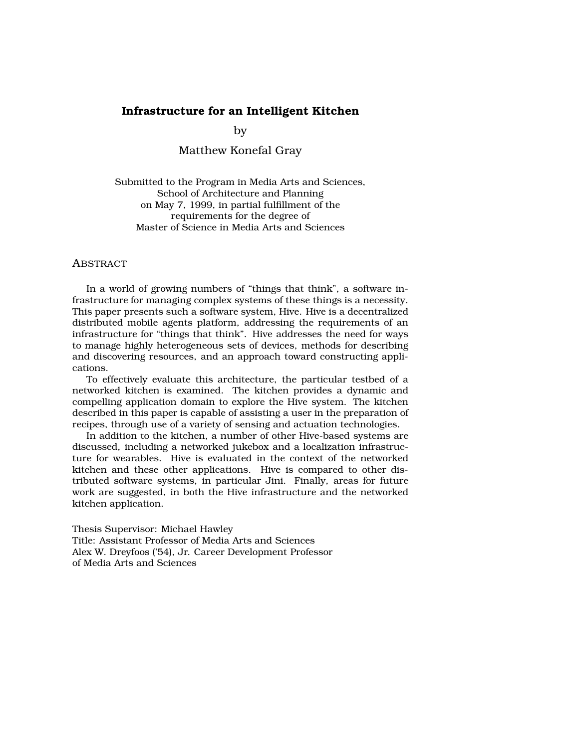# Infrastructure for an Intelligent Kitchen

by

Matthew Konefal Gray

Submitted to the Program in Media Arts and Sciences,
School of Architecture and Planning
on May 7, 1999, in partial fulfillment of the
requirements for the degree of
Master of Science in Media Arts and Sciences

## Abstract

In a world of growing numbers of "things that think", a software infrastructure for managing complex systems of these things is a necessity. This paper presents such a software system, Hive. Hive is a decentralized distributed mobile agents platform, addressing the requirements of an infrastructure for "things that think". Hive addresses the need for ways to manage highly heterogeneous sets of devices, methods for describing and discovering resources, and an approach toward constructing applications.

To effectively evaluate this architecture, the particular testbed of a networked kitchen is examined. The kitchen provides a dynamic and compelling application domain to explore the Hive system. The kitchen described in this paper is capable of assisting a user in the preparation of recipes, through use of a variety of sensing and actuation technologies.

In addition to the kitchen, a number of other Hive-based systems are discussed, including a networked jukebox and a localization infrastructure for wearables. Hive is evaluated in the context of the networked kitchen and these other applications. Hive is compared to other distributed software systems, in particular Jini. Finally, areas for future work are suggested, in both the Hive infrastructure and the networked kitchen application.

Thesis Supervisor: Michael Hawley
Title: Assistant Professor of Media Arts and Sciences
Alex W. Dreyfoos ('54), Jr. Career Development Professor
of Media Arts and Sciences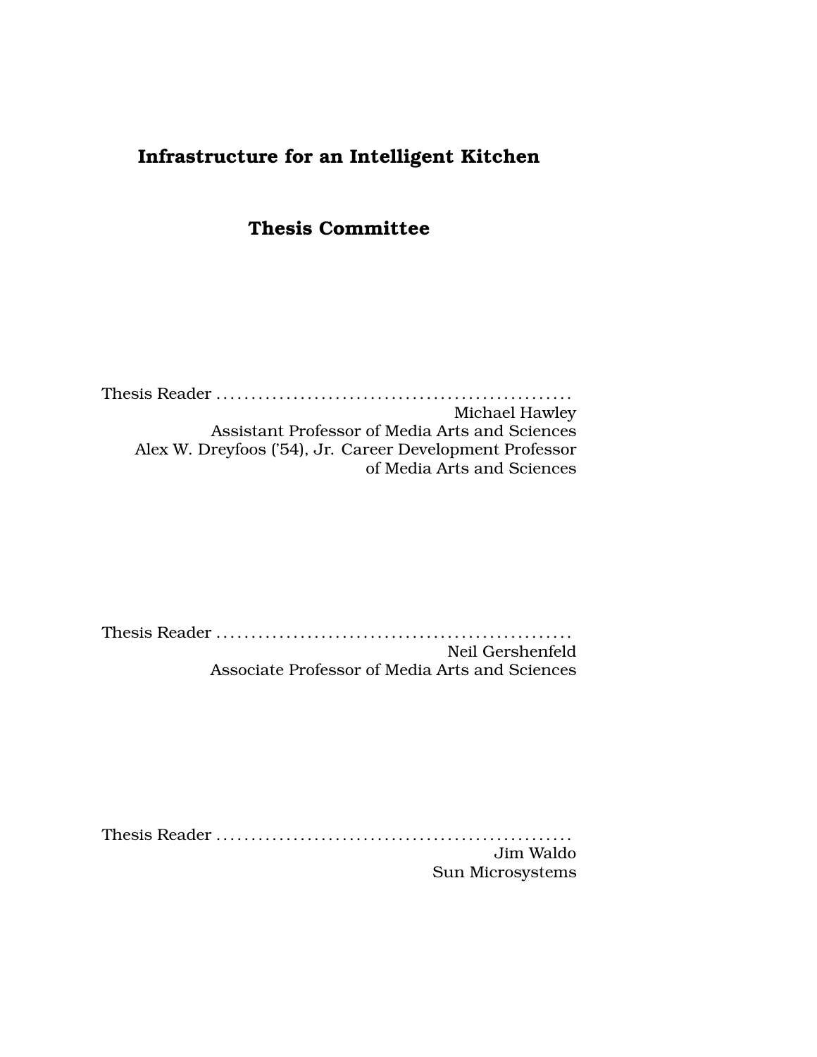# Infrastructure for an Intelligent Kitchen

## Thesis Committee

Thesis Reader . . . . . . . . . . . . . . . . . . . . . . . . . . . . . . . . . . . . . . . . . . . . . . . . . .

Michael Hawley
Assistant Professor of Media Arts and Sciences
Alex W. Dreyfoos ('54), Jr. Career Development Professor
of Media Arts and Sciences

Thesis Reader . . . . . . . . . . . . . . . . . . . . . . . . . . . . . . . . . . . . . . . . . . . . . . . . . .

Neil Gershenfeld
Associate Professor of Media Arts and Sciences

Thesis Reader . . . . . . . . . . . . . . . . . . . . . . . . . . . . . . . . . . . . . . . . . . . . . . . . . .

Jim Waldo
Sun Microsystems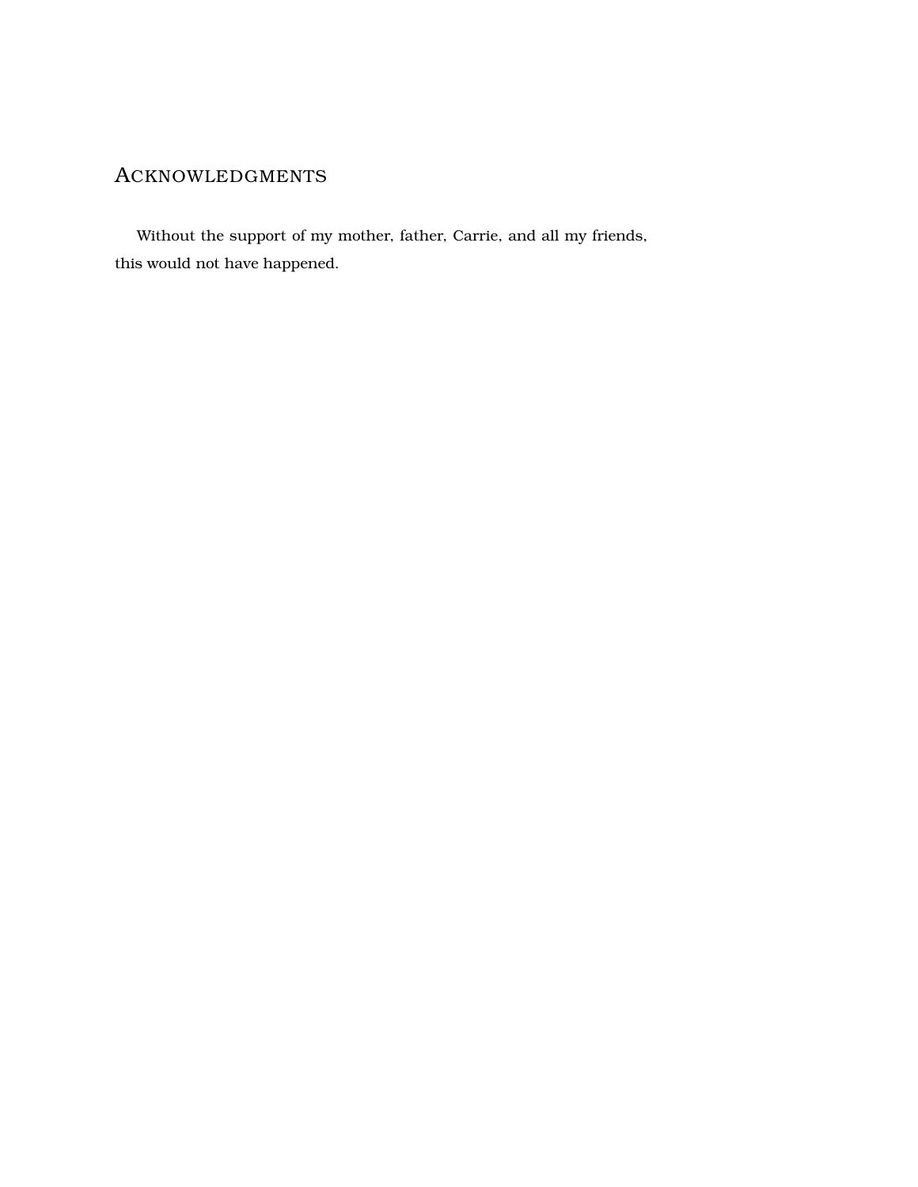# Acknowledgments

Without the support of my mother, father, Carrie, and all my friends, this would not have happened.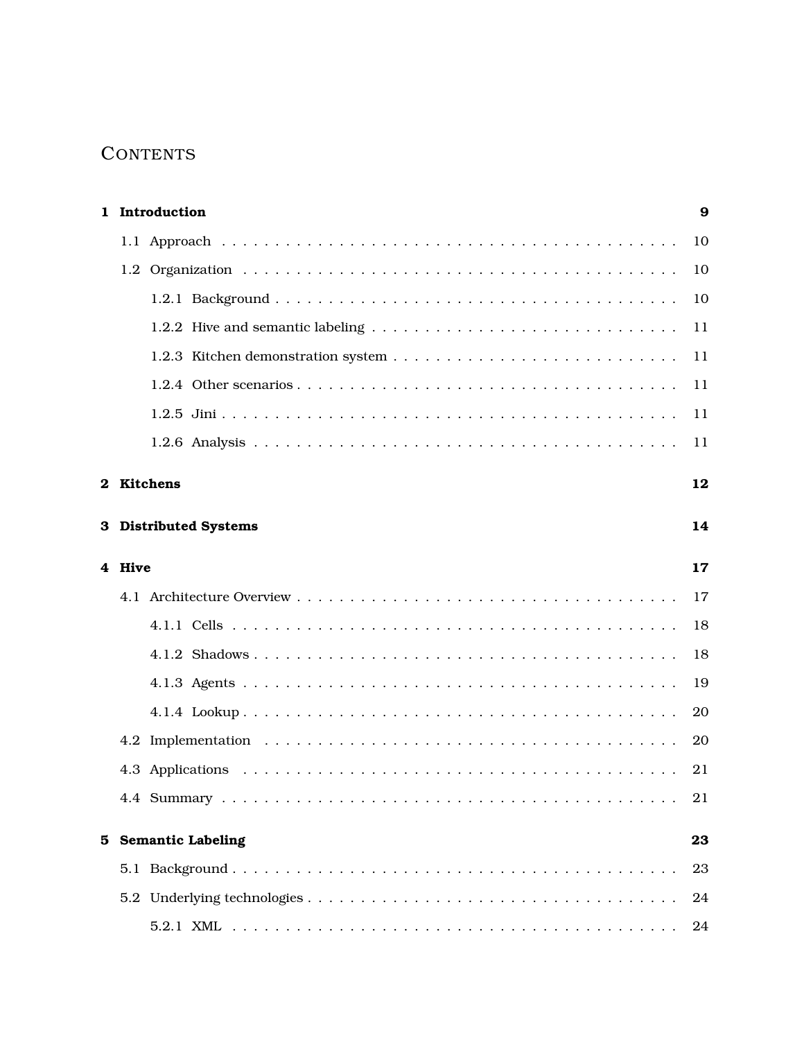# Contents

**1 Introduction** **9**

1.1 Approach . . . . . . . . . . 10

1.2 Organization . . . . . . . . . . 10

1.2.1 Background . . . . . . . . . . 10

1.2.2 Hive and semantic labeling . . . . . . . . . . 11

1.2.3 Kitchen demonstration system . . . . . . . . . . 11

1.2.4 Other scenarios . . . . . . . . . . 11

1.2.5 Jini . . . . . . . . . . 11

1.2.6 Analysis . . . . . . . . . . 11

**2 Kitchens** **12**

**3 Distributed Systems** **14**

**4 Hive** **17**

4.1 Architecture Overview . . . . . . . . . . 17

4.1.1 Cells . . . . . . . . . . 18

4.1.2 Shadows . . . . . . . . . . 18

4.1.3 Agents . . . . . . . . . . 19

4.1.4 Lookup . . . . . . . . . . 20

4.2 Implementation . . . . . . . . . . 20

4.3 Applications . . . . . . . . . . 21

4.4 Summary . . . . . . . . . . 21

**5 Semantic Labeling** **23**

5.1 Background . . . . . . . . . . 23

5.2 Underlying technologies . . . . . . . . . . 24

5.2.1 XML . . . . . . . . . . 24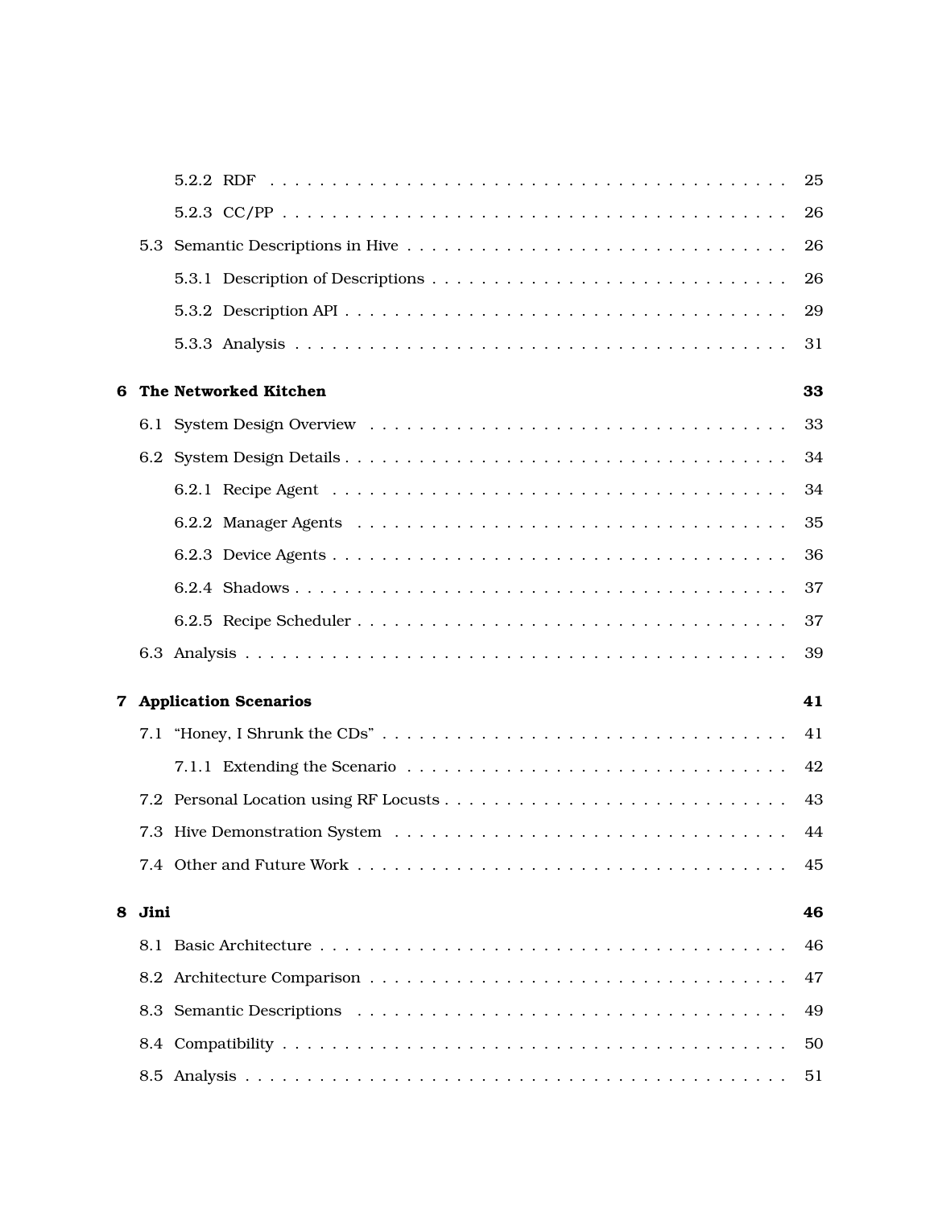5.2.2 RDF . . . . . . . . . . . . . . . . . . . . . . . . . . . . . . . . . . . . . . . . 25

5.2.3 CC/PP . . . . . . . . . . . . . . . . . . . . . . . . . . . . . . . . . . . . . . . 26

5.3 Semantic Descriptions in Hive . . . . . . . . . . . . . . . . . . . . . . . . . . . 26

5.3.1 Description of Descriptions . . . . . . . . . . . . . . . . . . . . . . . . . . 26

5.3.2 Description API . . . . . . . . . . . . . . . . . . . . . . . . . . . . . . . . . 29

5.3.3 Analysis . . . . . . . . . . . . . . . . . . . . . . . . . . . . . . . . . . . . . 31

**6 The Networked Kitchen** **33**

6.1 System Design Overview . . . . . . . . . . . . . . . . . . . . . . . . . . . . . . 33

6.2 System Design Details . . . . . . . . . . . . . . . . . . . . . . . . . . . . . . . 34

6.2.1 Recipe Agent . . . . . . . . . . . . . . . . . . . . . . . . . . . . . . . . . . 34

6.2.2 Manager Agents . . . . . . . . . . . . . . . . . . . . . . . . . . . . . . . . . 35

6.2.3 Device Agents . . . . . . . . . . . . . . . . . . . . . . . . . . . . . . . . . . 36

6.2.4 Shadows . . . . . . . . . . . . . . . . . . . . . . . . . . . . . . . . . . . . . 37

6.2.5 Recipe Scheduler . . . . . . . . . . . . . . . . . . . . . . . . . . . . . . . . 37

6.3 Analysis . . . . . . . . . . . . . . . . . . . . . . . . . . . . . . . . . . . . . . . . 39

**7 Application Scenarios** **41**

7.1 “Honey, I Shrunk the CDs” . . . . . . . . . . . . . . . . . . . . . . . . . . . . . 41

7.1.1 Extending the Scenario . . . . . . . . . . . . . . . . . . . . . . . . . . . . 42

7.2 Personal Location using RF Locusts . . . . . . . . . . . . . . . . . . . . . . . . 43

7.3 Hive Demonstration System . . . . . . . . . . . . . . . . . . . . . . . . . . . . 44

7.4 Other and Future Work . . . . . . . . . . . . . . . . . . . . . . . . . . . . . . . 45

**8 Jini** **46**

8.1 Basic Architecture . . . . . . . . . . . . . . . . . . . . . . . . . . . . . . . . . . 46

8.2 Architecture Comparison . . . . . . . . . . . . . . . . . . . . . . . . . . . . . . 47

8.3 Semantic Descriptions . . . . . . . . . . . . . . . . . . . . . . . . . . . . . . . 49

8.4 Compatibility . . . . . . . . . . . . . . . . . . . . . . . . . . . . . . . . . . . . . 50

8.5 Analysis . . . . . . . . . . . . . . . . . . . . . . . . . . . . . . . . . . . . . . . . 51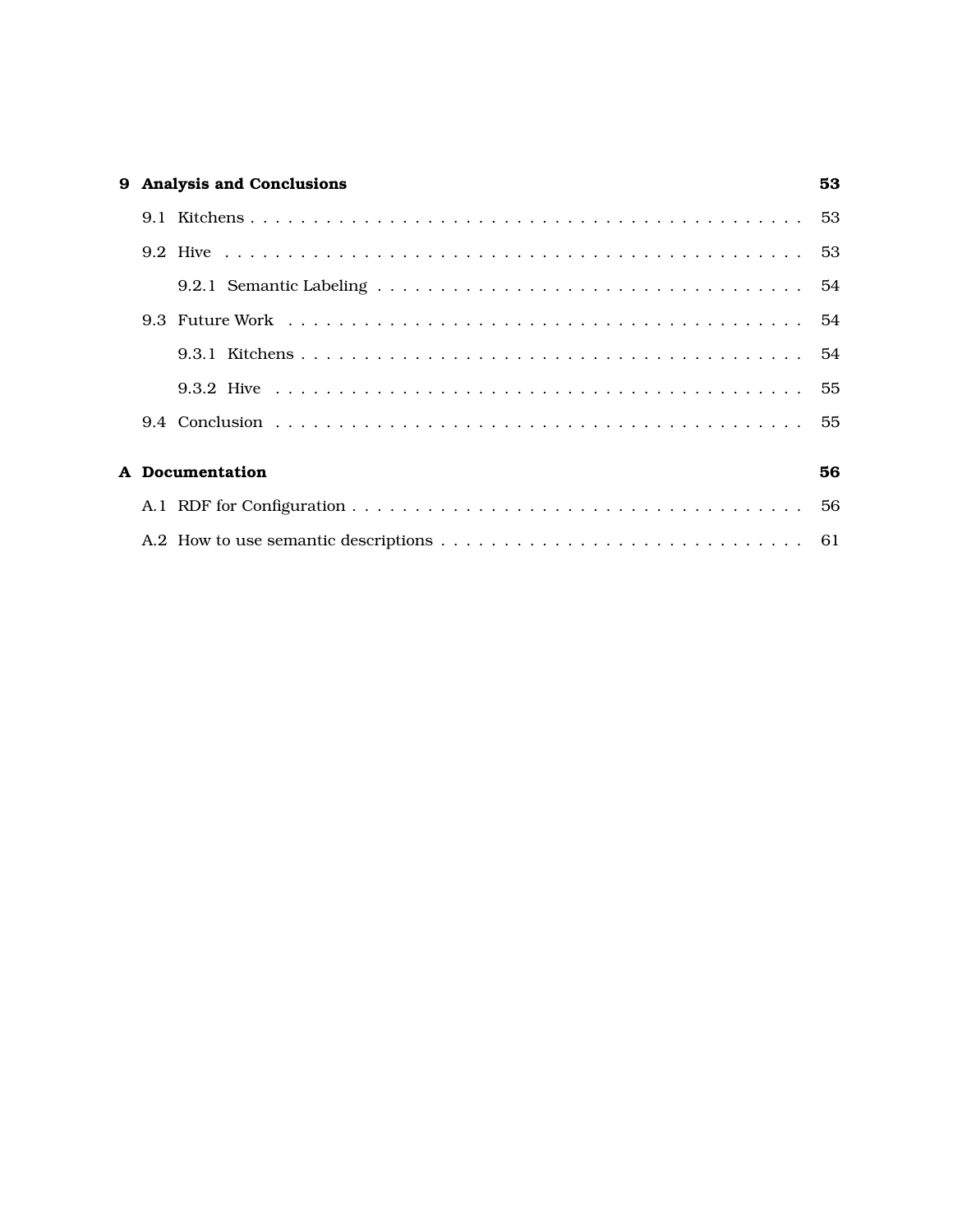**9 Analysis and Conclusions** **53**

9.1 Kitchens . . . . . . . . . . . . . . . . . . . . . . . . . . . . . . . . . . . . . . . . . . 53

9.2 Hive . . . . . . . . . . . . . . . . . . . . . . . . . . . . . . . . . . . . . . . . . . . 53

9.2.1 Semantic Labeling . . . . . . . . . . . . . . . . . . . . . . . . . . . . . . . . 54

9.3 Future Work . . . . . . . . . . . . . . . . . . . . . . . . . . . . . . . . . . . . . 54

9.3.1 Kitchens . . . . . . . . . . . . . . . . . . . . . . . . . . . . . . . . . . . . . 54

9.3.2 Hive . . . . . . . . . . . . . . . . . . . . . . . . . . . . . . . . . . . . . . . 55

9.4 Conclusion . . . . . . . . . . . . . . . . . . . . . . . . . . . . . . . . . . . . . . 55

**A Documentation** **56**

A.1 RDF for Configuration . . . . . . . . . . . . . . . . . . . . . . . . . . . . . . . . 56

A.2 How to use semantic descriptions . . . . . . . . . . . . . . . . . . . . . . . . . 61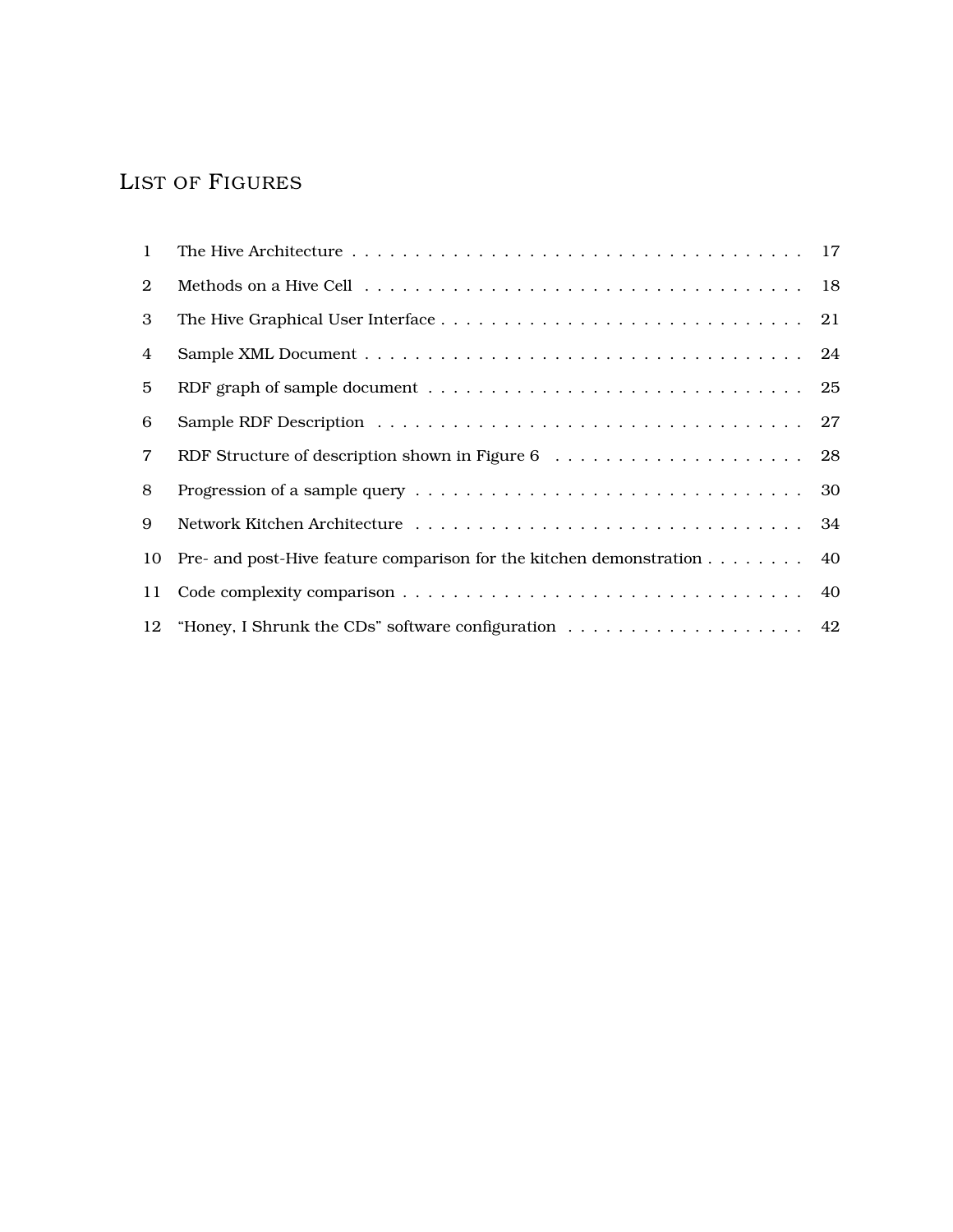# LIST OF FIGURES

| | | |
|---|---|---|
| 1 | The Hive Architecture | 17 |
| 2 | Methods on a Hive Cell | 18 |
| 3 | The Hive Graphical User Interface | 21 |
| 4 | Sample XML Document | 24 |
| 5 | RDF graph of sample document | 25 |
| 6 | Sample RDF Description | 27 |
| 7 | RDF Structure of description shown in Figure 6 | 28 |
| 8 | Progression of a sample query | 30 |
| 9 | Network Kitchen Architecture | 34 |
| 10 | Pre- and post-Hive feature comparison for the kitchen demonstration | 40 |
| 11 | Code complexity comparison | 40 |
| 12 | "Honey, I Shrunk the CDs" software configuration | 42 |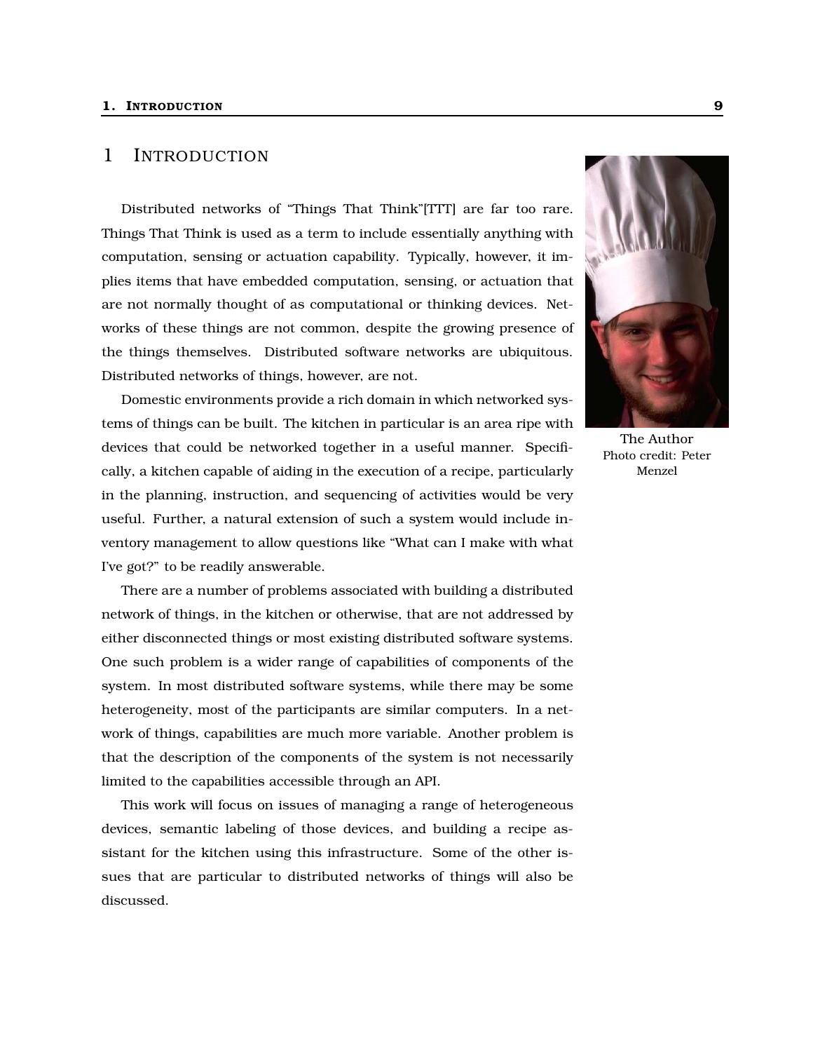# 1 Introduction

Distributed networks of "Things That Think"[TTT] are far too rare. Things That Think is used as a term to include essentially anything with computation, sensing or actuation capability. Typically, however, it implies items that have embedded computation, sensing, or actuation that are not normally thought of as computational or thinking devices. Networks of these things are not common, despite the growing presence of the things themselves. Distributed software networks are ubiquitous. Distributed networks of things, however, are not.

Domestic environments provide a rich domain in which networked systems of things can be built. The kitchen in particular is an area ripe with devices that could be networked together in a useful manner. Specifically, a kitchen capable of aiding in the execution of a recipe, particularly in the planning, instruction, and sequencing of activities would be very useful. Further, a natural extension of such a system would include inventory management to allow questions like "What can I make with what I've got?" to be readily answerable.

There are a number of problems associated with building a distributed network of things, in the kitchen or otherwise, that are not addressed by either disconnected things or most existing distributed software systems. One such problem is a wider range of capabilities of components of the system. In most distributed software systems, while there may be some heterogeneity, most of the participants are similar computers. In a network of things, capabilities are much more variable. Another problem is that the description of the components of the system is not necessarily limited to the capabilities accessible through an API.

This work will focus on issues of managing a range of heterogeneous devices, semantic labeling of those devices, and building a recipe assistant for the kitchen using this infrastructure. Some of the other issues that are particular to distributed networks of things will also be discussed.

The Author
Photo credit: Peter Menzel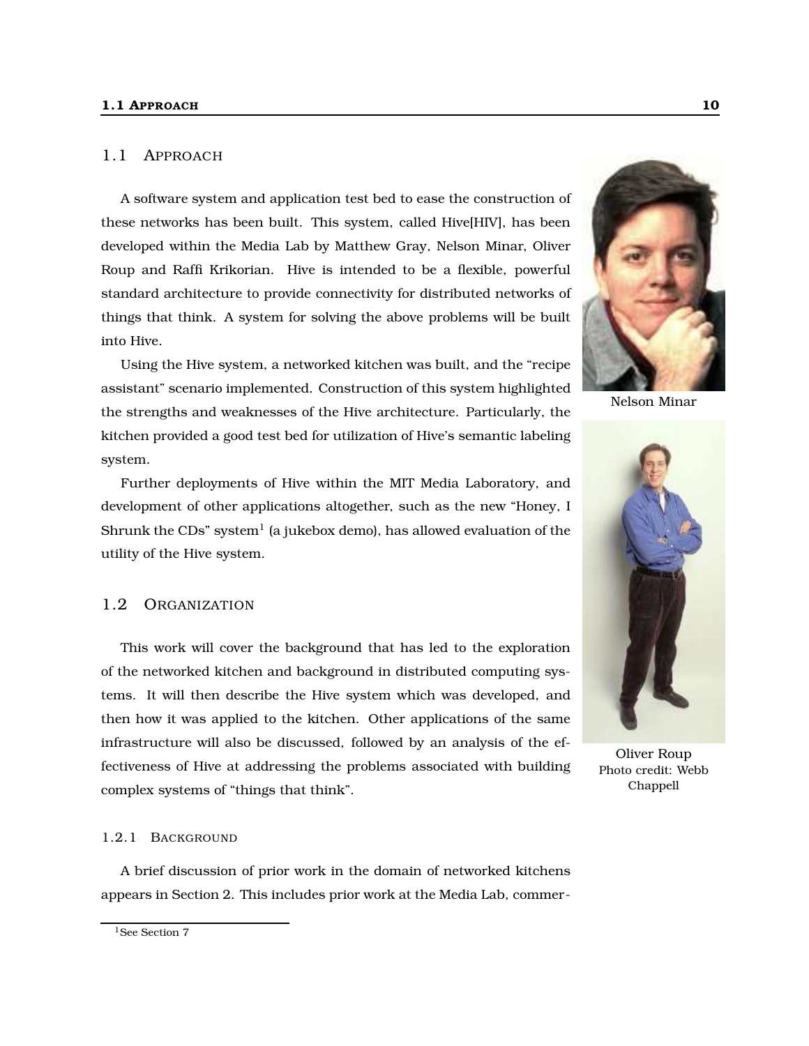## 1.1 Approach

A software system and application test bed to ease the construction of these networks has been built. This system, called Hive[HIV], has been developed within the Media Lab by Matthew Gray, Nelson Minar, Oliver Roup and Raffi Krikorian. Hive is intended to be a flexible, powerful standard architecture to provide connectivity for distributed networks of things that think. A system for solving the above problems will be built into Hive.

Using the Hive system, a networked kitchen was built, and the "recipe assistant" scenario implemented. Construction of this system highlighted the strengths and weaknesses of the Hive architecture. Particularly, the kitchen provided a good test bed for utilization of Hive's semantic labeling system.

Further deployments of Hive within the MIT Media Laboratory, and development of other applications altogether, such as the new "Honey, I Shrunk the CDs" system[1] (a jukebox demo), has allowed evaluation of the utility of the Hive system.

Nelson Minar

Oliver Roup
Photo credit: Webb Chappell

## 1.2 Organization

This work will cover the background that has led to the exploration of the networked kitchen and background in distributed computing systems. It will then describe the Hive system which was developed, and then how it was applied to the kitchen. Other applications of the same infrastructure will also be discussed, followed by an analysis of the effectiveness of Hive at addressing the problems associated with building complex systems of "things that think".

### 1.2.1 Background

A brief discussion of prior work in the domain of networked kitchens appears in Section 2. This includes prior work at the Media Lab, commer-

[1] See Section 7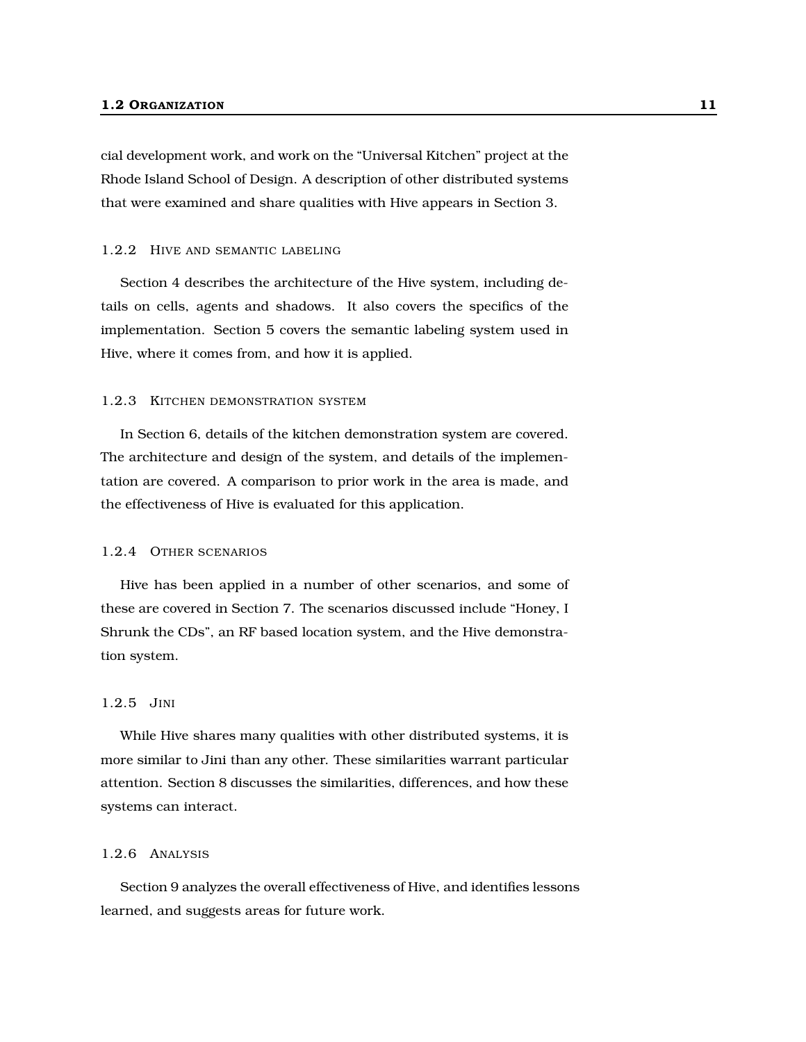cial development work, and work on the “Universal Kitchen” project at the Rhode Island School of Design. A description of other distributed systems that were examined and share qualities with Hive appears in Section 3.

### 1.2.2 Hive and semantic labeling

Section 4 describes the architecture of the Hive system, including details on cells, agents and shadows. It also covers the specifics of the implementation. Section 5 covers the semantic labeling system used in Hive, where it comes from, and how it is applied.

### 1.2.3 Kitchen demonstration system

In Section 6, details of the kitchen demonstration system are covered. The architecture and design of the system, and details of the implementation are covered. A comparison to prior work in the area is made, and the effectiveness of Hive is evaluated for this application.

### 1.2.4 Other scenarios

Hive has been applied in a number of other scenarios, and some of these are covered in Section 7. The scenarios discussed include “Honey, I Shrunk the CDs”, an RF based location system, and the Hive demonstration system.

### 1.2.5 Jini

While Hive shares many qualities with other distributed systems, it is more similar to Jini than any other. These similarities warrant particular attention. Section 8 discusses the similarities, differences, and how these systems can interact.

### 1.2.6 Analysis

Section 9 analyzes the overall effectiveness of Hive, and identifies lessons learned, and suggests areas for future work.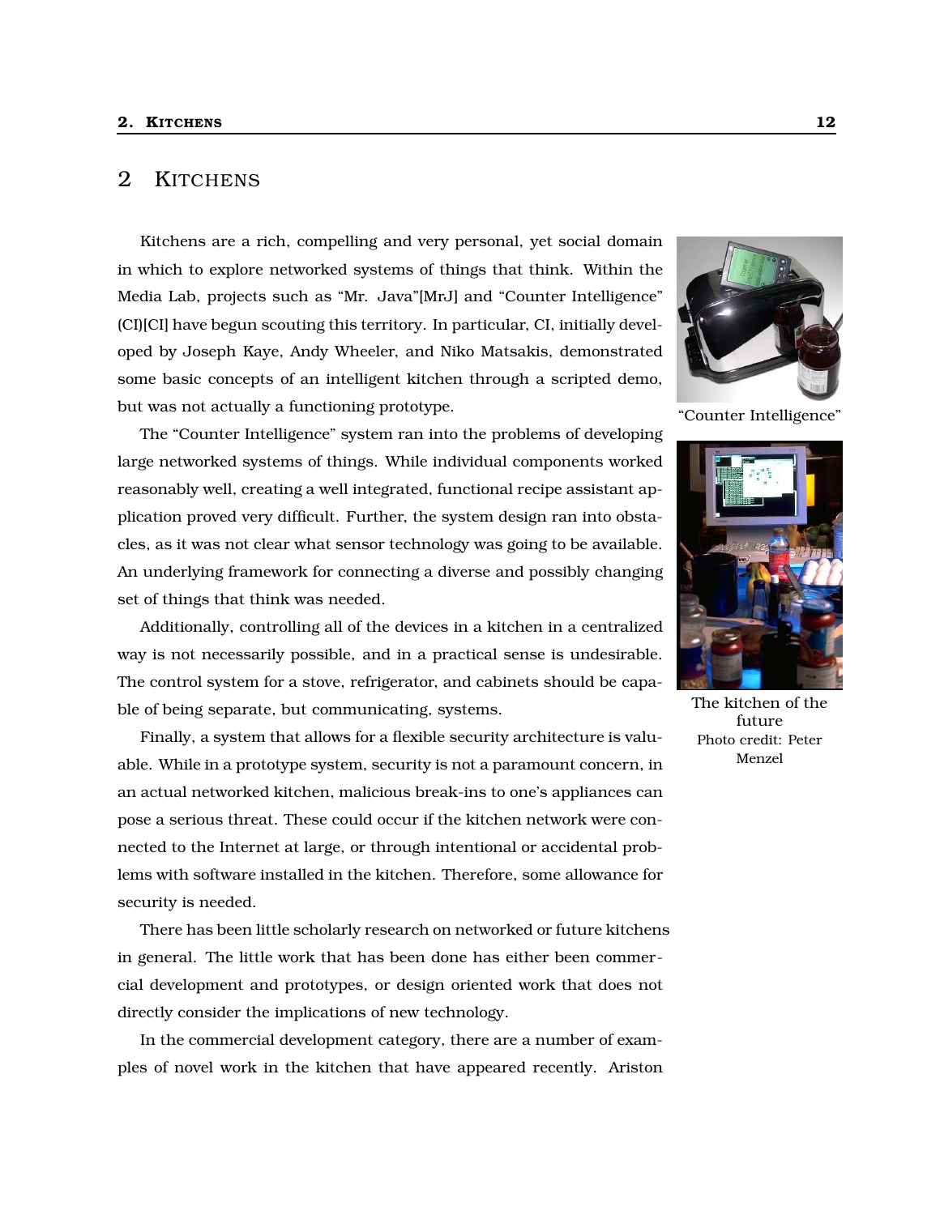## 2 KITCHENS

Kitchens are a rich, compelling and very personal, yet social domain in which to explore networked systems of things that think. Within the Media Lab, projects such as "Mr. Java"[MrJ] and "Counter Intelligence" (CI)[CI] have begun scouting this territory. In particular, CI, initially developed by Joseph Kaye, Andy Wheeler, and Niko Matsakis, demonstrated some basic concepts of an intelligent kitchen through a scripted demo, but was not actually a functioning prototype.

"Counter Intelligence"

The "Counter Intelligence" system ran into the problems of developing large networked systems of things. While individual components worked reasonably well, creating a well integrated, functional recipe assistant application proved very difficult. Further, the system design ran into obstacles, as it was not clear what sensor technology was going to be available. An underlying framework for connecting a diverse and possibly changing set of things that think was needed.

Additionally, controlling all of the devices in a kitchen in a centralized way is not necessarily possible, and in a practical sense is undesirable. The control system for a stove, refrigerator, and cabinets should be capable of being separate, but communicating, systems.

The kitchen of the future
Photo credit: Peter Menzel

Finally, a system that allows for a flexible security architecture is valuable. While in a prototype system, security is not a paramount concern, in an actual networked kitchen, malicious break-ins to one's appliances can pose a serious threat. These could occur if the kitchen network were connected to the Internet at large, or through intentional or accidental problems with software installed in the kitchen. Therefore, some allowance for security is needed.

There has been little scholarly research on networked or future kitchens in general. The little work that has been done has either been commercial development and prototypes, or design oriented work that does not directly consider the implications of new technology.

In the commercial development category, there are a number of examples of novel work in the kitchen that have appeared recently. Ariston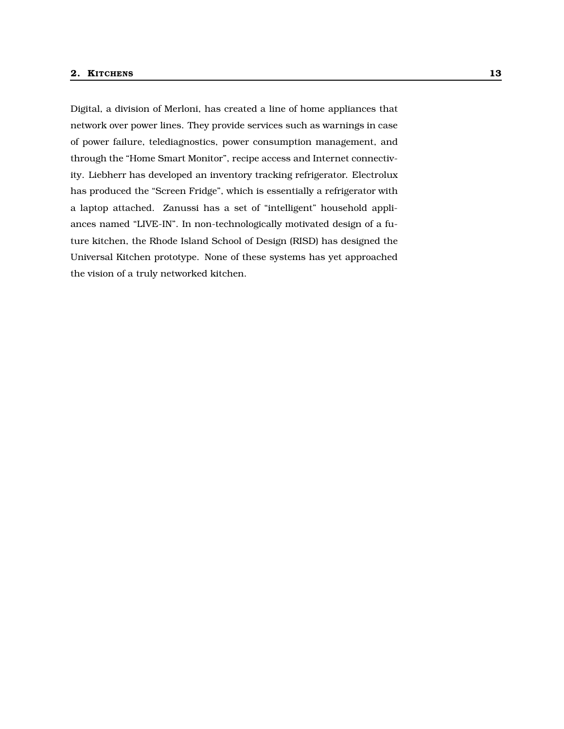Digital, a division of Merloni, has created a line of home appliances that network over power lines. They provide services such as warnings in case of power failure, telediagnostics, power consumption management, and through the "Home Smart Monitor", recipe access and Internet connectivity. Liebherr has developed an inventory tracking refrigerator. Electrolux has produced the "Screen Fridge", which is essentially a refrigerator with a laptop attached. Zanussi has a set of "intelligent" household appliances named "LIVE-IN". In non-technologically motivated design of a future kitchen, the Rhode Island School of Design (RISD) has designed the Universal Kitchen prototype. None of these systems has yet approached the vision of a truly networked kitchen.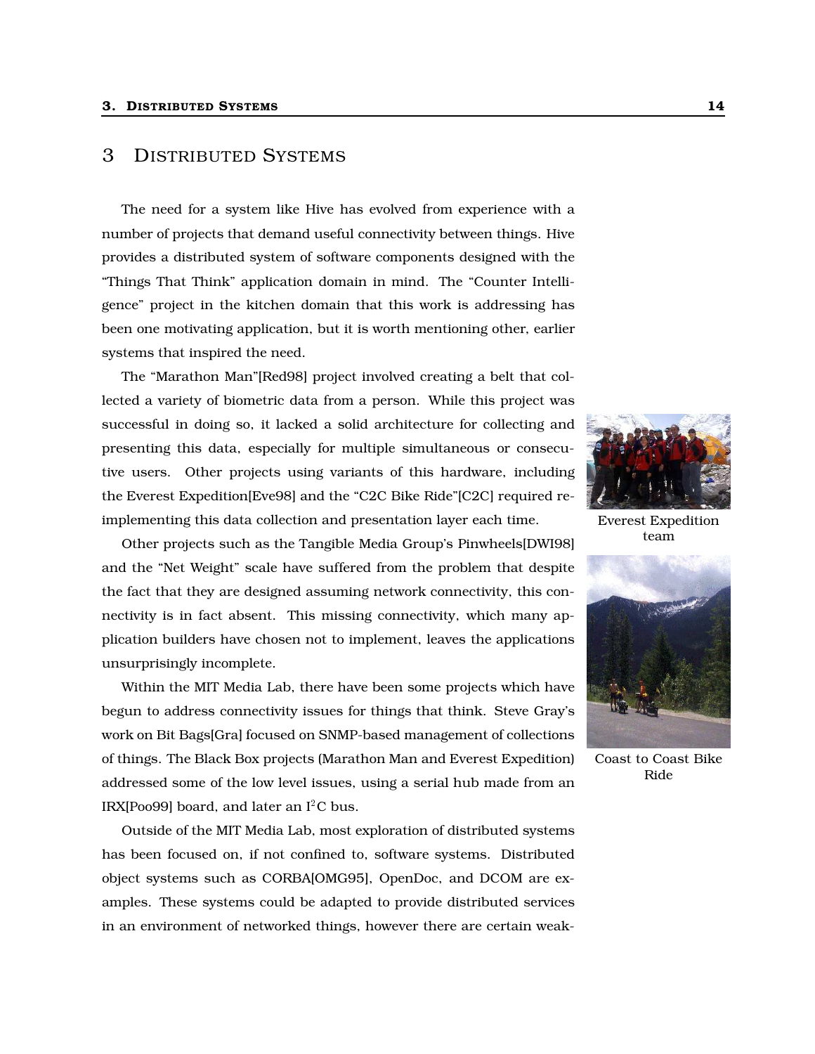# 3 Distributed Systems

The need for a system like Hive has evolved from experience with a number of projects that demand useful connectivity between things. Hive provides a distributed system of software components designed with the "Things That Think" application domain in mind. The "Counter Intelligence" project in the kitchen domain that this work is addressing has been one motivating application, but it is worth mentioning other, earlier systems that inspired the need.

The "Marathon Man"[Red98] project involved creating a belt that collected a variety of biometric data from a person. While this project was successful in doing so, it lacked a solid architecture for collecting and presenting this data, especially for multiple simultaneous or consecutive users. Other projects using variants of this hardware, including the Everest Expedition[Eve98] and the "C2C Bike Ride"[C2C] required re-implementing this data collection and presentation layer each time.

Everest Expedition team

Coast to Coast Bike Ride

Other projects such as the Tangible Media Group's Pinwheels[DWI98] and the "Net Weight" scale have suffered from the problem that despite the fact that they are designed assuming network connectivity, this connectivity is in fact absent. This missing connectivity, which many application builders have chosen not to implement, leaves the applications unsurprisingly incomplete.

Within the MIT Media Lab, there have been some projects which have begun to address connectivity issues for things that think. Steve Gray's work on Bit Bags[Gra] focused on SNMP-based management of collections of things. The Black Box projects (Marathon Man and Everest Expedition) addressed some of the low level issues, using a serial hub made from an IRX[Poo99] board, and later an $I^2C$ bus.

Outside of the MIT Media Lab, most exploration of distributed systems has been focused on, if not confined to, software systems. Distributed object systems such as CORBA[OMG95], OpenDoc, and DCOM are examples. These systems could be adapted to provide distributed services in an environment of networked things, however there are certain weak-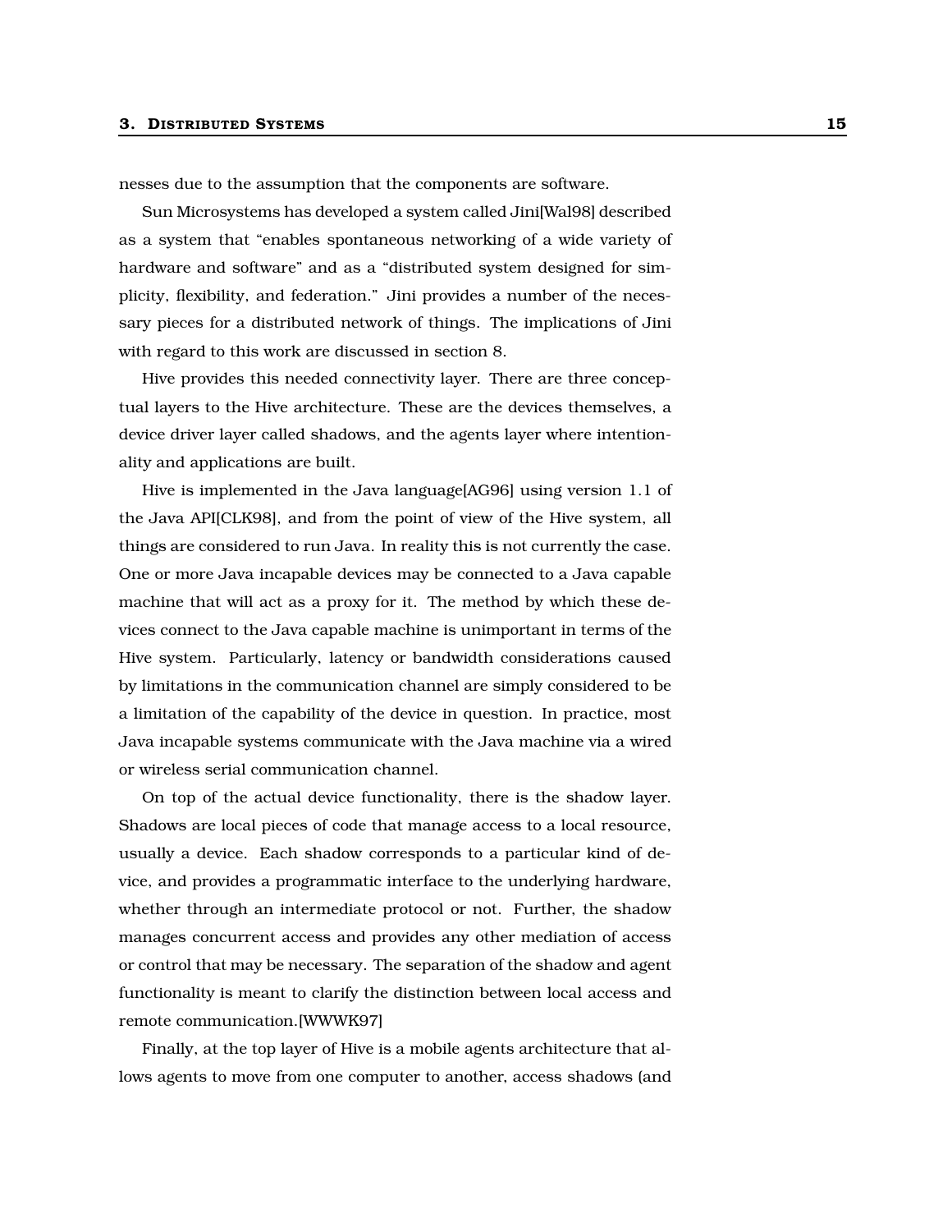nesses due to the assumption that the components are software.

Sun Microsystems has developed a system called Jini[Wal98] described as a system that "enables spontaneous networking of a wide variety of hardware and software" and as a "distributed system designed for simplicity, flexibility, and federation." Jini provides a number of the necessary pieces for a distributed network of things. The implications of Jini with regard to this work are discussed in section 8.

Hive provides this needed connectivity layer. There are three conceptual layers to the Hive architecture. These are the devices themselves, a device driver layer called shadows, and the agents layer where intentionality and applications are built.

Hive is implemented in the Java language[AG96] using version 1.1 of the Java API[CLK98], and from the point of view of the Hive system, all things are considered to run Java. In reality this is not currently the case. One or more Java incapable devices may be connected to a Java capable machine that will act as a proxy for it. The method by which these devices connect to the Java capable machine is unimportant in terms of the Hive system. Particularly, latency or bandwidth considerations caused by limitations in the communication channel are simply considered to be a limitation of the capability of the device in question. In practice, most Java incapable systems communicate with the Java machine via a wired or wireless serial communication channel.

On top of the actual device functionality, there is the shadow layer. Shadows are local pieces of code that manage access to a local resource, usually a device. Each shadow corresponds to a particular kind of device, and provides a programmatic interface to the underlying hardware, whether through an intermediate protocol or not. Further, the shadow manages concurrent access and provides any other mediation of access or control that may be necessary. The separation of the shadow and agent functionality is meant to clarify the distinction between local access and remote communication.[WWWK97]

Finally, at the top layer of Hive is a mobile agents architecture that allows agents to move from one computer to another, access shadows (and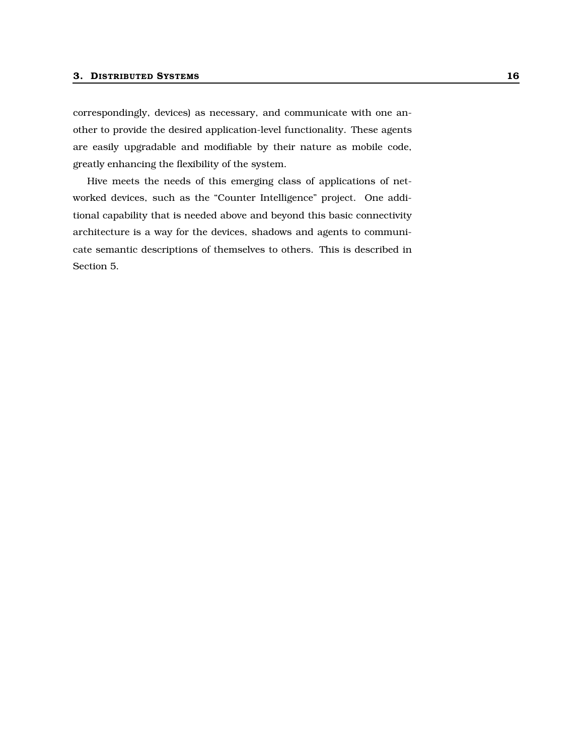correspondingly, devices) as necessary, and communicate with one another to provide the desired application-level functionality. These agents are easily upgradable and modifiable by their nature as mobile code, greatly enhancing the flexibility of the system.

Hive meets the needs of this emerging class of applications of networked devices, such as the "Counter Intelligence" project. One additional capability that is needed above and beyond this basic connectivity architecture is a way for the devices, shadows and agents to communicate semantic descriptions of themselves to others. This is described in Section 5.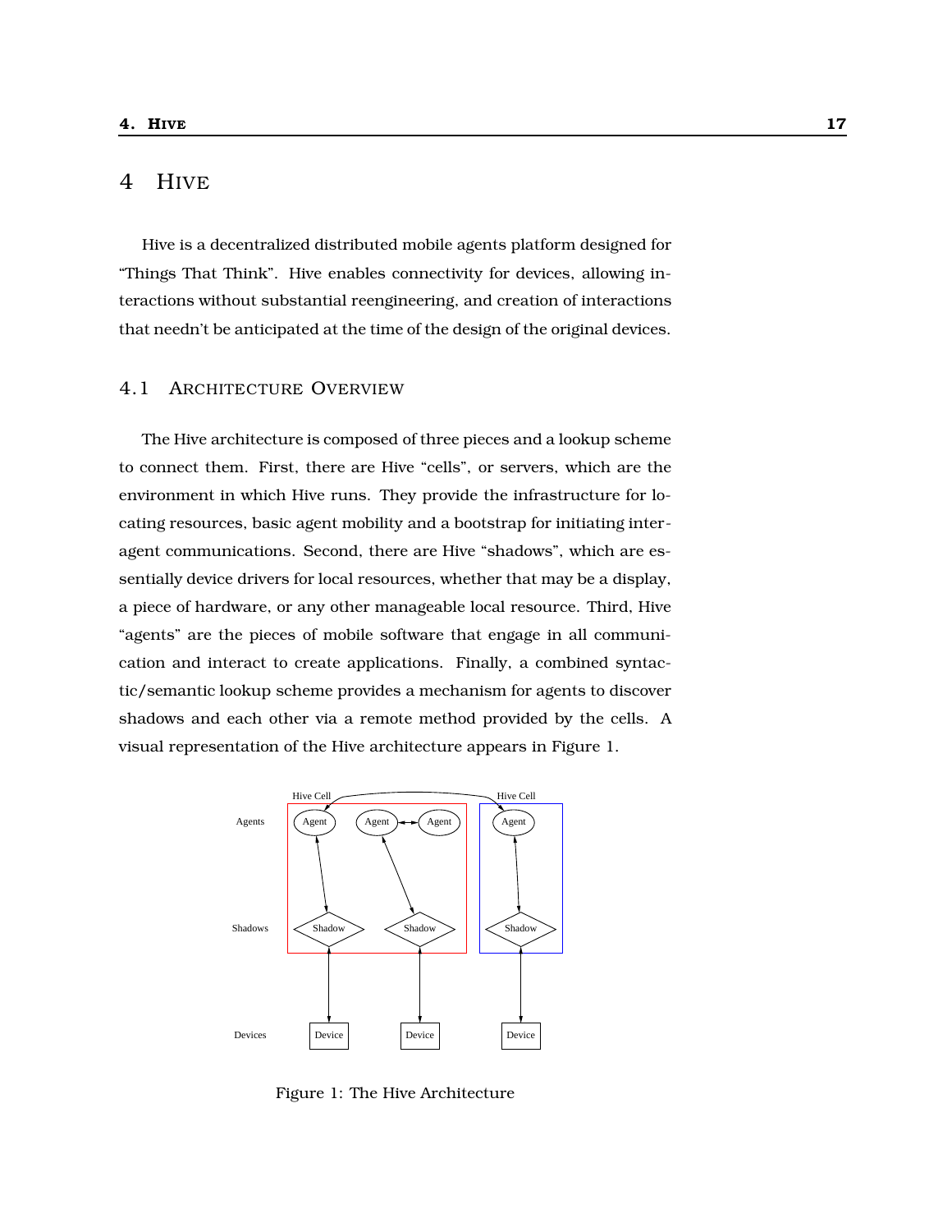# 4 HIVE

Hive is a decentralized distributed mobile agents platform designed for "Things That Think". Hive enables connectivity for devices, allowing interactions without substantial reengineering, and creation of interactions that needn't be anticipated at the time of the design of the original devices.

## 4.1 ARCHITECTURE OVERVIEW

The Hive architecture is composed of three pieces and a lookup scheme to connect them. First, there are Hive "cells", or servers, which are the environment in which Hive runs. They provide the infrastructure for locating resources, basic agent mobility and a bootstrap for initiating inter-agent communications. Second, there are Hive "shadows", which are essentially device drivers for local resources, whether that may be a display, a piece of hardware, or any other manageable local resource. Third, Hive "agents" are the pieces of mobile software that engage in all communication and interact to create applications. Finally, a combined syntactic/semantic lookup scheme provides a mechanism for agents to discover shadows and each other via a remote method provided by the cells. A visual representation of the Hive architecture appears in Figure 1.

Hive Cell
Hive Cell
Agents
Agent
Agent
Agent
Agent
Shadows
Shadow
Shadow
Shadow
Devices
Device
Device
Device

Figure 1: The Hive Architecture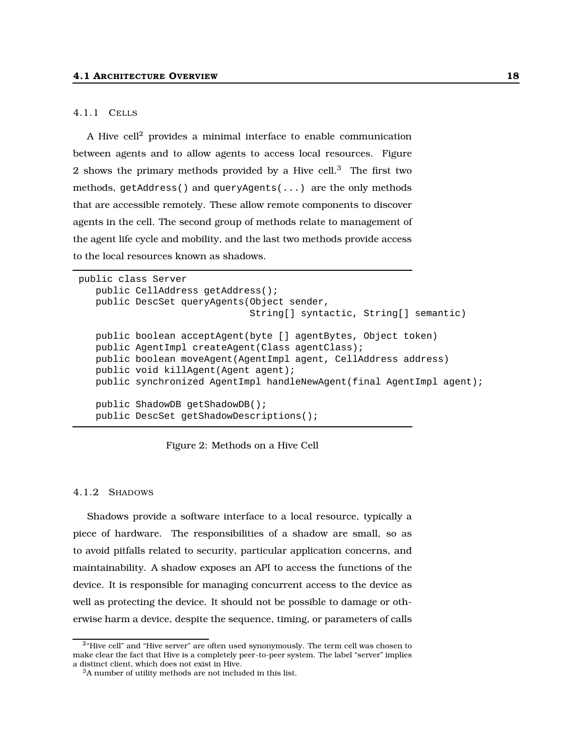### 4.1.1 Cells

A Hive cell[2] provides a minimal interface to enable communication between agents and to allow agents to access local resources. Figure 2 shows the primary methods provided by a Hive cell.[3] The first two methods, getAddress() and queryAgents(...) are the only methods that are accessible remotely. These allow remote components to discover agents in the cell. The second group of methods relate to management of the agent life cycle and mobility, and the last two methods provide access to the local resources known as shadows.

```
public class Server
   public CellAddress getAddress();
   public DescSet queryAgents(Object sender,
                              String[] syntactic, String[] semantic)

   public boolean acceptAgent(byte [] agentBytes, Object token)
   public AgentImpl createAgent(Class agentClass);
   public boolean moveAgent(AgentImpl agent, CellAddress address)
   public void killAgent(Agent agent);
   public synchronized AgentImpl handleNewAgent(final AgentImpl agent);

   public ShadowDB getShadowDB();
   public DescSet getShadowDescriptions();
```

Figure 2: Methods on a Hive Cell

### 4.1.2 Shadows

Shadows provide a software interface to a local resource, typically a piece of hardware. The responsibilities of a shadow are small, so as to avoid pitfalls related to security, particular application concerns, and maintainability. A shadow exposes an API to access the functions of the device. It is responsible for managing concurrent access to the device as well as protecting the device. It should not be possible to damage or otherwise harm a device, despite the sequence, timing, or parameters of calls

[2] "Hive cell" and "Hive server" are often used synonymously. The term cell was chosen to make clear the fact that Hive is a completely peer-to-peer system. The label "server" implies a distinct client, which does not exist in Hive.

[3] A number of utility methods are not included in this list.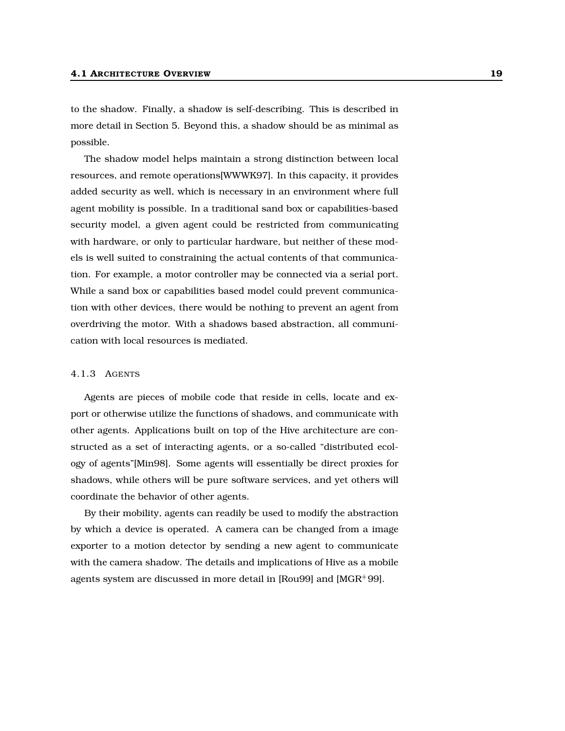to the shadow. Finally, a shadow is self-describing. This is described in more detail in Section 5. Beyond this, a shadow should be as minimal as possible.

The shadow model helps maintain a strong distinction between local resources, and remote operations[WWWK97]. In this capacity, it provides added security as well, which is necessary in an environment where full agent mobility is possible. In a traditional sand box or capabilities-based security model, a given agent could be restricted from communicating with hardware, or only to particular hardware, but neither of these models is well suited to constraining the actual contents of that communication. For example, a motor controller may be connected via a serial port. While a sand box or capabilities based model could prevent communication with other devices, there would be nothing to prevent an agent from overdriving the motor. With a shadows based abstraction, all communication with local resources is mediated.

### 4.1.3 Agents

Agents are pieces of mobile code that reside in cells, locate and export or otherwise utilize the functions of shadows, and communicate with other agents. Applications built on top of the Hive architecture are constructed as a set of interacting agents, or a so-called "distributed ecology of agents"[Min98]. Some agents will essentially be direct proxies for shadows, while others will be pure software services, and yet others will coordinate the behavior of other agents.

By their mobility, agents can readily be used to modify the abstraction by which a device is operated. A camera can be changed from a image exporter to a motion detector by sending a new agent to communicate with the camera shadow. The details and implications of Hive as a mobile agents system are discussed in more detail in [Rou99] and [MGR+99].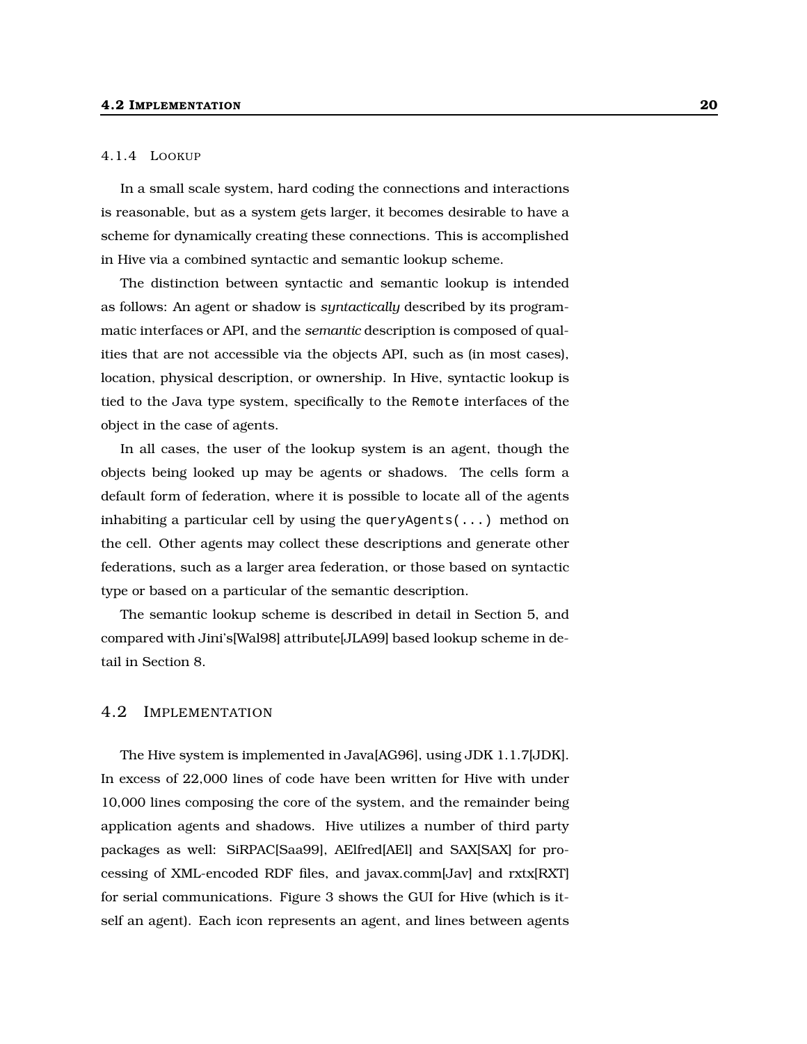#### 4.1.4 Lookup

In a small scale system, hard coding the connections and interactions is reasonable, but as a system gets larger, it becomes desirable to have a scheme for dynamically creating these connections. This is accomplished in Hive via a combined syntactic and semantic lookup scheme.

The distinction between syntactic and semantic lookup is intended as follows: An agent or shadow is *syntactically* described by its programmatic interfaces or API, and the *semantic* description is composed of qualities that are not accessible via the objects API, such as (in most cases), location, physical description, or ownership. In Hive, syntactic lookup is tied to the Java type system, specifically to the `Remote` interfaces of the object in the case of agents.

In all cases, the user of the lookup system is an agent, though the objects being looked up may be agents or shadows. The cells form a default form of federation, where it is possible to locate all of the agents inhabiting a particular cell by using the `queryAgents(...)` method on the cell. Other agents may collect these descriptions and generate other federations, such as a larger area federation, or those based on syntactic type or based on a particular of the semantic description.

The semantic lookup scheme is described in detail in Section 5, and compared with Jini's[Wal98] attribute[JLA99] based lookup scheme in detail in Section 8.

### 4.2 Implementation

The Hive system is implemented in Java[AG96], using JDK 1.1.7[JDK]. In excess of 22,000 lines of code have been written for Hive with under 10,000 lines composing the core of the system, and the remainder being application agents and shadows. Hive utilizes a number of third party packages as well: SiRPAC[Saa99], AElfred[AEl] and SAX[SAX] for processing of XML-encoded RDF files, and javax.comm[Jav] and rxtx[RXT] for serial communications. Figure 3 shows the GUI for Hive (which is itself an agent). Each icon represents an agent, and lines between agents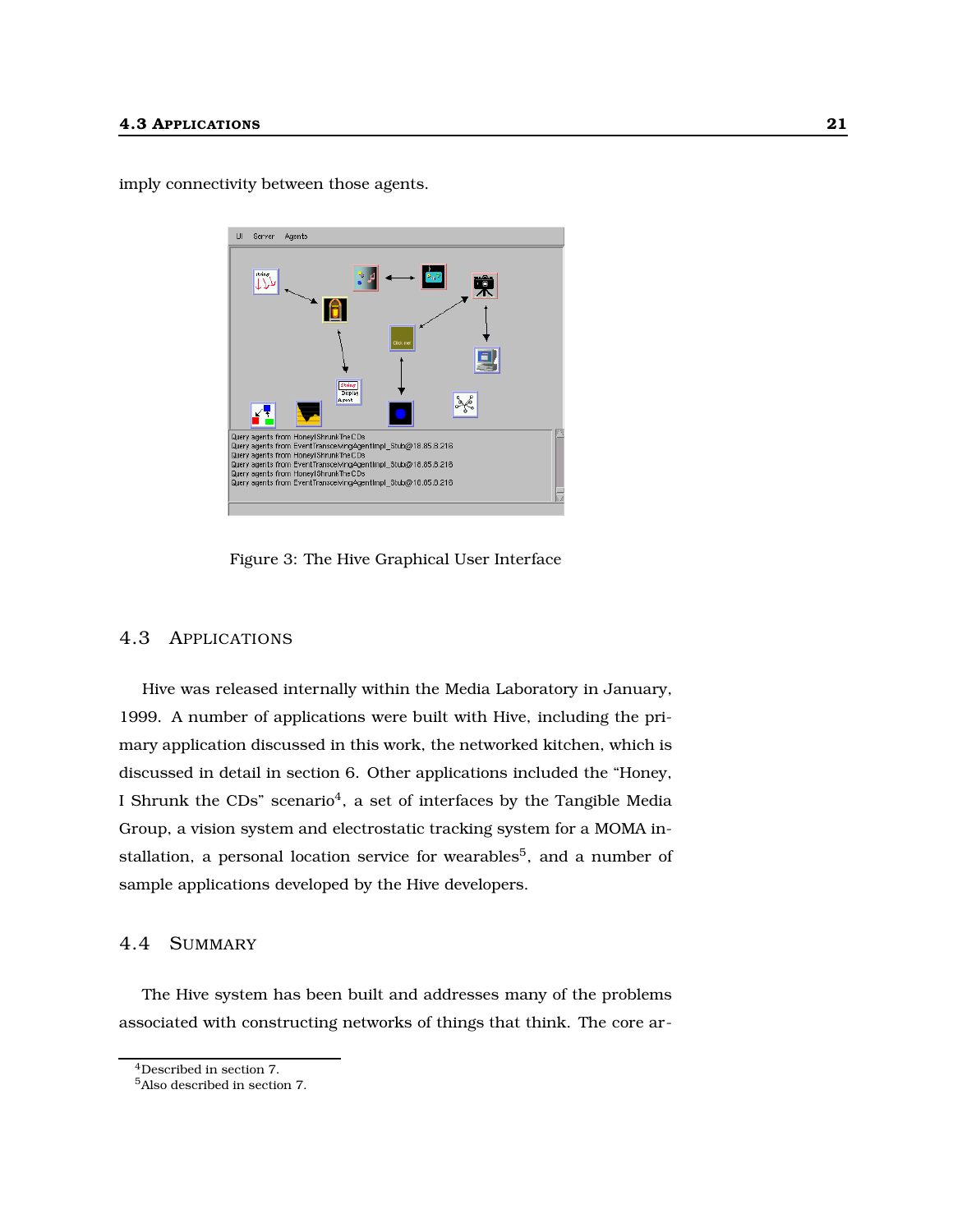imply connectivity between those agents.

Figure 3: The Hive Graphical User Interface

## 4.3 Applications

Hive was released internally within the Media Laboratory in January, 1999. A number of applications were built with Hive, including the primary application discussed in this work, the networked kitchen, which is discussed in detail in section 6. Other applications included the "Honey, I Shrunk the CDs" scenario[4], a set of interfaces by the Tangible Media Group, a vision system and electrostatic tracking system for a MOMA installation, a personal location service for wearables[5], and a number of sample applications developed by the Hive developers.

## 4.4 Summary

The Hive system has been built and addresses many of the problems associated with constructing networks of things that think. The core ar-

[4] Described in section 7.
[5] Also described in section 7.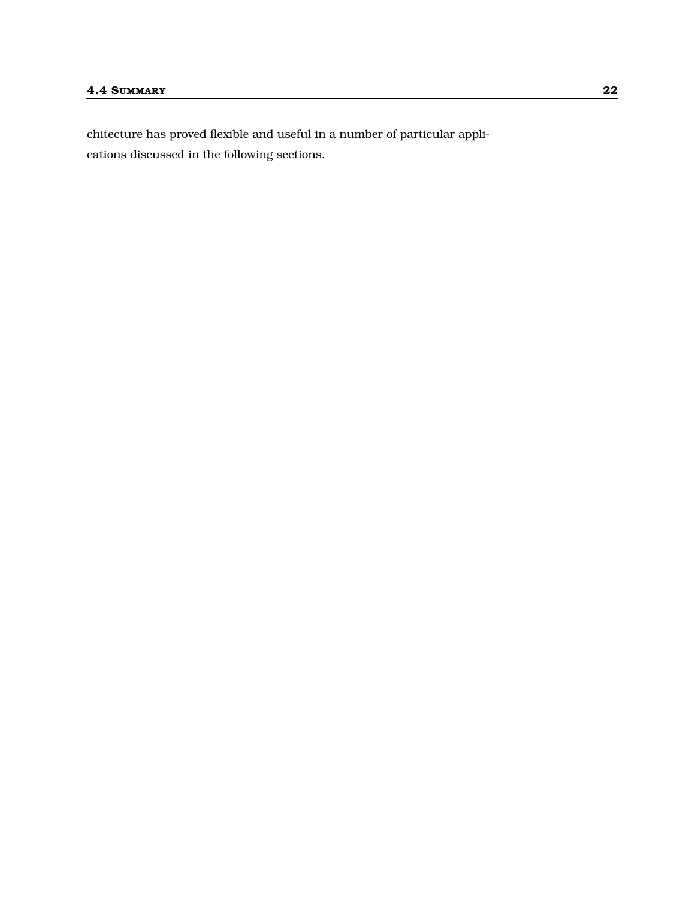chitecture has proved flexible and useful in a number of particular applications discussed in the following sections.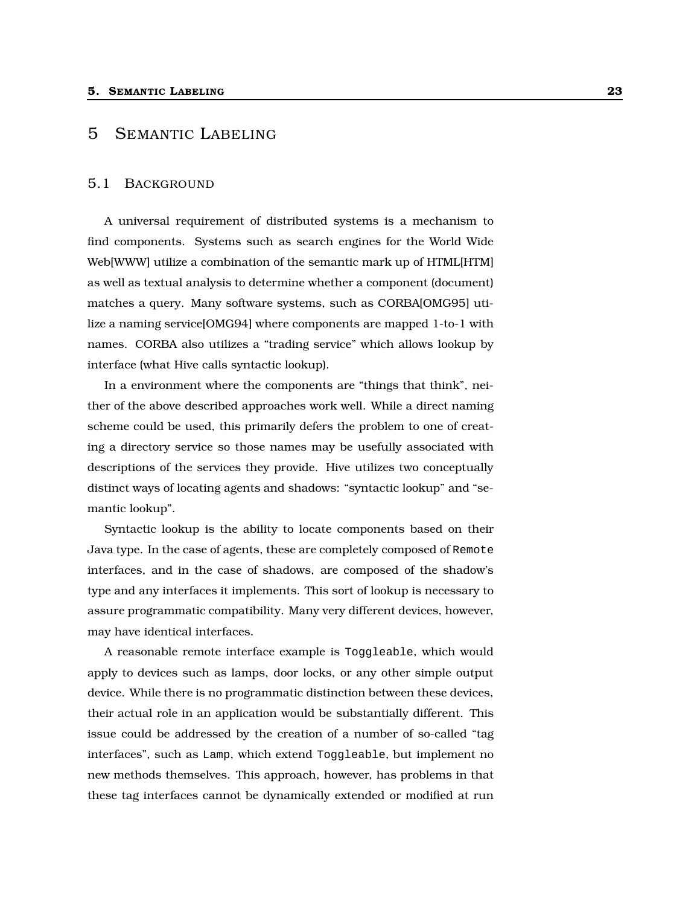# 5 Semantic Labeling

## 5.1 Background

A universal requirement of distributed systems is a mechanism to find components. Systems such as search engines for the World Wide Web[WWW] utilize a combination of the semantic mark up of HTML[HTM] as well as textual analysis to determine whether a component (document) matches a query. Many software systems, such as CORBA[OMG95] utilize a naming service[OMG94] where components are mapped 1-to-1 with names. CORBA also utilizes a "trading service" which allows lookup by interface (what Hive calls syntactic lookup).

In a environment where the components are "things that think", neither of the above described approaches work well. While a direct naming scheme could be used, this primarily defers the problem to one of creating a directory service so those names may be usefully associated with descriptions of the services they provide. Hive utilizes two conceptually distinct ways of locating agents and shadows: "syntactic lookup" and "semantic lookup".

Syntactic lookup is the ability to locate components based on their Java type. In the case of agents, these are completely composed of `Remote` interfaces, and in the case of shadows, are composed of the shadow's type and any interfaces it implements. This sort of lookup is necessary to assure programmatic compatibility. Many very different devices, however, may have identical interfaces.

A reasonable remote interface example is `Toggleable`, which would apply to devices such as lamps, door locks, or any other simple output device. While there is no programmatic distinction between these devices, their actual role in an application would be substantially different. This issue could be addressed by the creation of a number of so-called "tag interfaces", such as `Lamp`, which extend `Toggleable`, but implement no new methods themselves. This approach, however, has problems in that these tag interfaces cannot be dynamically extended or modified at run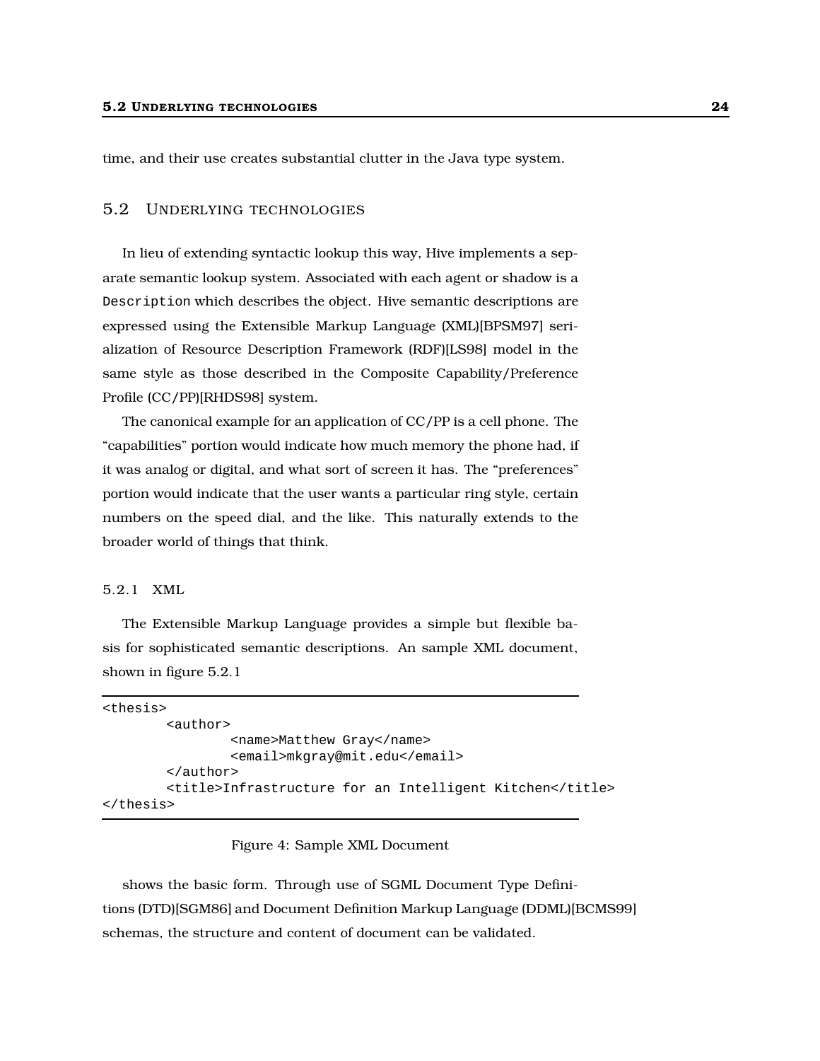time, and their use creates substantial clutter in the Java type system.

## 5.2 Underlying technologies

In lieu of extending syntactic lookup this way, Hive implements a separate semantic lookup system. Associated with each agent or shadow is a `Description` which describes the object. Hive semantic descriptions are expressed using the Extensible Markup Language (XML)[BPSM97] serialization of Resource Description Framework (RDF)[LS98] model in the same style as those described in the Composite Capability/Preference Profile (CC/PP)[RHDS98] system.

The canonical example for an application of CC/PP is a cell phone. The "capabilities" portion would indicate how much memory the phone had, if it was analog or digital, and what sort of screen it has. The "preferences" portion would indicate that the user wants a particular ring style, certain numbers on the speed dial, and the like. This naturally extends to the broader world of things that think.

### 5.2.1 XML

The Extensible Markup Language provides a simple but flexible basis for sophisticated semantic descriptions. An sample XML document, shown in figure 5.2.1

```
<thesis>
        <author>
                <name>Matthew Gray</name>
                <email>mkgray@mit.edu</email>
        </author>
        <title>Infrastructure for an Intelligent Kitchen</title>
</thesis>
```

Figure 4: Sample XML Document

shows the basic form. Through use of SGML Document Type Definitions (DTD)[SGM86] and Document Definition Markup Language (DDML)[BCMS99] schemas, the structure and content of document can be validated.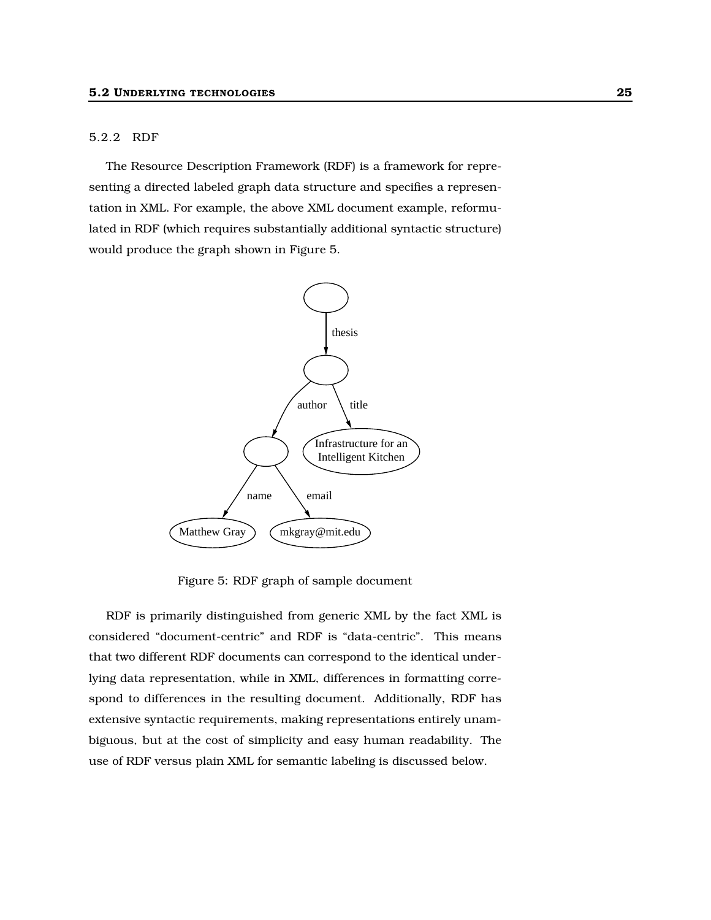### 5.2.2 RDF

The Resource Description Framework (RDF) is a framework for representing a directed labeled graph data structure and specifies a representation in XML. For example, the above XML document example, reformulated in RDF (which requires substantially additional syntactic structure) would produce the graph shown in Figure 5.

thesis

author

title

Infrastructure for an Intelligent Kitchen

name

email

Matthew Gray

mkgray@mit.edu

Figure 5: RDF graph of sample document

RDF is primarily distinguished from generic XML by the fact XML is considered “document-centric” and RDF is “data-centric”. This means that two different RDF documents can correspond to the identical underlying data representation, while in XML, differences in formatting correspond to differences in the resulting document. Additionally, RDF has extensive syntactic requirements, making representations entirely unambiguous, but at the cost of simplicity and easy human readability. The use of RDF versus plain XML for semantic labeling is discussed below.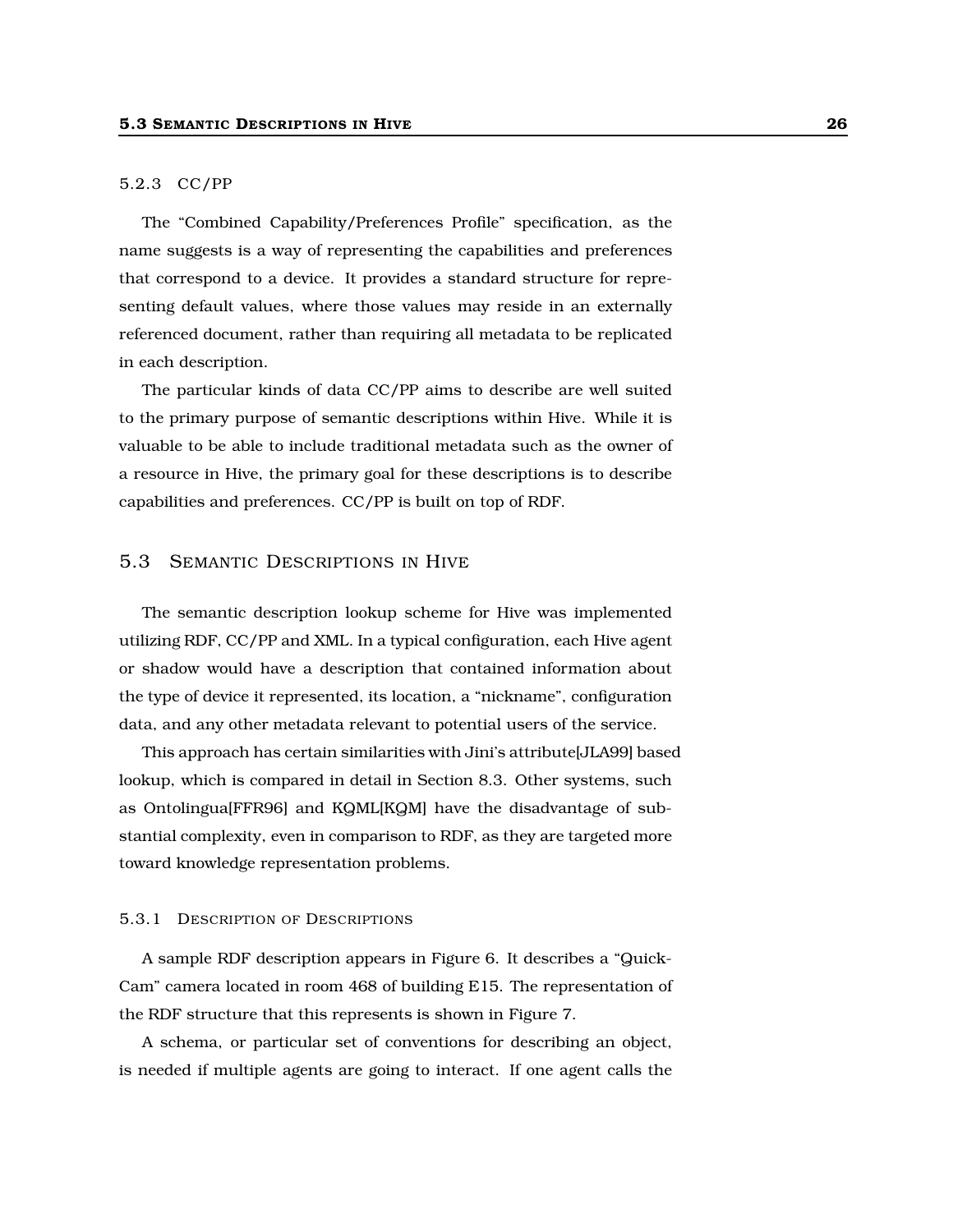### 5.2.3 CC/PP

The "Combined Capability/Preferences Profile" specification, as the name suggests is a way of representing the capabilities and preferences that correspond to a device. It provides a standard structure for representing default values, where those values may reside in an externally referenced document, rather than requiring all metadata to be replicated in each description.

The particular kinds of data CC/PP aims to describe are well suited to the primary purpose of semantic descriptions within Hive. While it is valuable to be able to include traditional metadata such as the owner of a resource in Hive, the primary goal for these descriptions is to describe capabilities and preferences. CC/PP is built on top of RDF.

## 5.3 Semantic Descriptions in Hive

The semantic description lookup scheme for Hive was implemented utilizing RDF, CC/PP and XML. In a typical configuration, each Hive agent or shadow would have a description that contained information about the type of device it represented, its location, a "nickname", configuration data, and any other metadata relevant to potential users of the service.

This approach has certain similarities with Jini's attribute[JLA99] based lookup, which is compared in detail in Section 8.3. Other systems, such as Ontolingua[FFR96] and KQML[KQM] have the disadvantage of substantial complexity, even in comparison to RDF, as they are targeted more toward knowledge representation problems.

### 5.3.1 Description of Descriptions

A sample RDF description appears in Figure 6. It describes a "QuickCam" camera located in room 468 of building E15. The representation of the RDF structure that this represents is shown in Figure 7.

A schema, or particular set of conventions for describing an object, is needed if multiple agents are going to interact. If one agent calls the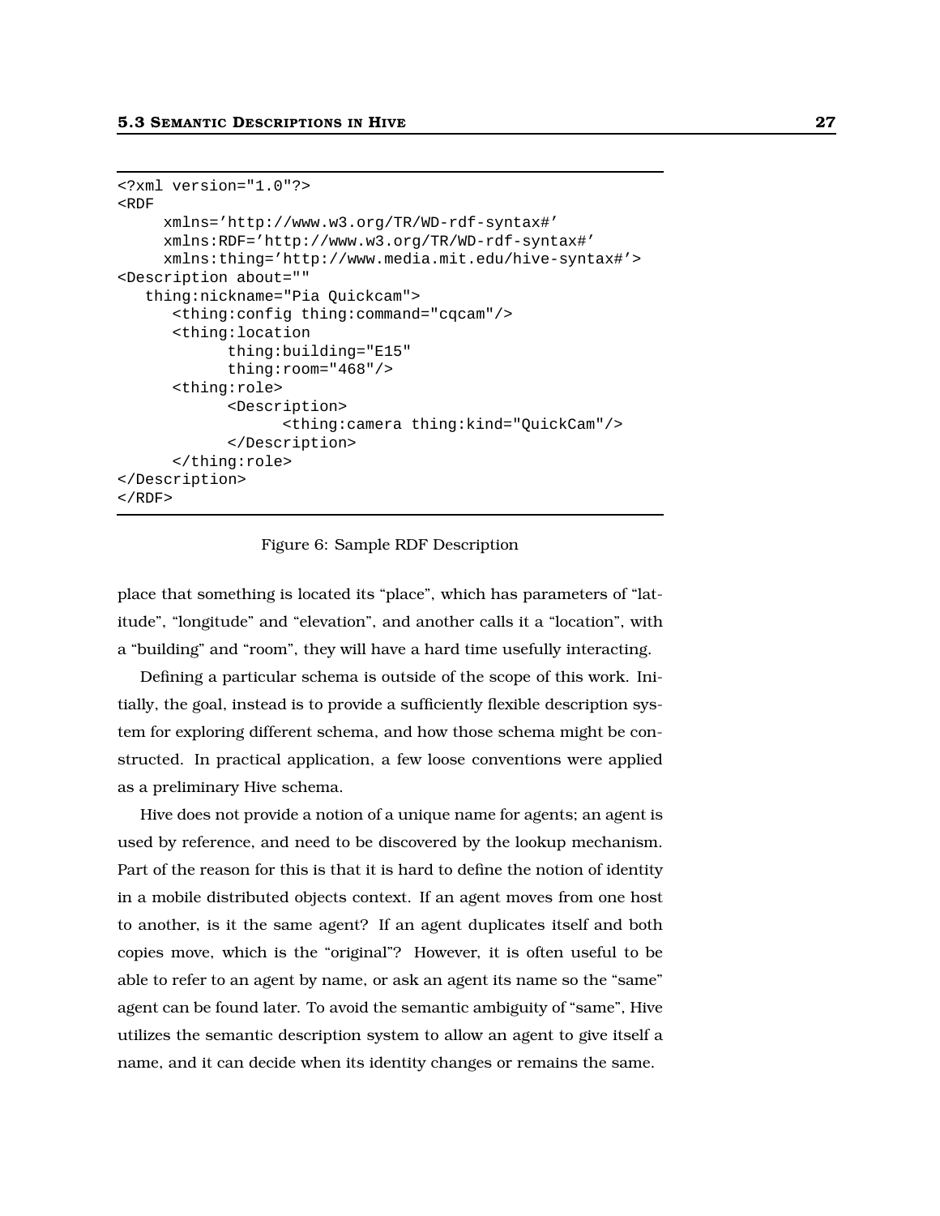```
<?xml version="1.0"?>
<RDF
     xmlns='http://www.w3.org/TR/WD-rdf-syntax#'
     xmlns:RDF='http://www.w3.org/TR/WD-rdf-syntax#'
     xmlns:thing='http://www.media.mit.edu/hive-syntax#'>
<Description about=""
   thing:nickname="Pia Quickcam">
      <thing:config thing:command="cqcam"/>
      <thing:location
            thing:building="E15"
            thing:room="468"/>
      <thing:role>
            <Description>
                  <thing:camera thing:kind="QuickCam"/>
            </Description>
      </thing:role>
</Description>
</RDF>
```

Figure 6: Sample RDF Description

place that something is located its "place", which has parameters of "latitude", "longitude" and "elevation", and another calls it a "location", with a "building" and "room", they will have a hard time usefully interacting.

Defining a particular schema is outside of the scope of this work. Initially, the goal, instead is to provide a sufficiently flexible description system for exploring different schema, and how those schema might be constructed. In practical application, a few loose conventions were applied as a preliminary Hive schema.

Hive does not provide a notion of a unique name for agents; an agent is used by reference, and need to be discovered by the lookup mechanism. Part of the reason for this is that it is hard to define the notion of identity in a mobile distributed objects context. If an agent moves from one host to another, is it the same agent? If an agent duplicates itself and both copies move, which is the "original"? However, it is often useful to be able to refer to an agent by name, or ask an agent its name so the "same" agent can be found later. To avoid the semantic ambiguity of "same", Hive utilizes the semantic description system to allow an agent to give itself a name, and it can decide when its identity changes or remains the same.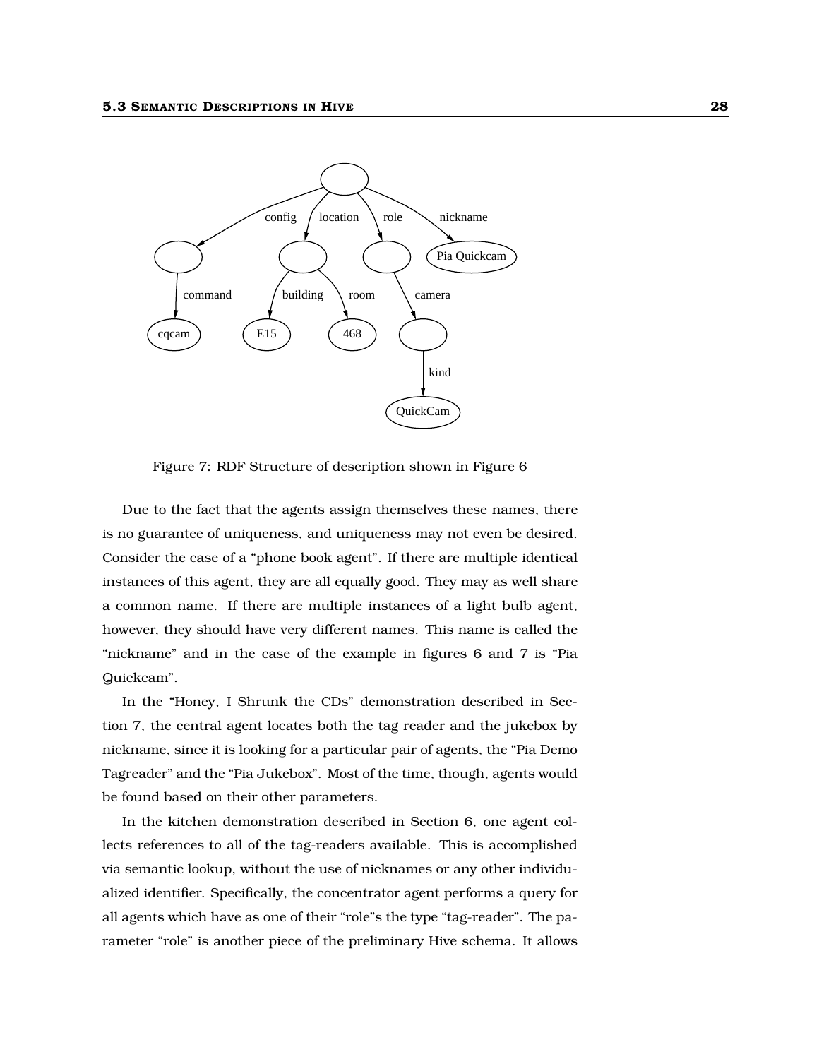config
location
role
nickname
Pia Quickcam
command
building
room
camera
cqcam
E15
468
kind
QuickCam

Figure 7: RDF Structure of description shown in Figure 6

Due to the fact that the agents assign themselves these names, there is no guarantee of uniqueness, and uniqueness may not even be desired. Consider the case of a "phone book agent". If there are multiple identical instances of this agent, they are all equally good. They may as well share a common name. If there are multiple instances of a light bulb agent, however, they should have very different names. This name is called the "nickname" and in the case of the example in figures 6 and 7 is "Pia Quickcam".

In the "Honey, I Shrunk the CDs" demonstration described in Section 7, the central agent locates both the tag reader and the jukebox by nickname, since it is looking for a particular pair of agents, the "Pia Demo Tagreader" and the "Pia Jukebox". Most of the time, though, agents would be found based on their other parameters.

In the kitchen demonstration described in Section 6, one agent collects references to all of the tag-readers available. This is accomplished via semantic lookup, without the use of nicknames or any other individualized identifier. Specifically, the concentrator agent performs a query for all agents which have as one of their "role"s the type "tag-reader". The parameter "role" is another piece of the preliminary Hive schema. It allows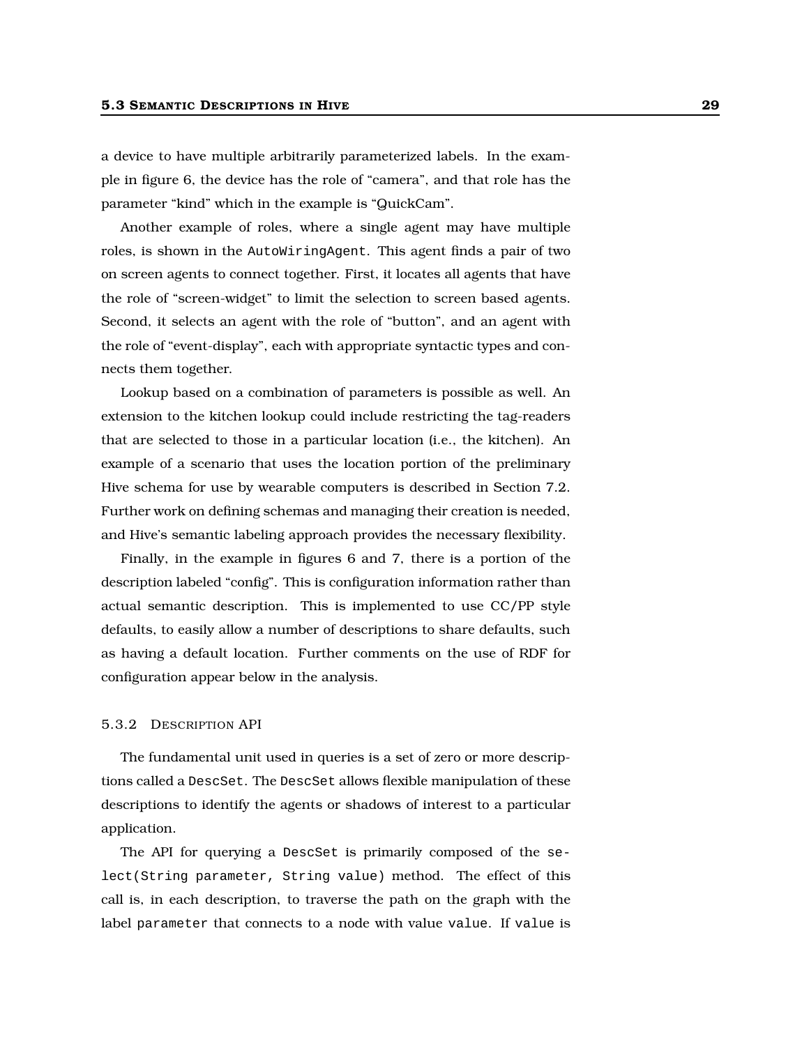a device to have multiple arbitrarily parameterized labels. In the example in figure 6, the device has the role of “camera”, and that role has the parameter “kind” which in the example is “QuickCam”.

Another example of roles, where a single agent may have multiple roles, is shown in the `AutoWiringAgent`. This agent finds a pair of two on screen agents to connect together. First, it locates all agents that have the role of “screen-widget” to limit the selection to screen based agents. Second, it selects an agent with the role of “button”, and an agent with the role of “event-display”, each with appropriate syntactic types and connects them together.

Lookup based on a combination of parameters is possible as well. An extension to the kitchen lookup could include restricting the tag-readers that are selected to those in a particular location (i.e., the kitchen). An example of a scenario that uses the location portion of the preliminary Hive schema for use by wearable computers is described in Section 7.2. Further work on defining schemas and managing their creation is needed, and Hive’s semantic labeling approach provides the necessary flexibility.

Finally, in the example in figures 6 and 7, there is a portion of the description labeled “config”. This is configuration information rather than actual semantic description. This is implemented to use CC/PP style defaults, to easily allow a number of descriptions to share defaults, such as having a default location. Further comments on the use of RDF for configuration appear below in the analysis.

### 5.3.2 Description API

The fundamental unit used in queries is a set of zero or more descriptions called a `DescSet`. The `DescSet` allows flexible manipulation of these descriptions to identify the agents or shadows of interest to a particular application.

The API for querying a `DescSet` is primarily composed of the `select(String parameter, String value)` method. The effect of this call is, in each description, to traverse the path on the graph with the label `parameter` that connects to a node with value `value`. If `value` is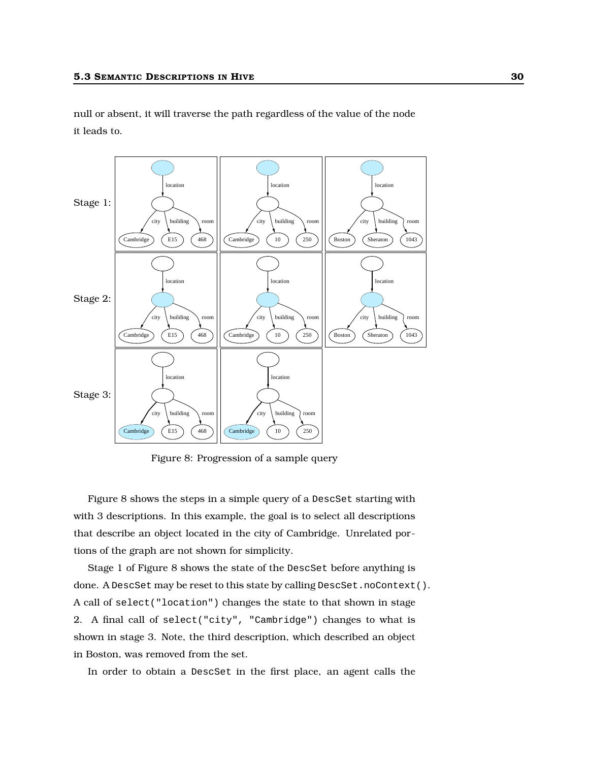null or absent, it will traverse the path regardless of the value of the node it leads to.

Stage 1:

location
city building room
Cambridge E15 468

location
city building room
Cambridge 10 250

location
city building room
Boston Sheraton 1043

Stage 2:

location
city building room
Cambridge E15 468

location
city building room
Cambridge 10 250

location
city building room
Boston Sheraton 1043

Stage 3:

location
city building room
Cambridge E15 468

location
city building room
Cambridge 10 250

Figure 8: Progression of a sample query

Figure 8 shows the steps in a simple query of a `DescSet` starting with with 3 descriptions. In this example, the goal is to select all descriptions that describe an object located in the city of Cambridge. Unrelated portions of the graph are not shown for simplicity.

Stage 1 of Figure 8 shows the state of the `DescSet` before anything is done. A `DescSet` may be reset to this state by calling `DescSet.noContext()`. A call of `select("location")` changes the state to that shown in stage 2. A final call of `select("city", "Cambridge")` changes to what is shown in stage 3. Note, the third description, which described an object in Boston, was removed from the set.

In order to obtain a `DescSet` in the first place, an agent calls the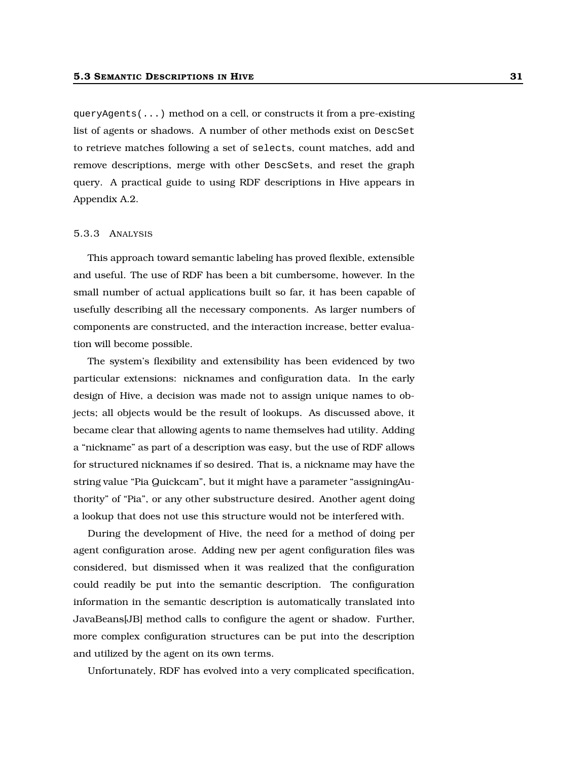`queryAgents(...)` method on a cell, or constructs it from a pre-existing list of agents or shadows. A number of other methods exist on `DescSet` to retrieve matches following a set of `selects`, count matches, add and remove descriptions, merge with other `DescSets`, and reset the graph query. A practical guide to using RDF descriptions in Hive appears in Appendix A.2.

### 5.3.3 Analysis

This approach toward semantic labeling has proved flexible, extensible and useful. The use of RDF has been a bit cumbersome, however. In the small number of actual applications built so far, it has been capable of usefully describing all the necessary components. As larger numbers of components are constructed, and the interaction increase, better evaluation will become possible.

The system's flexibility and extensibility has been evidenced by two particular extensions: nicknames and configuration data. In the early design of Hive, a decision was made not to assign unique names to objects; all objects would be the result of lookups. As discussed above, it became clear that allowing agents to name themselves had utility. Adding a "nickname" as part of a description was easy, but the use of RDF allows for structured nicknames if so desired. That is, a nickname may have the string value "Pia Quickcam", but it might have a parameter "assigningAuthority" of "Pia", or any other substructure desired. Another agent doing a lookup that does not use this structure would not be interfered with.

During the development of Hive, the need for a method of doing per agent configuration arose. Adding new per agent configuration files was considered, but dismissed when it was realized that the configuration could readily be put into the semantic description. The configuration information in the semantic description is automatically translated into JavaBeans[JB] method calls to configure the agent or shadow. Further, more complex configuration structures can be put into the description and utilized by the agent on its own terms.

Unfortunately, RDF has evolved into a very complicated specification,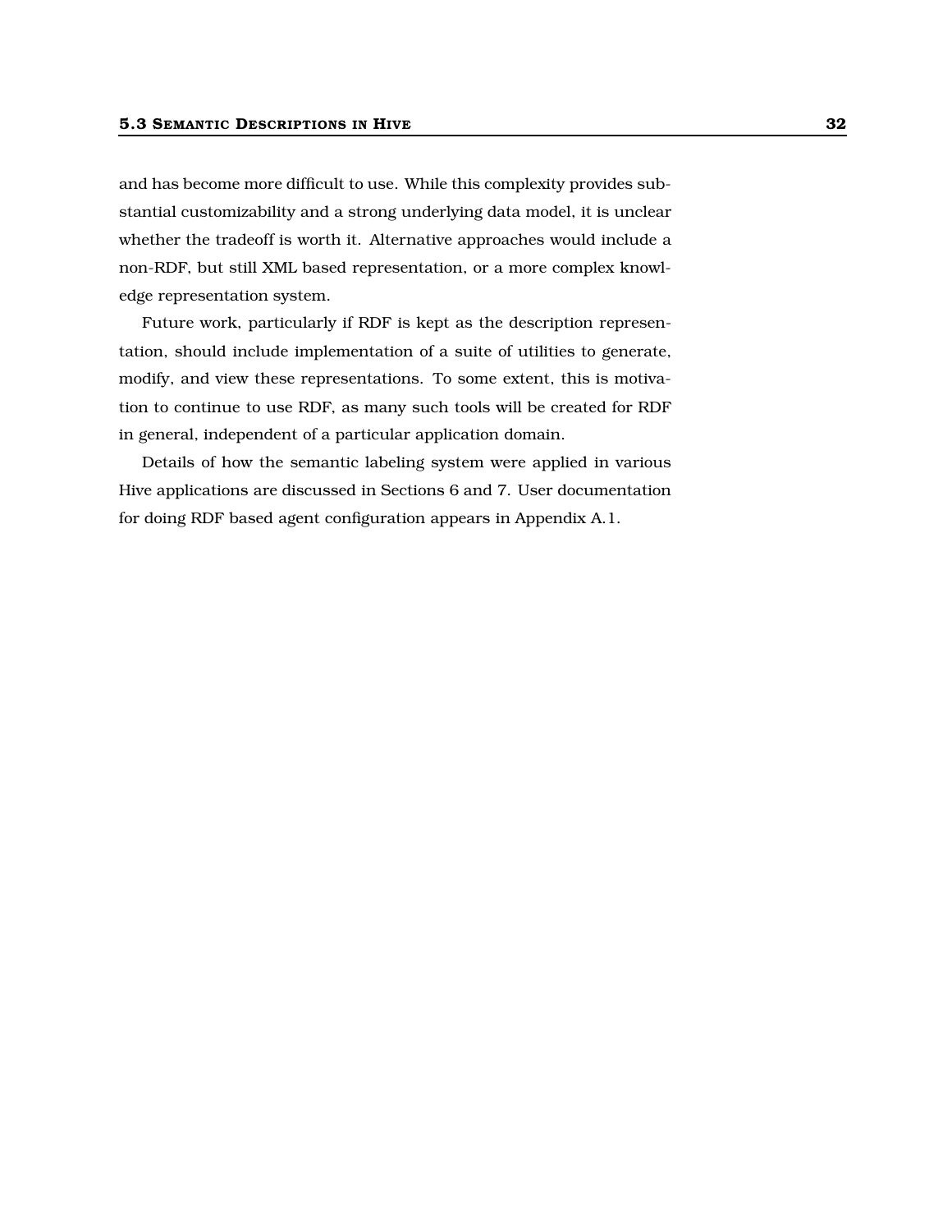and has become more difficult to use. While this complexity provides substantial customizability and a strong underlying data model, it is unclear whether the tradeoff is worth it. Alternative approaches would include a non-RDF, but still XML based representation, or a more complex knowledge representation system.

Future work, particularly if RDF is kept as the description representation, should include implementation of a suite of utilities to generate, modify, and view these representations. To some extent, this is motivation to continue to use RDF, as many such tools will be created for RDF in general, independent of a particular application domain.

Details of how the semantic labeling system were applied in various Hive applications are discussed in Sections 6 and 7. User documentation for doing RDF based agent configuration appears in Appendix A.1.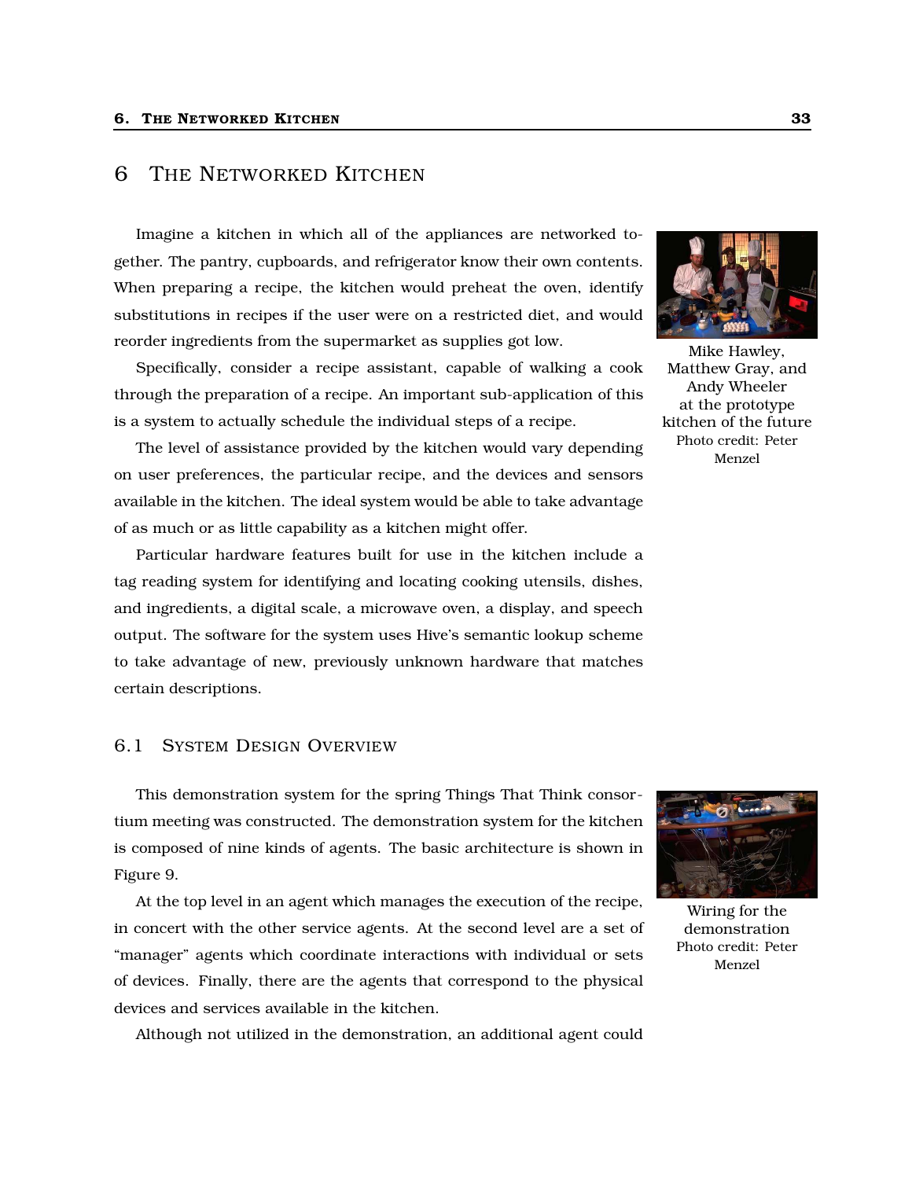# 6 THE NETWORKED KITCHEN

Imagine a kitchen in which all of the appliances are networked together. The pantry, cupboards, and refrigerator know their own contents. When preparing a recipe, the kitchen would preheat the oven, identify substitutions in recipes if the user were on a restricted diet, and would reorder ingredients from the supermarket as supplies got low.

Mike Hawley, Matthew Gray, and Andy Wheeler at the prototype kitchen of the future
Photo credit: Peter Menzel

Specifically, consider a recipe assistant, capable of walking a cook through the preparation of a recipe. An important sub-application of this is a system to actually schedule the individual steps of a recipe.

The level of assistance provided by the kitchen would vary depending on user preferences, the particular recipe, and the devices and sensors available in the kitchen. The ideal system would be able to take advantage of as much or as little capability as a kitchen might offer.

Particular hardware features built for use in the kitchen include a tag reading system for identifying and locating cooking utensils, dishes, and ingredients, a digital scale, a microwave oven, a display, and speech output. The software for the system uses Hive's semantic lookup scheme to take advantage of new, previously unknown hardware that matches certain descriptions.

## 6.1 SYSTEM DESIGN OVERVIEW

This demonstration system for the spring Things That Think consortium meeting was constructed. The demonstration system for the kitchen is composed of nine kinds of agents. The basic architecture is shown in Figure 9.

Wiring for the demonstration
Photo credit: Peter Menzel

At the top level in an agent which manages the execution of the recipe, in concert with the other service agents. At the second level are a set of "manager" agents which coordinate interactions with individual or sets of devices. Finally, there are the agents that correspond to the physical devices and services available in the kitchen.

Although not utilized in the demonstration, an additional agent could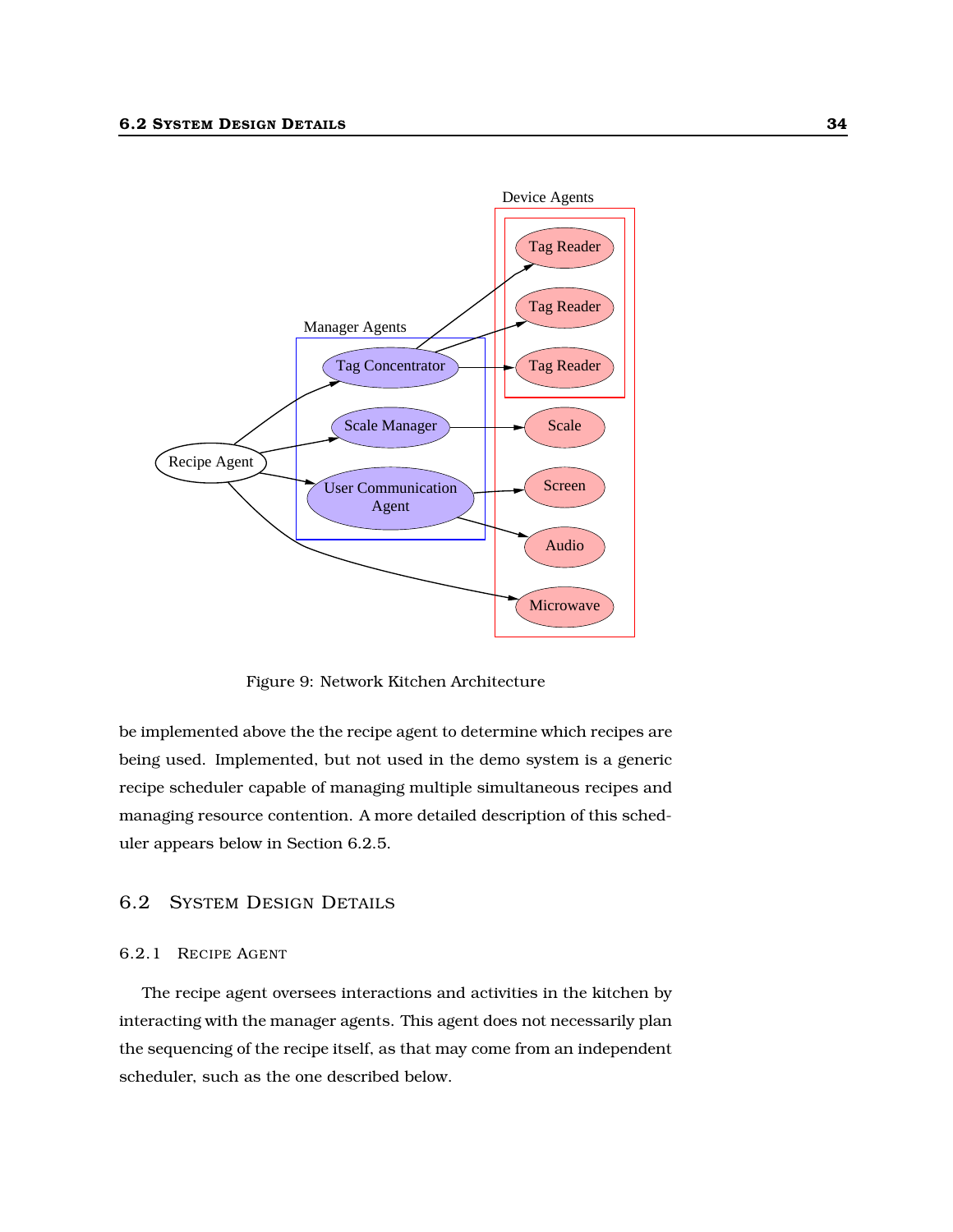Device Agents

Manager Agents

Tag Reader

Tag Reader

Tag Reader

Tag Concentrator

Scale Manager

Scale

Recipe Agent

User Communication Agent

Screen

Audio

Microwave

Figure 9: Network Kitchen Architecture

be implemented above the the recipe agent to determine which recipes are being used. Implemented, but not used in the demo system is a generic recipe scheduler capable of managing multiple simultaneous recipes and managing resource contention. A more detailed description of this scheduler appears below in Section 6.2.5.

## 6.2 System Design Details

### 6.2.1 Recipe Agent

The recipe agent oversees interactions and activities in the kitchen by interacting with the manager agents. This agent does not necessarily plan the sequencing of the recipe itself, as that may come from an independent scheduler, such as the one described below.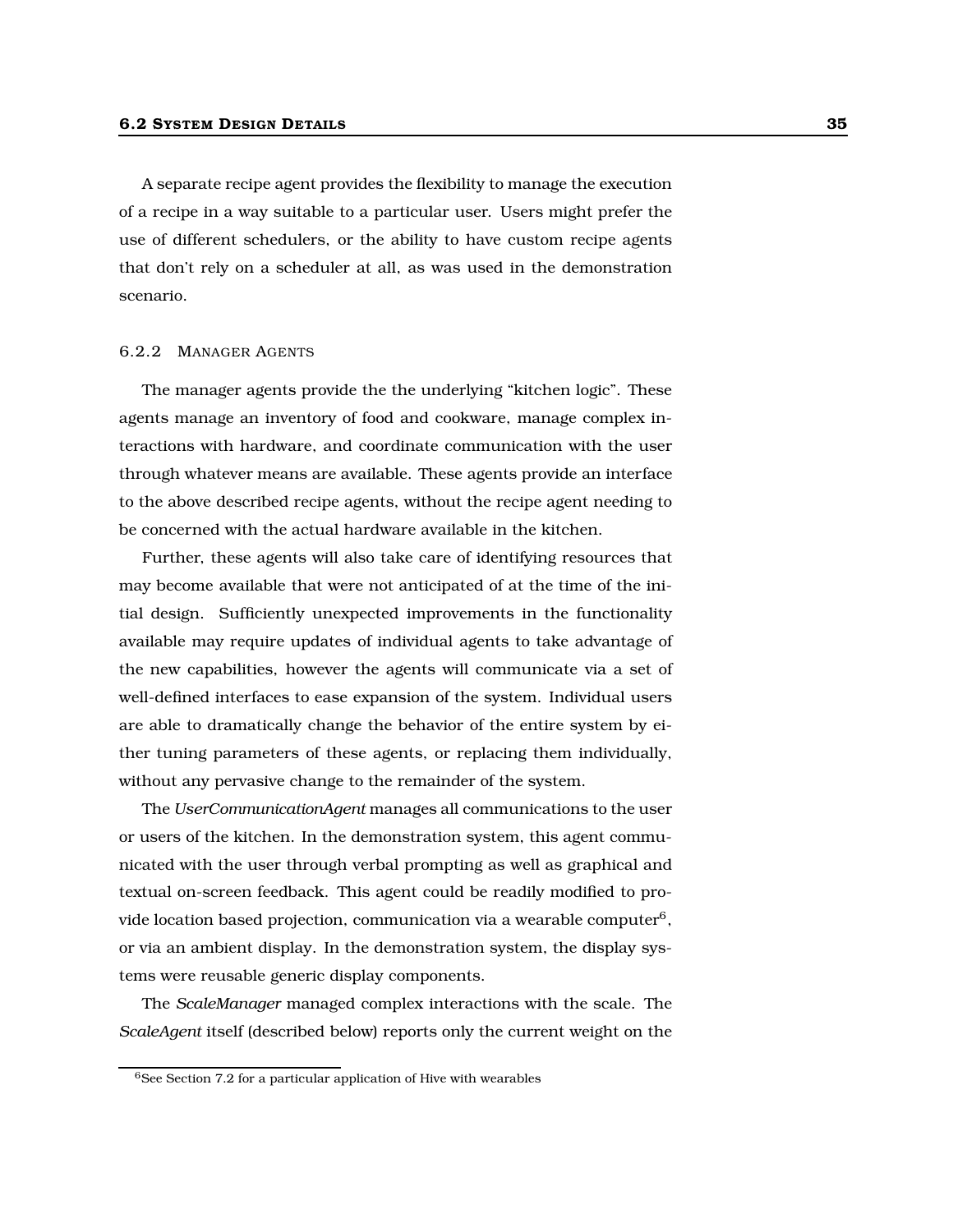A separate recipe agent provides the flexibility to manage the execution of a recipe in a way suitable to a particular user. Users might prefer the use of different schedulers, or the ability to have custom recipe agents that don't rely on a scheduler at all, as was used in the demonstration scenario.

### 6.2.2 Manager Agents

The manager agents provide the the underlying "kitchen logic". These agents manage an inventory of food and cookware, manage complex interactions with hardware, and coordinate communication with the user through whatever means are available. These agents provide an interface to the above described recipe agents, without the recipe agent needing to be concerned with the actual hardware available in the kitchen.

Further, these agents will also take care of identifying resources that may become available that were not anticipated of at the time of the initial design. Sufficiently unexpected improvements in the functionality available may require updates of individual agents to take advantage of the new capabilities, however the agents will communicate via a set of well-defined interfaces to ease expansion of the system. Individual users are able to dramatically change the behavior of the entire system by either tuning parameters of these agents, or replacing them individually, without any pervasive change to the remainder of the system.

The *UserCommunicationAgent* manages all communications to the user or users of the kitchen. In the demonstration system, this agent communicated with the user through verbal prompting as well as graphical and textual on-screen feedback. This agent could be readily modified to provide location based projection, communication via a wearable computer[6], or via an ambient display. In the demonstration system, the display systems were reusable generic display components.

The *ScaleManager* managed complex interactions with the scale. The *ScaleAgent* itself (described below) reports only the current weight on the

[6] See Section 7.2 for a particular application of Hive with wearables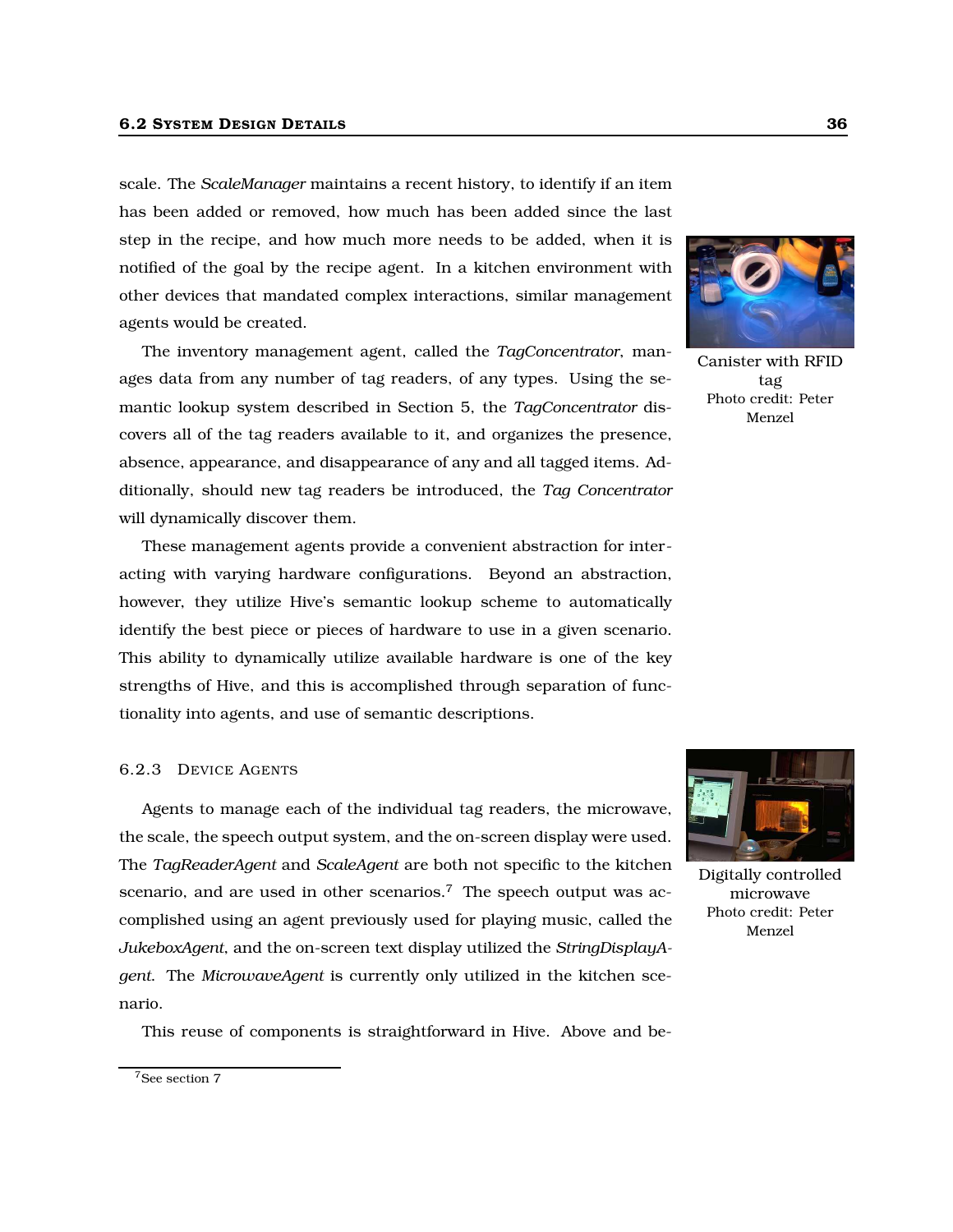scale. The *ScaleManager* maintains a recent history, to identify if an item has been added or removed, how much has been added since the last step in the recipe, and how much more needs to be added, when it is notified of the goal by the recipe agent. In a kitchen environment with other devices that mandated complex interactions, similar management agents would be created.

Canister with RFID tag
Photo credit: Peter Menzel

The inventory management agent, called the *TagConcentrator*, manages data from any number of tag readers, of any types. Using the semantic lookup system described in Section 5, the *TagConcentrator* discovers all of the tag readers available to it, and organizes the presence, absence, appearance, and disappearance of any and all tagged items. Additionally, should new tag readers be introduced, the *Tag Concentrator* will dynamically discover them.

These management agents provide a convenient abstraction for interacting with varying hardware configurations. Beyond an abstraction, however, they utilize Hive's semantic lookup scheme to automatically identify the best piece or pieces of hardware to use in a given scenario. This ability to dynamically utilize available hardware is one of the key strengths of Hive, and this is accomplished through separation of functionality into agents, and use of semantic descriptions.

### 6.2.3 Device Agents

Digitally controlled microwave
Photo credit: Peter Menzel

Agents to manage each of the individual tag readers, the microwave, the scale, the speech output system, and the on-screen display were used. The *TagReaderAgent* and *ScaleAgent* are both not specific to the kitchen scenario, and are used in other scenarios.[7] The speech output was accomplished using an agent previously used for playing music, called the *JukeboxAgent*, and the on-screen text display utilized the *StringDisplayAgent*. The *MicrowaveAgent* is currently only utilized in the kitchen scenario.

This reuse of components is straightforward in Hive. Above and be-

[7] See section 7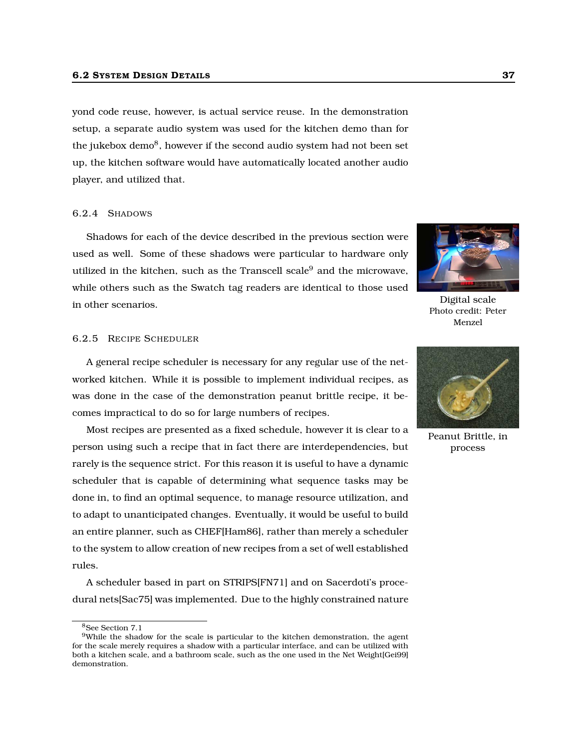yond code reuse, however, is actual service reuse. In the demonstration setup, a separate audio system was used for the kitchen demo than for the jukebox demo[8], however if the second audio system had not been set up, the kitchen software would have automatically located another audio player, and utilized that.

### 6.2.4 Shadows

Shadows for each of the device described in the previous section were used as well. Some of these shadows were particular to hardware only utilized in the kitchen, such as the Transcell scale[9] and the microwave, while others such as the Swatch tag readers are identical to those used in other scenarios.

Digital scale
Photo credit: Peter Menzel

### 6.2.5 Recipe Scheduler

A general recipe scheduler is necessary for any regular use of the networked kitchen. While it is possible to implement individual recipes, as was done in the case of the demonstration peanut brittle recipe, it becomes impractical to do so for large numbers of recipes.

Peanut Brittle, in process

Most recipes are presented as a fixed schedule, however it is clear to a person using such a recipe that in fact there are interdependencies, but rarely is the sequence strict. For this reason it is useful to have a dynamic scheduler that is capable of determining what sequence tasks may be done in, to find an optimal sequence, to manage resource utilization, and to adapt to unanticipated changes. Eventually, it would be useful to build an entire planner, such as CHEF[Ham86], rather than merely a scheduler to the system to allow creation of new recipes from a set of well established rules.

A scheduler based in part on STRIPS[FN71] and on Sacerdoti's procedural nets[Sac75] was implemented. Due to the highly constrained nature

---

[8] See Section 7.1

[9] While the shadow for the scale is particular to the kitchen demonstration, the agent for the scale merely requires a shadow with a particular interface, and can be utilized with both a kitchen scale, and a bathroom scale, such as the one used in the Net Weight[Gei99] demonstration.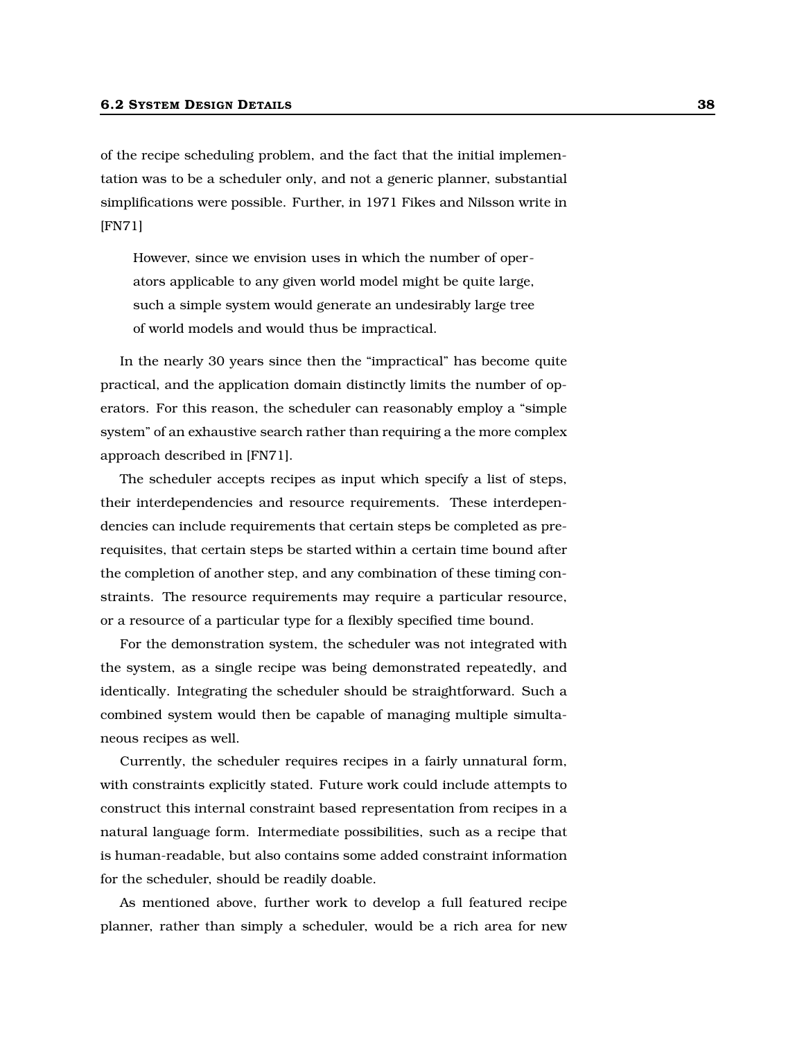of the recipe scheduling problem, and the fact that the initial implementation was to be a scheduler only, and not a generic planner, substantial simplifications were possible. Further, in 1971 Fikes and Nilsson write in [FN71]

> However, since we envision uses in which the number of operators applicable to any given world model might be quite large, such a simple system would generate an undesirably large tree of world models and would thus be impractical.

In the nearly 30 years since then the "impractical" has become quite practical, and the application domain distinctly limits the number of operators. For this reason, the scheduler can reasonably employ a "simple system" of an exhaustive search rather than requiring a the more complex approach described in [FN71].

The scheduler accepts recipes as input which specify a list of steps, their interdependencies and resource requirements. These interdependencies can include requirements that certain steps be completed as prerequisites, that certain steps be started within a certain time bound after the completion of another step, and any combination of these timing constraints. The resource requirements may require a particular resource, or a resource of a particular type for a flexibly specified time bound.

For the demonstration system, the scheduler was not integrated with the system, as a single recipe was being demonstrated repeatedly, and identically. Integrating the scheduler should be straightforward. Such a combined system would then be capable of managing multiple simultaneous recipes as well.

Currently, the scheduler requires recipes in a fairly unnatural form, with constraints explicitly stated. Future work could include attempts to construct this internal constraint based representation from recipes in a natural language form. Intermediate possibilities, such as a recipe that is human-readable, but also contains some added constraint information for the scheduler, should be readily doable.

As mentioned above, further work to develop a full featured recipe planner, rather than simply a scheduler, would be a rich area for new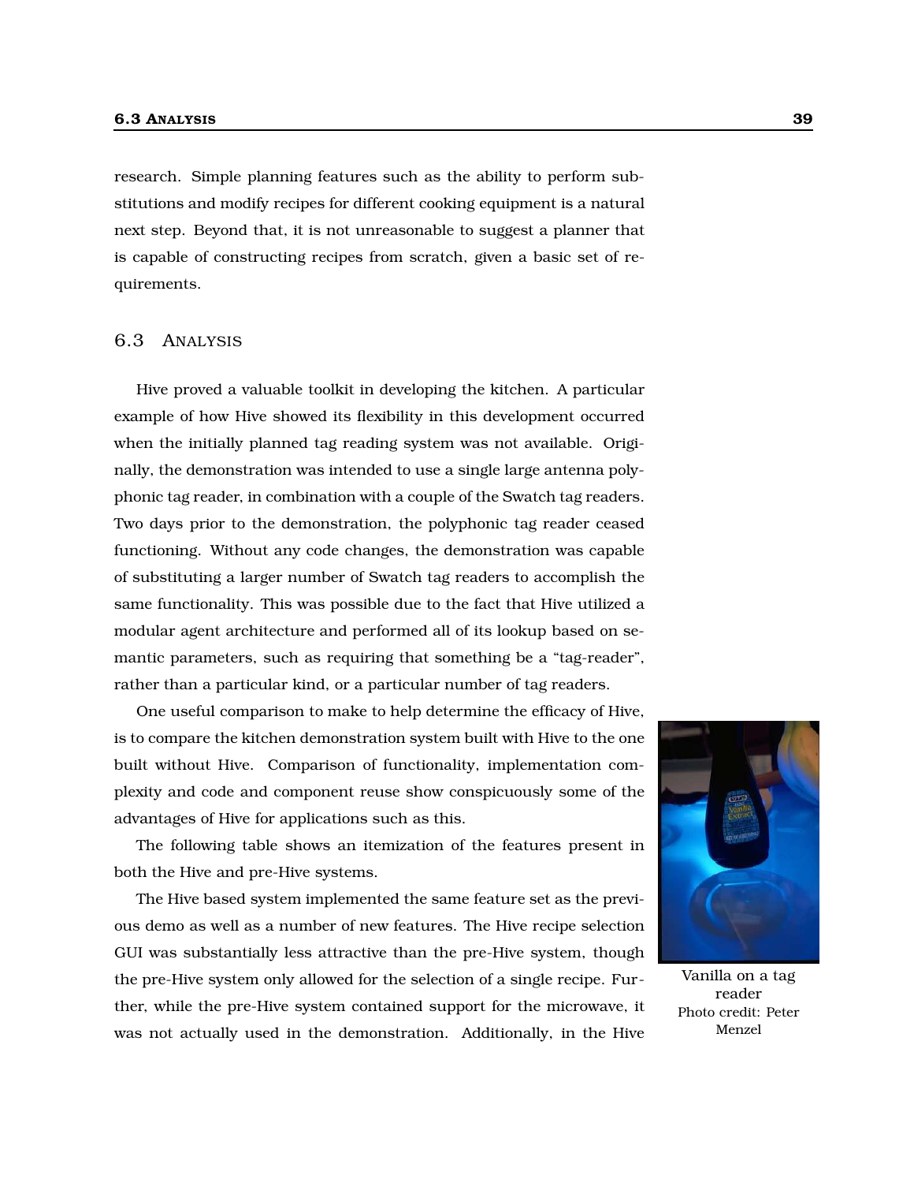research. Simple planning features such as the ability to perform substitutions and modify recipes for different cooking equipment is a natural next step. Beyond that, it is not unreasonable to suggest a planner that is capable of constructing recipes from scratch, given a basic set of requirements.

## 6.3 Analysis

Hive proved a valuable toolkit in developing the kitchen. A particular example of how Hive showed its flexibility in this development occurred when the initially planned tag reading system was not available. Originally, the demonstration was intended to use a single large antenna polyphonic tag reader, in combination with a couple of the Swatch tag readers. Two days prior to the demonstration, the polyphonic tag reader ceased functioning. Without any code changes, the demonstration was capable of substituting a larger number of Swatch tag readers to accomplish the same functionality. This was possible due to the fact that Hive utilized a modular agent architecture and performed all of its lookup based on semantic parameters, such as requiring that something be a "tag-reader", rather than a particular kind, or a particular number of tag readers.

One useful comparison to make to help determine the efficacy of Hive, is to compare the kitchen demonstration system built with Hive to the one built without Hive. Comparison of functionality, implementation complexity and code and component reuse show conspicuously some of the advantages of Hive for applications such as this.

The following table shows an itemization of the features present in both the Hive and pre-Hive systems.

The Hive based system implemented the same feature set as the previous demo as well as a number of new features. The Hive recipe selection GUI was substantially less attractive than the pre-Hive system, though the pre-Hive system only allowed for the selection of a single recipe. Further, while the pre-Hive system contained support for the microwave, it was not actually used in the demonstration. Additionally, in the Hive

Vanilla on a tag reader
Photo credit: Peter Menzel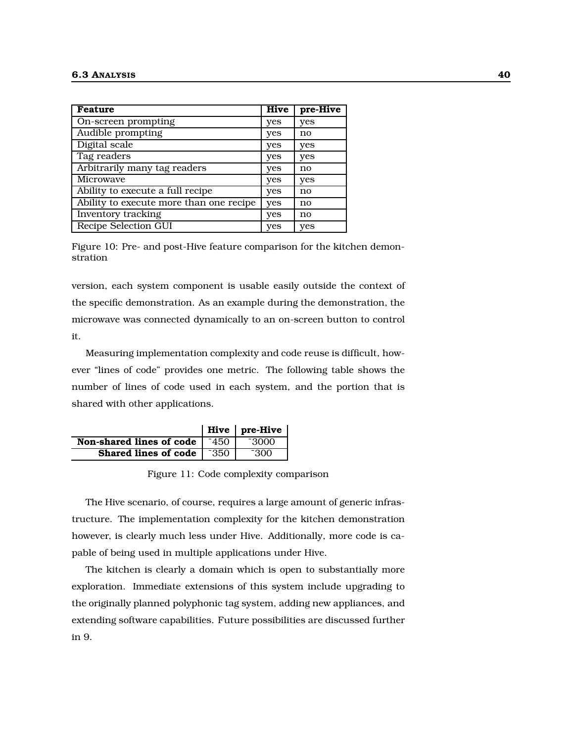| Feature | Hive | pre-Hive |
| --- | --- | --- |
| On-screen prompting | yes | yes |
| Audible prompting | yes | no |
| Digital scale | yes | yes |
| Tag readers | yes | yes |
| Arbitrarily many tag readers | yes | no |
| Microwave | yes | yes |
| Ability to execute a full recipe | yes | no |
| Ability to execute more than one recipe | yes | no |
| Inventory tracking | yes | no |
| Recipe Selection GUI | yes | yes |

Figure 10: Pre- and post-Hive feature comparison for the kitchen demonstration

version, each system component is usable easily outside the context of the specific demonstration. As an example during the demonstration, the microwave was connected dynamically to an on-screen button to control it.

Measuring implementation complexity and code reuse is difficult, however "lines of code" provides one metric. The following table shows the number of lines of code used in each system, and the portion that is shared with other applications.

| | Hive | pre-Hive |
| --- | --- | --- |
| **Non-shared lines of code** | ~450 | ~3000 |
| **Shared lines of code** | ~350 | ~300 |

Figure 11: Code complexity comparison

The Hive scenario, of course, requires a large amount of generic infrastructure. The implementation complexity for the kitchen demonstration however, is clearly much less under Hive. Additionally, more code is capable of being used in multiple applications under Hive.

The kitchen is clearly a domain which is open to substantially more exploration. Immediate extensions of this system include upgrading to the originally planned polyphonic tag system, adding new appliances, and extending software capabilities. Future possibilities are discussed further in 9.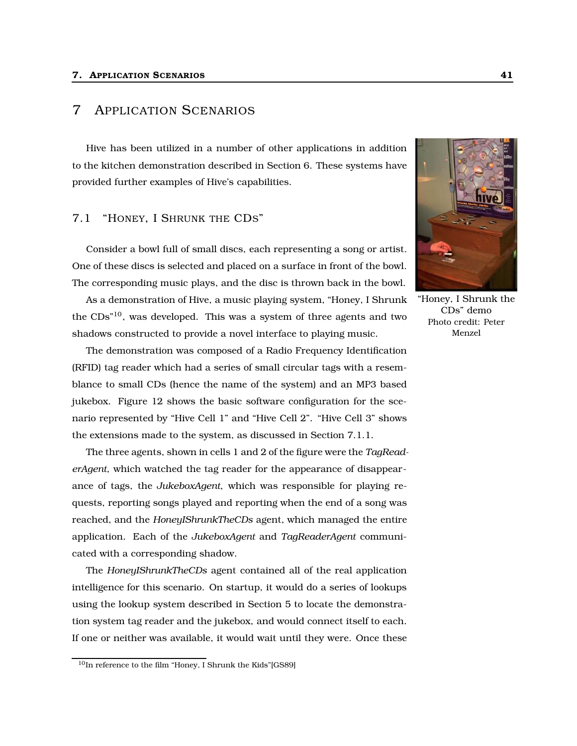# 7 Application Scenarios

Hive has been utilized in a number of other applications in addition to the kitchen demonstration described in Section 6. These systems have provided further examples of Hive's capabilities.

## 7.1 "Honey, I Shrunk the CDs"

"Honey, I Shrunk the CDs" demo
Photo credit: Peter Menzel

Consider a bowl full of small discs, each representing a song or artist. One of these discs is selected and placed on a surface in front of the bowl. The corresponding music plays, and the disc is thrown back in the bowl.

As a demonstration of Hive, a music playing system, "Honey, I Shrunk the CDs"[10], was developed. This was a system of three agents and two shadows constructed to provide a novel interface to playing music.

The demonstration was composed of a Radio Frequency Identification (RFID) tag reader which had a series of small circular tags with a resemblance to small CDs (hence the name of the system) and an MP3 based jukebox. Figure 12 shows the basic software configuration for the scenario represented by "Hive Cell 1" and "Hive Cell 2". "Hive Cell 3" shows the extensions made to the system, as discussed in Section 7.1.1.

The three agents, shown in cells 1 and 2 of the figure were the *TagReaderAgent*, which watched the tag reader for the appearance of disappearance of tags, the *JukeboxAgent*, which was responsible for playing requests, reporting songs played and reporting when the end of a song was reached, and the *HoneyIShrunkTheCDs* agent, which managed the entire application. Each of the *JukeboxAgent* and *TagReaderAgent* communicated with a corresponding shadow.

The *HoneyIShrunkTheCDs* agent contained all of the real application intelligence for this scenario. On startup, it would do a series of lookups using the lookup system described in Section 5 to locate the demonstration system tag reader and the jukebox, and would connect itself to each. If one or neither was available, it would wait until they were. Once these

[10] In reference to the film "Honey, I Shrunk the Kids"[GS89]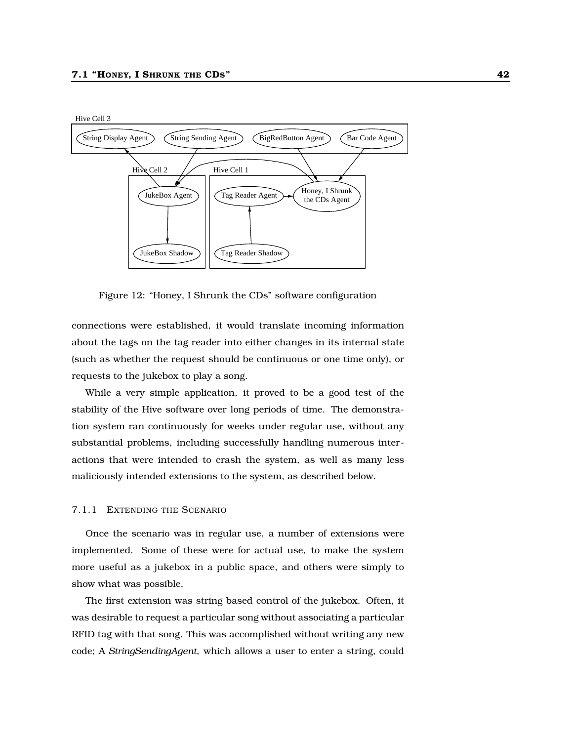Hive Cell 3

String Display Agent

String Sending Agent

BigRedButton Agent

Bar Code Agent

Hive Cell 2

JukeBox Agent

JukeBox Shadow

Hive Cell 1

Tag Reader Agent

Honey, I Shrunk the CDs Agent

Tag Reader Shadow

Figure 12: “Honey, I Shrunk the CDs” software configuration

connections were established, it would translate incoming information about the tags on the tag reader into either changes in its internal state (such as whether the request should be continuous or one time only), or requests to the jukebox to play a song.

While a very simple application, it proved to be a good test of the stability of the Hive software over long periods of time. The demonstration system ran continuously for weeks under regular use, without any substantial problems, including successfully handling numerous interactions that were intended to crash the system, as well as many less maliciously intended extensions to the system, as described below.

### 7.1.1 Extending the Scenario

Once the scenario was in regular use, a number of extensions were implemented. Some of these were for actual use, to make the system more useful as a jukebox in a public space, and others were simply to show what was possible.

The first extension was string based control of the jukebox. Often, it was desirable to request a particular song without associating a particular RFID tag with that song. This was accomplished without writing any new code; A *StringSendingAgent*, which allows a user to enter a string, could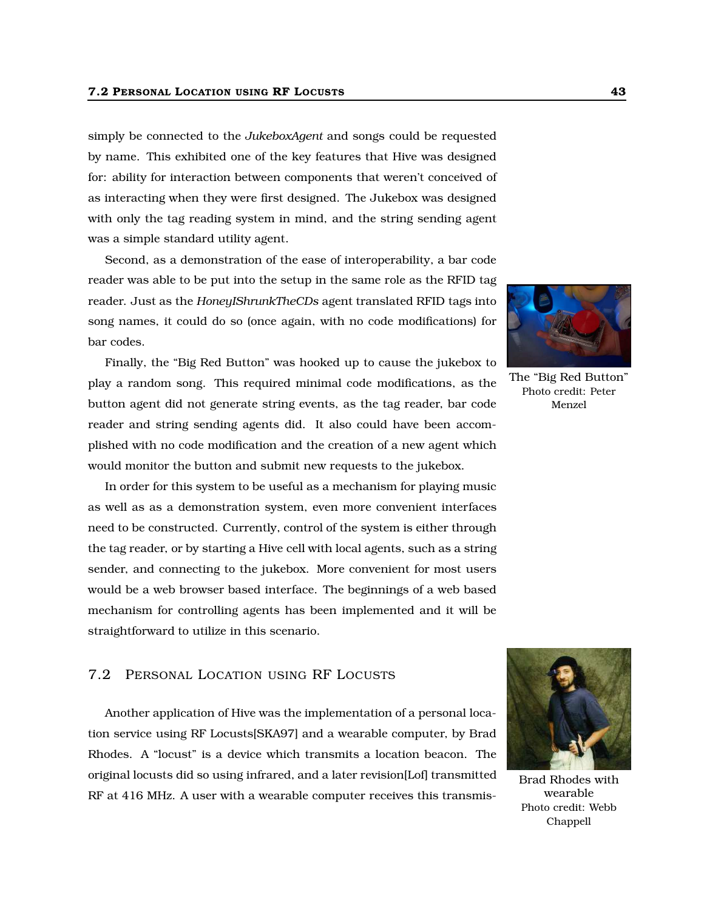simply be connected to the *JukeboxAgent* and songs could be requested by name. This exhibited one of the key features that Hive was designed for: ability for interaction between components that weren't conceived of as interacting when they were first designed. The Jukebox was designed with only the tag reading system in mind, and the string sending agent was a simple standard utility agent.

Second, as a demonstration of the ease of interoperability, a bar code reader was able to be put into the setup in the same role as the RFID tag reader. Just as the *HoneyIShrunkTheCDs* agent translated RFID tags into song names, it could do so (once again, with no code modifications) for bar codes.

Finally, the "Big Red Button" was hooked up to cause the jukebox to play a random song. This required minimal code modifications, as the button agent did not generate string events, as the tag reader, bar code reader and string sending agents did. It also could have been accomplished with no code modification and the creation of a new agent which would monitor the button and submit new requests to the jukebox.

The "Big Red Button"
Photo credit: Peter Menzel

In order for this system to be useful as a mechanism for playing music as well as as a demonstration system, even more convenient interfaces need to be constructed. Currently, control of the system is either through the tag reader, or by starting a Hive cell with local agents, such as a string sender, and connecting to the jukebox. More convenient for most users would be a web browser based interface. The beginnings of a web based mechanism for controlling agents has been implemented and it will be straightforward to utilize in this scenario.

## 7.2 Personal Location using RF Locusts

Another application of Hive was the implementation of a personal location service using RF Locusts[SKA97] and a wearable computer, by Brad Rhodes. A "locust" is a device which transmits a location beacon. The original locusts did so using infrared, and a later revision[Lof] transmitted RF at 416 MHz. A user with a wearable computer receives this transmis-

Brad Rhodes with wearable
Photo credit: Webb Chappell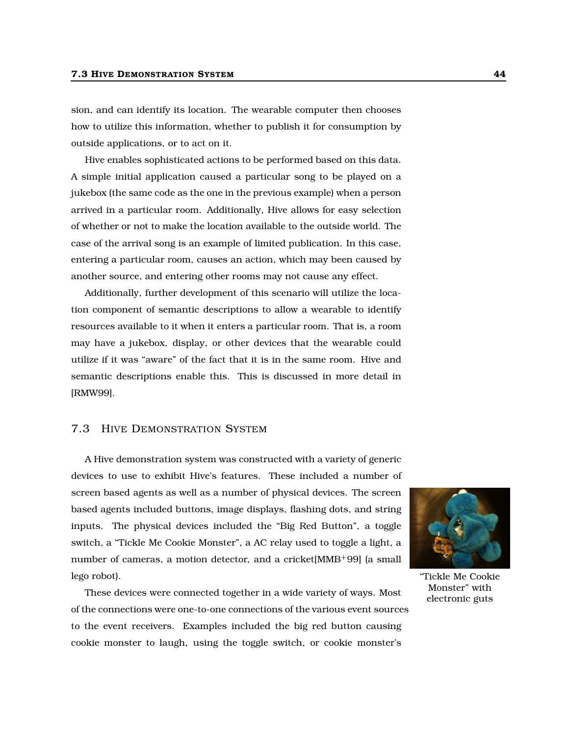sion, and can identify its location. The wearable computer then chooses how to utilize this information, whether to publish it for consumption by outside applications, or to act on it.

Hive enables sophisticated actions to be performed based on this data. A simple initial application caused a particular song to be played on a jukebox (the same code as the one in the previous example) when a person arrived in a particular room. Additionally, Hive allows for easy selection of whether or not to make the location available to the outside world. The case of the arrival song is an example of limited publication. In this case, entering a particular room, causes an action, which may been caused by another source, and entering other rooms may not cause any effect.

Additionally, further development of this scenario will utilize the location component of semantic descriptions to allow a wearable to identify resources available to it when it enters a particular room. That is, a room may have a jukebox, display, or other devices that the wearable could utilize if it was "aware" of the fact that it is in the same room. Hive and semantic descriptions enable this. This is discussed in more detail in [RMW99].

## 7.3 Hive Demonstration System

A Hive demonstration system was constructed with a variety of generic devices to use to exhibit Hive's features. These included a number of screen based agents as well as a number of physical devices. The screen based agents included buttons, image displays, flashing dots, and string inputs. The physical devices included the "Big Red Button", a toggle switch, a "Tickle Me Cookie Monster", a AC relay used to toggle a light, a number of cameras, a motion detector, and a cricket[MMB+99] (a small lego robot).

"Tickle Me Cookie Monster" with electronic guts

These devices were connected together in a wide variety of ways. Most of the connections were one-to-one connections of the various event sources to the event receivers. Examples included the big red button causing cookie monster to laugh, using the toggle switch, or cookie monster's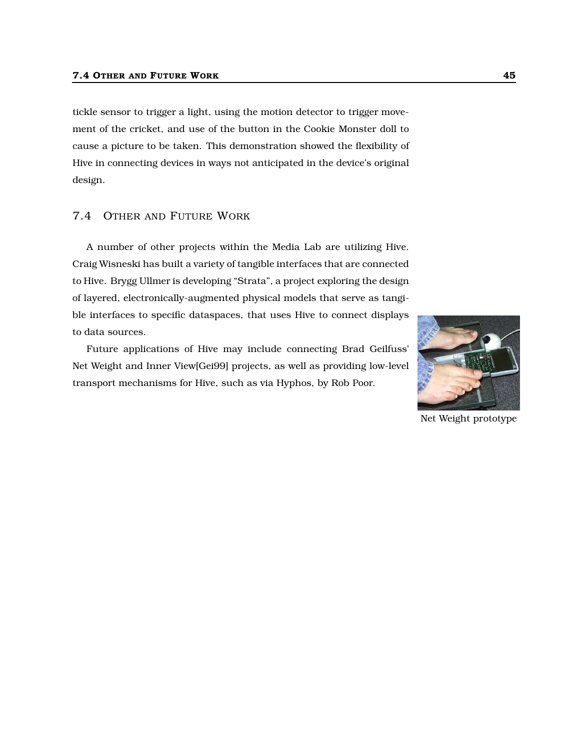tickle sensor to trigger a light, using the motion detector to trigger movement of the cricket, and use of the button in the Cookie Monster doll to cause a picture to be taken. This demonstration showed the flexibility of Hive in connecting devices in ways not anticipated in the device's original design.

## 7.4 Other and Future Work

A number of other projects within the Media Lab are utilizing Hive. Craig Wisneski has built a variety of tangible interfaces that are connected to Hive. Brygg Ullmer is developing "Strata", a project exploring the design of layered, electronically-augmented physical models that serve as tangible interfaces to specific dataspaces, that uses Hive to connect displays to data sources.

Future applications of Hive may include connecting Brad Geilfuss' Net Weight and Inner View[Gei99] projects, as well as providing low-level transport mechanisms for Hive, such as via Hyphos, by Rob Poor.

Net Weight prototype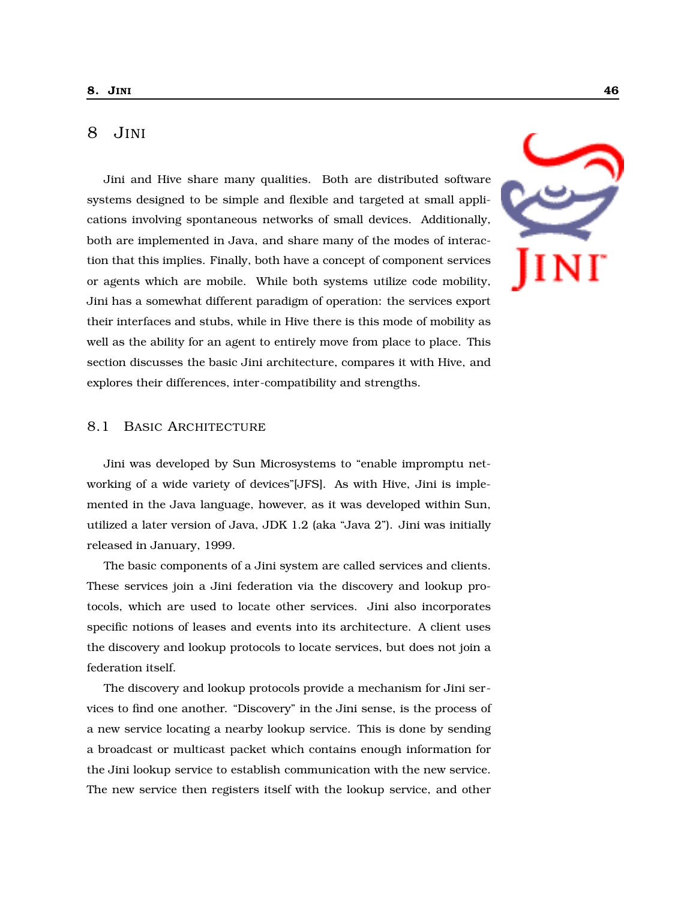# 8 Jini

Jini and Hive share many qualities. Both are distributed software systems designed to be simple and flexible and targeted at small applications involving spontaneous networks of small devices. Additionally, both are implemented in Java, and share many of the modes of interaction that this implies. Finally, both have a concept of component services or agents which are mobile. While both systems utilize code mobility, Jini has a somewhat different paradigm of operation: the services export their interfaces and stubs, while in Hive there is this mode of mobility as well as the ability for an agent to entirely move from place to place. This section discusses the basic Jini architecture, compares it with Hive, and explores their differences, inter-compatibility and strengths.

## 8.1 Basic Architecture

Jini was developed by Sun Microsystems to "enable impromptu networking of a wide variety of devices"[JFS]. As with Hive, Jini is implemented in the Java language, however, as it was developed within Sun, utilized a later version of Java, JDK 1.2 (aka "Java 2"). Jini was initially released in January, 1999.

The basic components of a Jini system are called services and clients. These services join a Jini federation via the discovery and lookup protocols, which are used to locate other services. Jini also incorporates specific notions of leases and events into its architecture. A client uses the discovery and lookup protocols to locate services, but does not join a federation itself.

The discovery and lookup protocols provide a mechanism for Jini services to find one another. "Discovery" in the Jini sense, is the process of a new service locating a nearby lookup service. This is done by sending a broadcast or multicast packet which contains enough information for the Jini lookup service to establish communication with the new service. The new service then registers itself with the lookup service, and other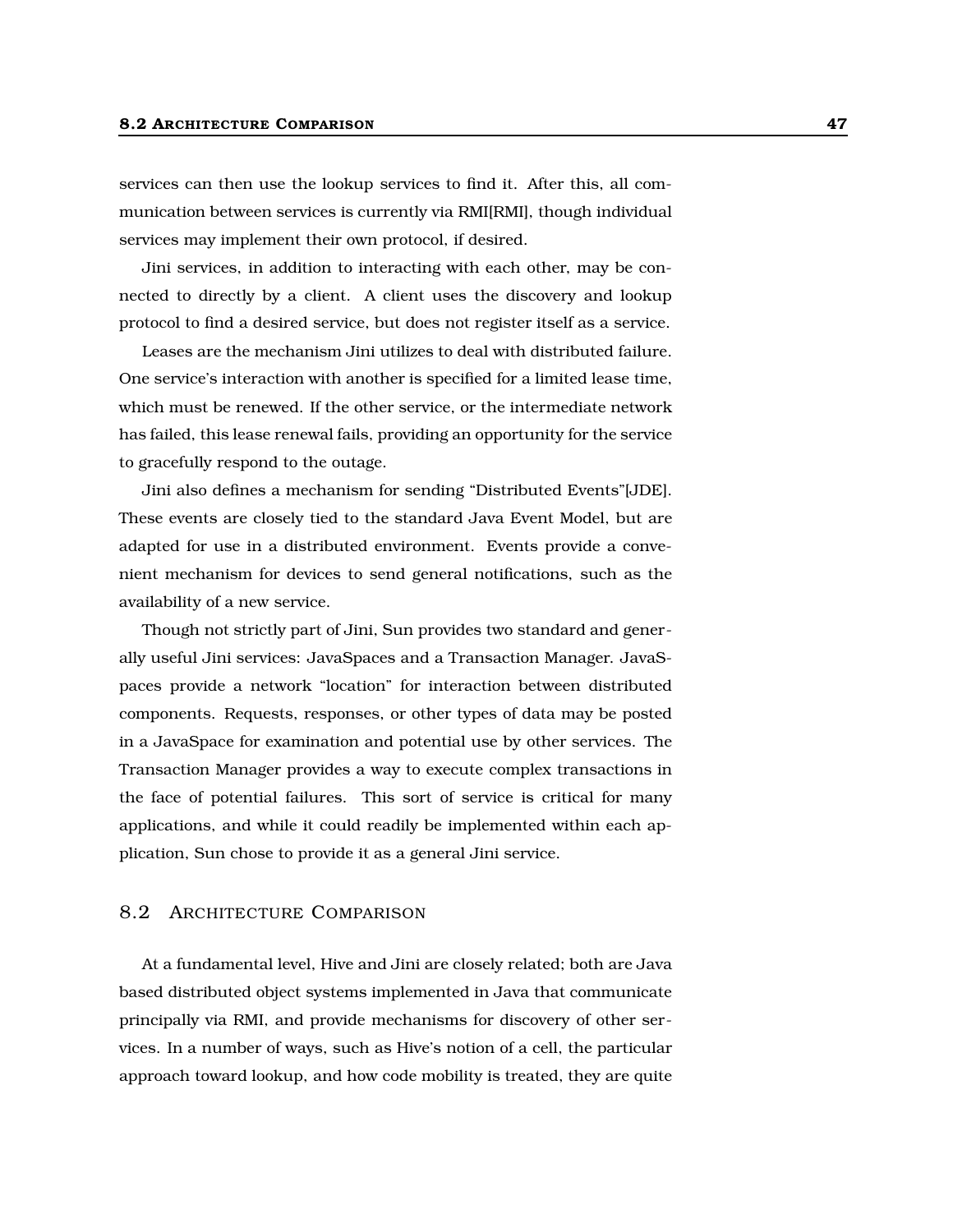services can then use the lookup services to find it. After this, all communication between services is currently via RMI[RMI], though individual services may implement their own protocol, if desired.

Jini services, in addition to interacting with each other, may be connected to directly by a client. A client uses the discovery and lookup protocol to find a desired service, but does not register itself as a service.

Leases are the mechanism Jini utilizes to deal with distributed failure. One service's interaction with another is specified for a limited lease time, which must be renewed. If the other service, or the intermediate network has failed, this lease renewal fails, providing an opportunity for the service to gracefully respond to the outage.

Jini also defines a mechanism for sending "Distributed Events"[JDE]. These events are closely tied to the standard Java Event Model, but are adapted for use in a distributed environment. Events provide a convenient mechanism for devices to send general notifications, such as the availability of a new service.

Though not strictly part of Jini, Sun provides two standard and generally useful Jini services: JavaSpaces and a Transaction Manager. JavaSpaces provide a network "location" for interaction between distributed components. Requests, responses, or other types of data may be posted in a JavaSpace for examination and potential use by other services. The Transaction Manager provides a way to execute complex transactions in the face of potential failures. This sort of service is critical for many applications, and while it could readily be implemented within each application, Sun chose to provide it as a general Jini service.

## 8.2 Architecture Comparison

At a fundamental level, Hive and Jini are closely related; both are Java based distributed object systems implemented in Java that communicate principally via RMI, and provide mechanisms for discovery of other services. In a number of ways, such as Hive's notion of a cell, the particular approach toward lookup, and how code mobility is treated, they are quite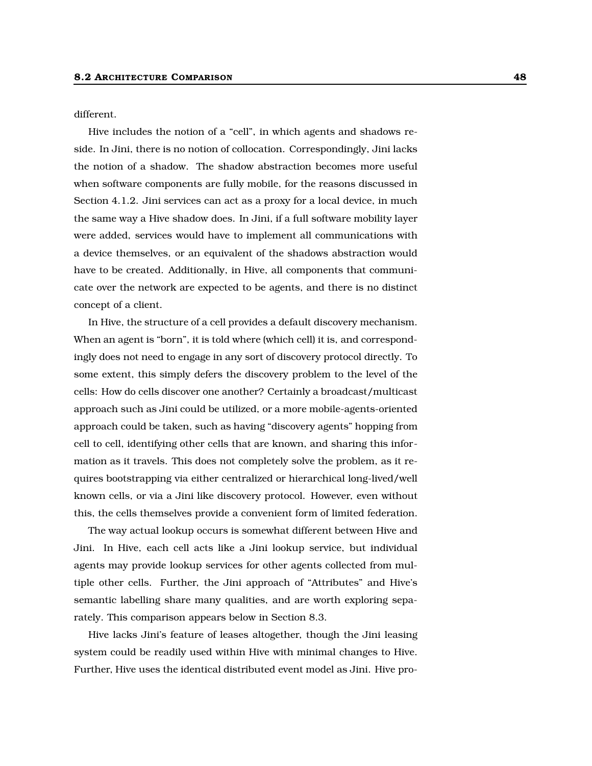different.

Hive includes the notion of a “cell”, in which agents and shadows reside. In Jini, there is no notion of collocation. Correspondingly, Jini lacks the notion of a shadow. The shadow abstraction becomes more useful when software components are fully mobile, for the reasons discussed in Section 4.1.2. Jini services can act as a proxy for a local device, in much the same way a Hive shadow does. In Jini, if a full software mobility layer were added, services would have to implement all communications with a device themselves, or an equivalent of the shadows abstraction would have to be created. Additionally, in Hive, all components that communicate over the network are expected to be agents, and there is no distinct concept of a client.

In Hive, the structure of a cell provides a default discovery mechanism. When an agent is “born”, it is told where (which cell) it is, and correspondingly does not need to engage in any sort of discovery protocol directly. To some extent, this simply defers the discovery problem to the level of the cells: How do cells discover one another? Certainly a broadcast/multicast approach such as Jini could be utilized, or a more mobile-agents-oriented approach could be taken, such as having “discovery agents” hopping from cell to cell, identifying other cells that are known, and sharing this information as it travels. This does not completely solve the problem, as it requires bootstrapping via either centralized or hierarchical long-lived/well known cells, or via a Jini like discovery protocol. However, even without this, the cells themselves provide a convenient form of limited federation.

The way actual lookup occurs is somewhat different between Hive and Jini. In Hive, each cell acts like a Jini lookup service, but individual agents may provide lookup services for other agents collected from multiple other cells. Further, the Jini approach of “Attributes” and Hive’s semantic labelling share many qualities, and are worth exploring separately. This comparison appears below in Section 8.3.

Hive lacks Jini’s feature of leases altogether, though the Jini leasing system could be readily used within Hive with minimal changes to Hive. Further, Hive uses the identical distributed event model as Jini. Hive pro-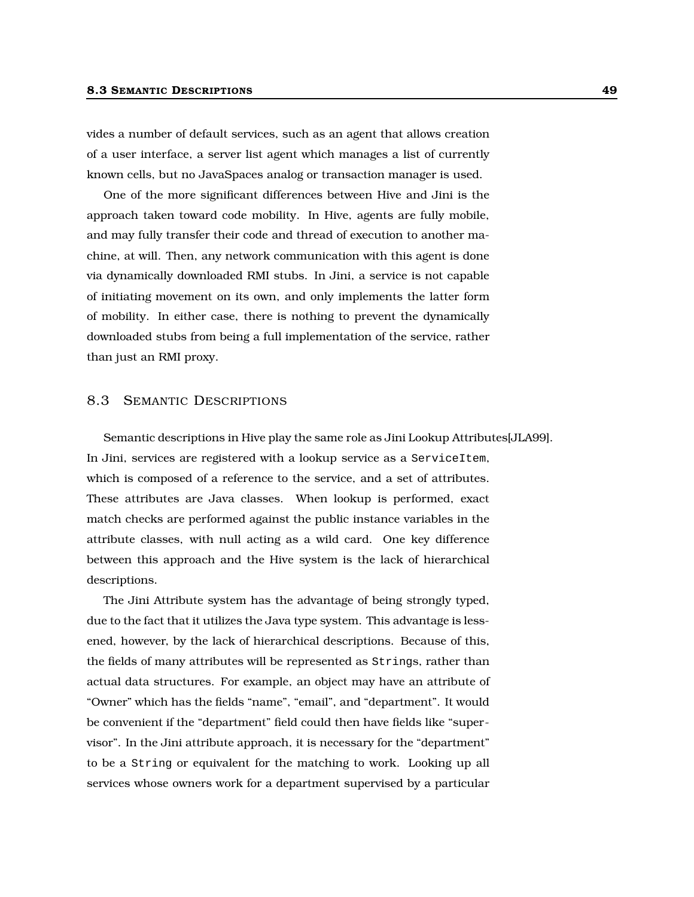vides a number of default services, such as an agent that allows creation of a user interface, a server list agent which manages a list of currently known cells, but no JavaSpaces analog or transaction manager is used.

One of the more significant differences between Hive and Jini is the approach taken toward code mobility. In Hive, agents are fully mobile, and may fully transfer their code and thread of execution to another machine, at will. Then, any network communication with this agent is done via dynamically downloaded RMI stubs. In Jini, a service is not capable of initiating movement on its own, and only implements the latter form of mobility. In either case, there is nothing to prevent the dynamically downloaded stubs from being a full implementation of the service, rather than just an RMI proxy.

## 8.3 Semantic Descriptions

Semantic descriptions in Hive play the same role as Jini Lookup Attributes[JLA99]. In Jini, services are registered with a lookup service as a `ServiceItem`, which is composed of a reference to the service, and a set of attributes. These attributes are Java classes. When lookup is performed, exact match checks are performed against the public instance variables in the attribute classes, with null acting as a wild card. One key difference between this approach and the Hive system is the lack of hierarchical descriptions.

The Jini Attribute system has the advantage of being strongly typed, due to the fact that it utilizes the Java type system. This advantage is lessened, however, by the lack of hierarchical descriptions. Because of this, the fields of many attributes will be represented as `String`s, rather than actual data structures. For example, an object may have an attribute of “Owner” which has the fields “name”, “email”, and “department”. It would be convenient if the “department” field could then have fields like “supervisor”. In the Jini attribute approach, it is necessary for the “department” to be a `String` or equivalent for the matching to work. Looking up all services whose owners work for a department supervised by a particular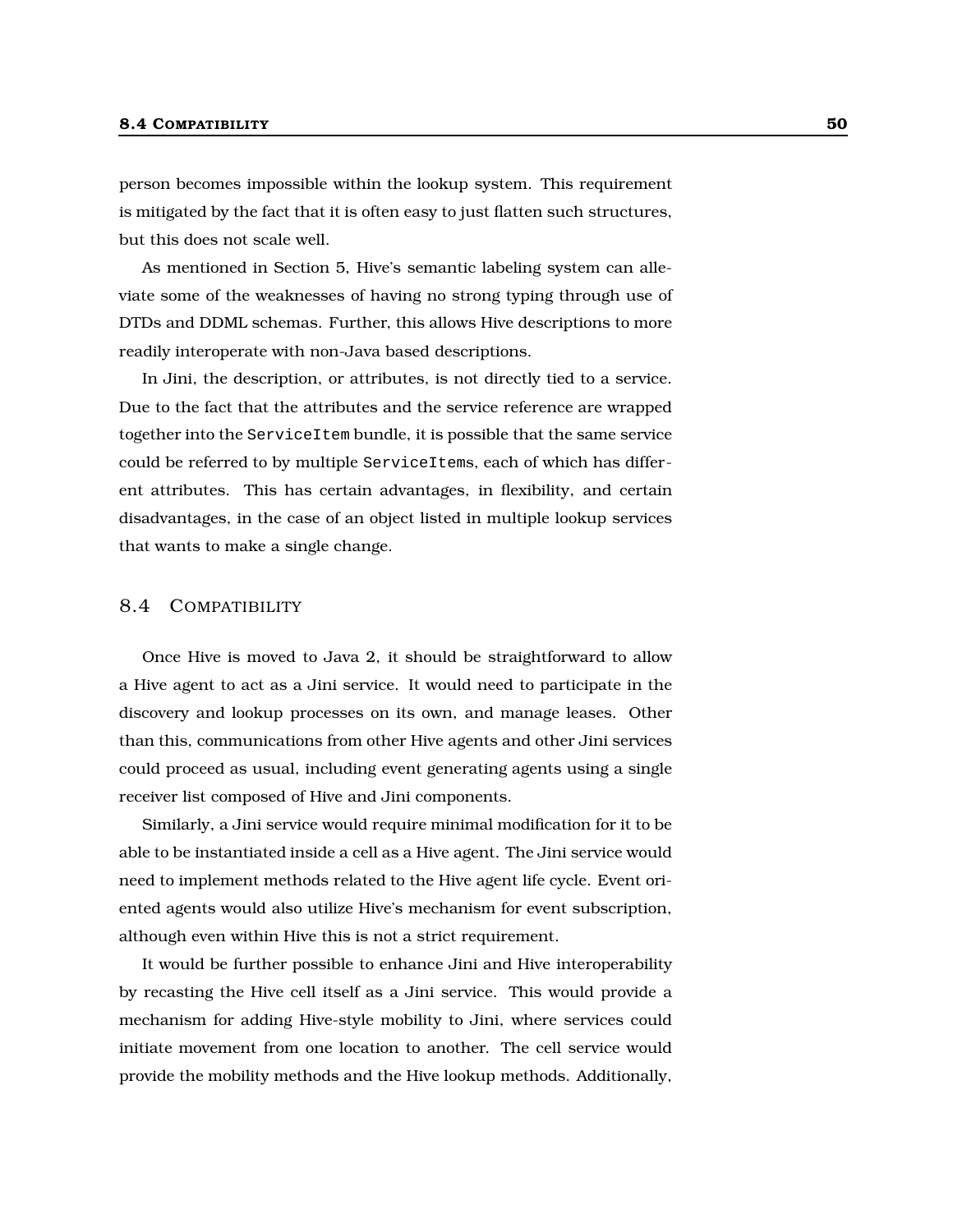person becomes impossible within the lookup system. This requirement is mitigated by the fact that it is often easy to just flatten such structures, but this does not scale well.

As mentioned in Section 5, Hive's semantic labeling system can alleviate some of the weaknesses of having no strong typing through use of DTDs and DDML schemas. Further, this allows Hive descriptions to more readily interoperate with non-Java based descriptions.

In Jini, the description, or attributes, is not directly tied to a service. Due to the fact that the attributes and the service reference are wrapped together into the `ServiceItem` bundle, it is possible that the same service could be referred to by multiple `ServiceItems`, each of which has different attributes. This has certain advantages, in flexibility, and certain disadvantages, in the case of an object listed in multiple lookup services that wants to make a single change.

## 8.4 Compatibility

Once Hive is moved to Java 2, it should be straightforward to allow a Hive agent to act as a Jini service. It would need to participate in the discovery and lookup processes on its own, and manage leases. Other than this, communications from other Hive agents and other Jini services could proceed as usual, including event generating agents using a single receiver list composed of Hive and Jini components.

Similarly, a Jini service would require minimal modification for it to be able to be instantiated inside a cell as a Hive agent. The Jini service would need to implement methods related to the Hive agent life cycle. Event oriented agents would also utilize Hive's mechanism for event subscription, although even within Hive this is not a strict requirement.

It would be further possible to enhance Jini and Hive interoperability by recasting the Hive cell itself as a Jini service. This would provide a mechanism for adding Hive-style mobility to Jini, where services could initiate movement from one location to another. The cell service would provide the mobility methods and the Hive lookup methods. Additionally,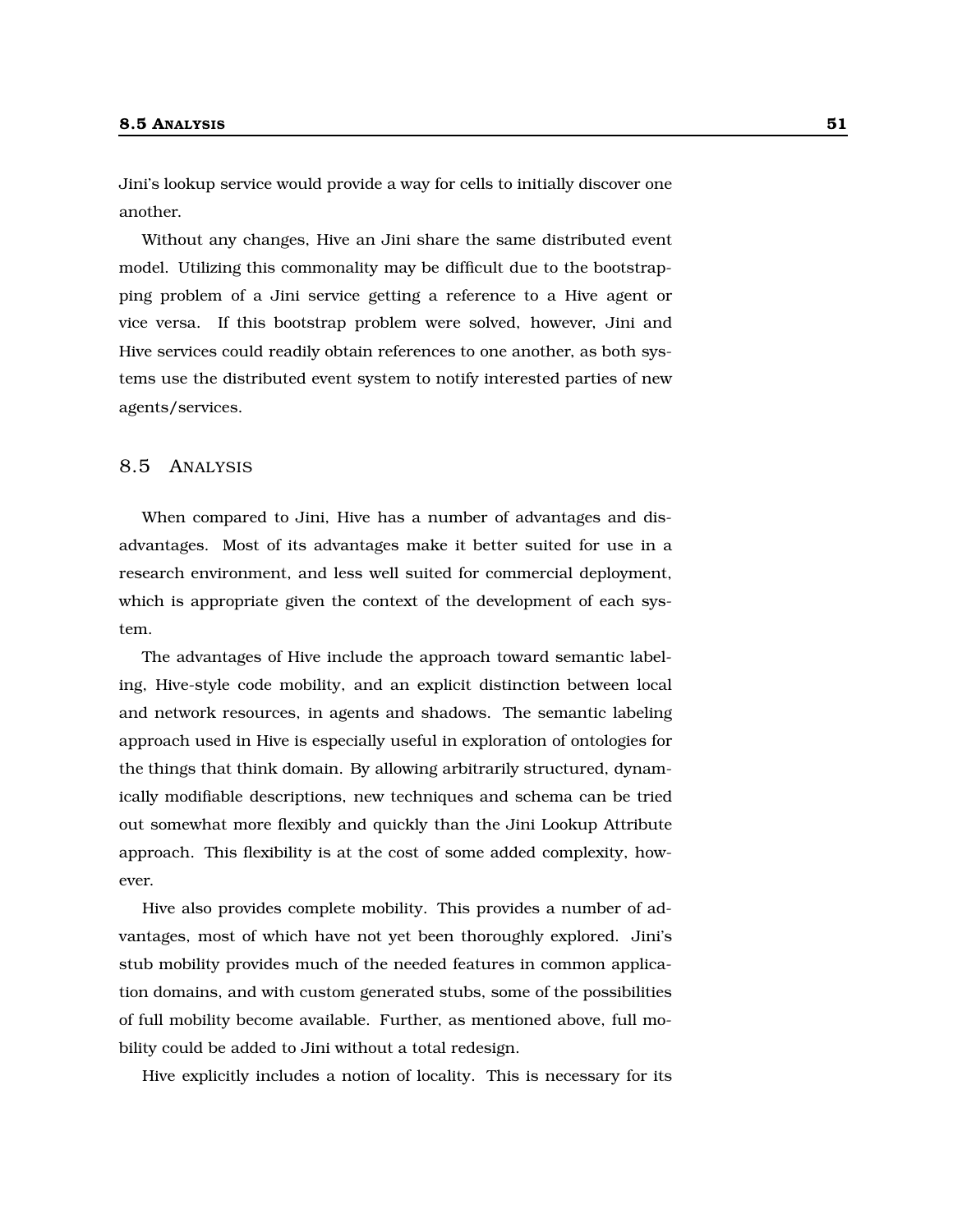Jini's lookup service would provide a way for cells to initially discover one another.

Without any changes, Hive an Jini share the same distributed event model. Utilizing this commonality may be difficult due to the bootstrapping problem of a Jini service getting a reference to a Hive agent or vice versa. If this bootstrap problem were solved, however, Jini and Hive services could readily obtain references to one another, as both systems use the distributed event system to notify interested parties of new agents/services.

## 8.5 Analysis

When compared to Jini, Hive has a number of advantages and disadvantages. Most of its advantages make it better suited for use in a research environment, and less well suited for commercial deployment, which is appropriate given the context of the development of each system.

The advantages of Hive include the approach toward semantic labeling, Hive-style code mobility, and an explicit distinction between local and network resources, in agents and shadows. The semantic labeling approach used in Hive is especially useful in exploration of ontologies for the things that think domain. By allowing arbitrarily structured, dynamically modifiable descriptions, new techniques and schema can be tried out somewhat more flexibly and quickly than the Jini Lookup Attribute approach. This flexibility is at the cost of some added complexity, however.

Hive also provides complete mobility. This provides a number of advantages, most of which have not yet been thoroughly explored. Jini's stub mobility provides much of the needed features in common application domains, and with custom generated stubs, some of the possibilities of full mobility become available. Further, as mentioned above, full mobility could be added to Jini without a total redesign.

Hive explicitly includes a notion of locality. This is necessary for its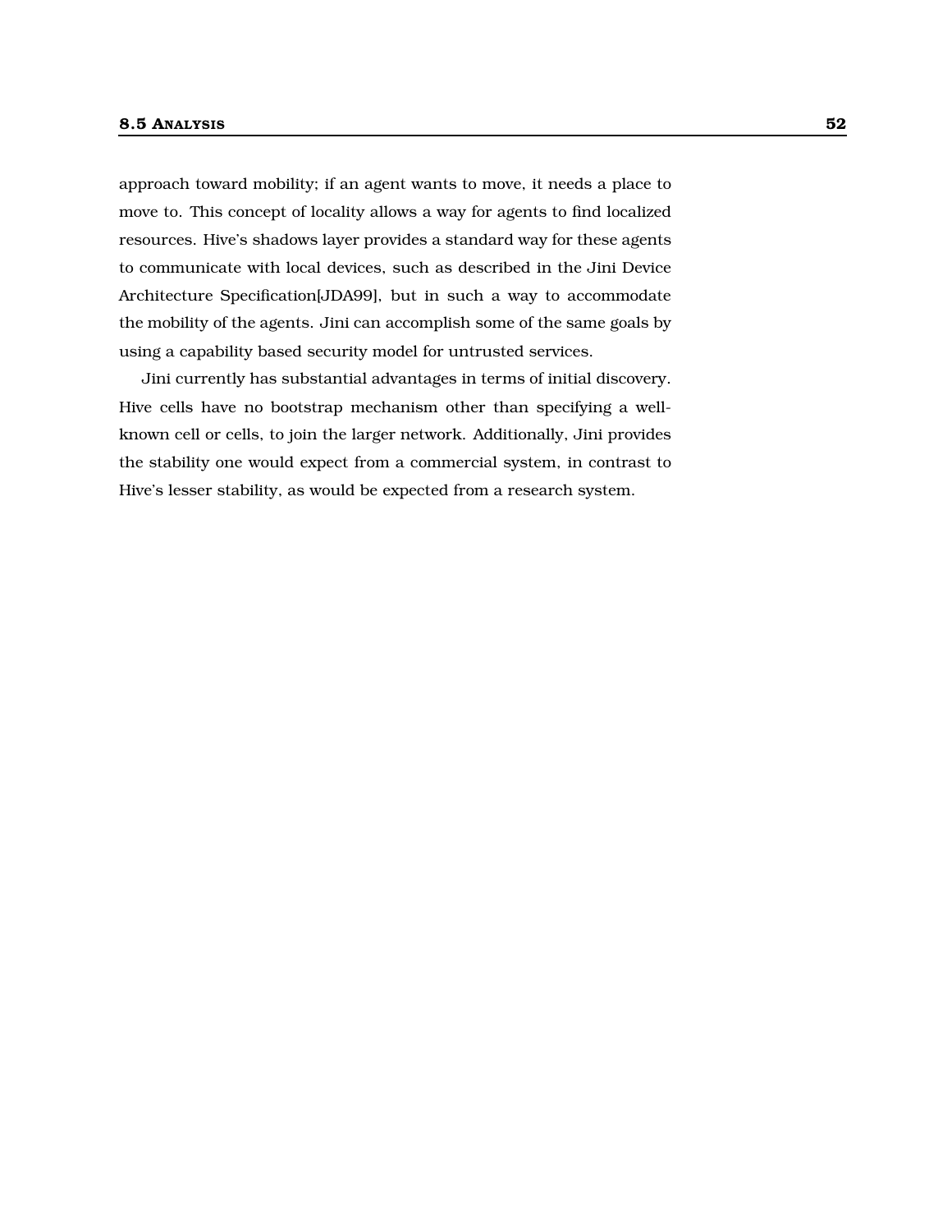approach toward mobility; if an agent wants to move, it needs a place to move to. This concept of locality allows a way for agents to find localized resources. Hive's shadows layer provides a standard way for these agents to communicate with local devices, such as described in the Jini Device Architecture Specification[JDA99], but in such a way to accommodate the mobility of the agents. Jini can accomplish some of the same goals by using a capability based security model for untrusted services.

Jini currently has substantial advantages in terms of initial discovery. Hive cells have no bootstrap mechanism other than specifying a well-known cell or cells, to join the larger network. Additionally, Jini provides the stability one would expect from a commercial system, in contrast to Hive's lesser stability, as would be expected from a research system.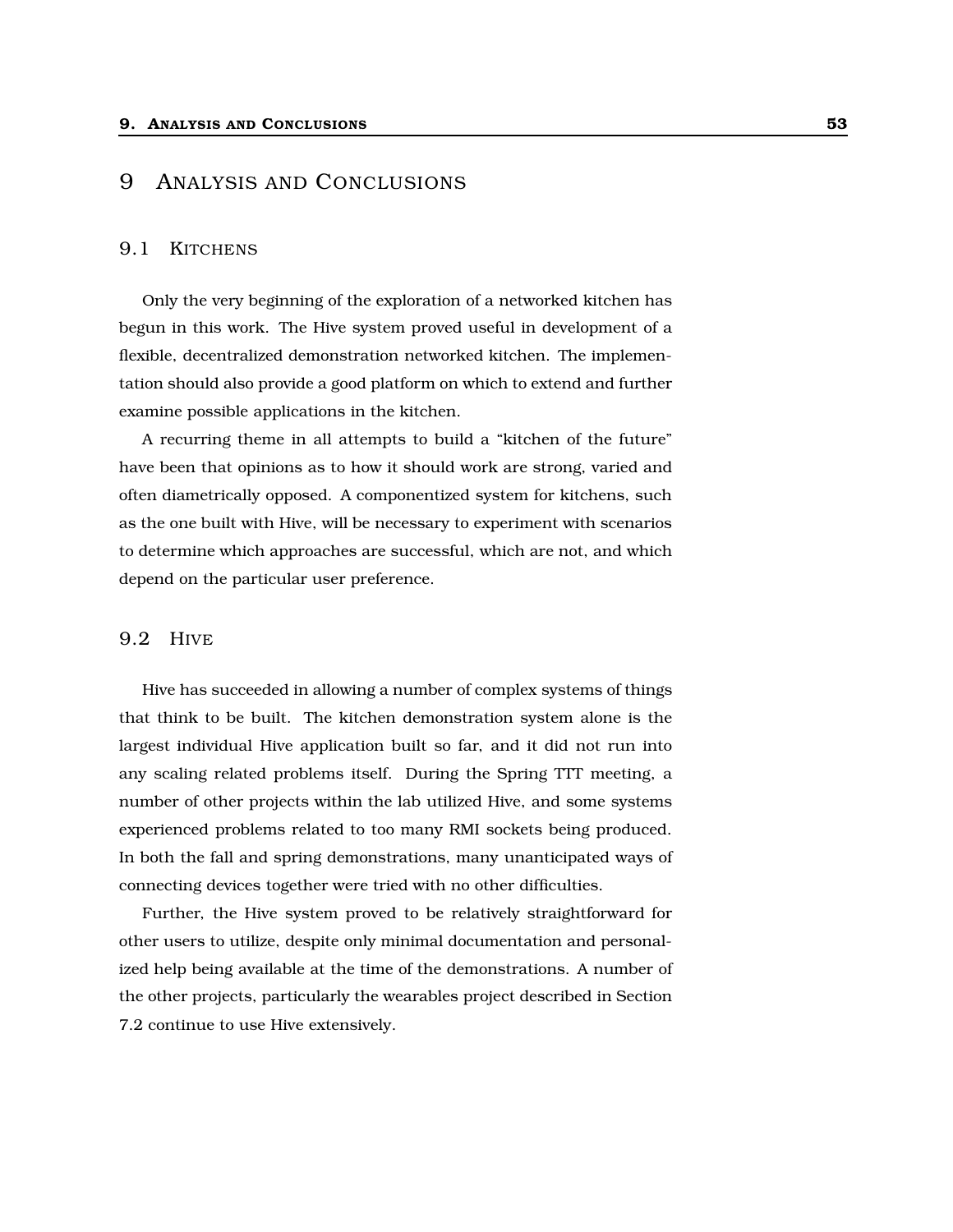# 9 Analysis and Conclusions

## 9.1 Kitchens

Only the very beginning of the exploration of a networked kitchen has begun in this work. The Hive system proved useful in development of a flexible, decentralized demonstration networked kitchen. The implementation should also provide a good platform on which to extend and further examine possible applications in the kitchen.

A recurring theme in all attempts to build a "kitchen of the future" have been that opinions as to how it should work are strong, varied and often diametrically opposed. A componentized system for kitchens, such as the one built with Hive, will be necessary to experiment with scenarios to determine which approaches are successful, which are not, and which depend on the particular user preference.

## 9.2 Hive

Hive has succeeded in allowing a number of complex systems of things that think to be built. The kitchen demonstration system alone is the largest individual Hive application built so far, and it did not run into any scaling related problems itself. During the Spring TTT meeting, a number of other projects within the lab utilized Hive, and some systems experienced problems related to too many RMI sockets being produced. In both the fall and spring demonstrations, many unanticipated ways of connecting devices together were tried with no other difficulties.

Further, the Hive system proved to be relatively straightforward for other users to utilize, despite only minimal documentation and personalized help being available at the time of the demonstrations. A number of the other projects, particularly the wearables project described in Section 7.2 continue to use Hive extensively.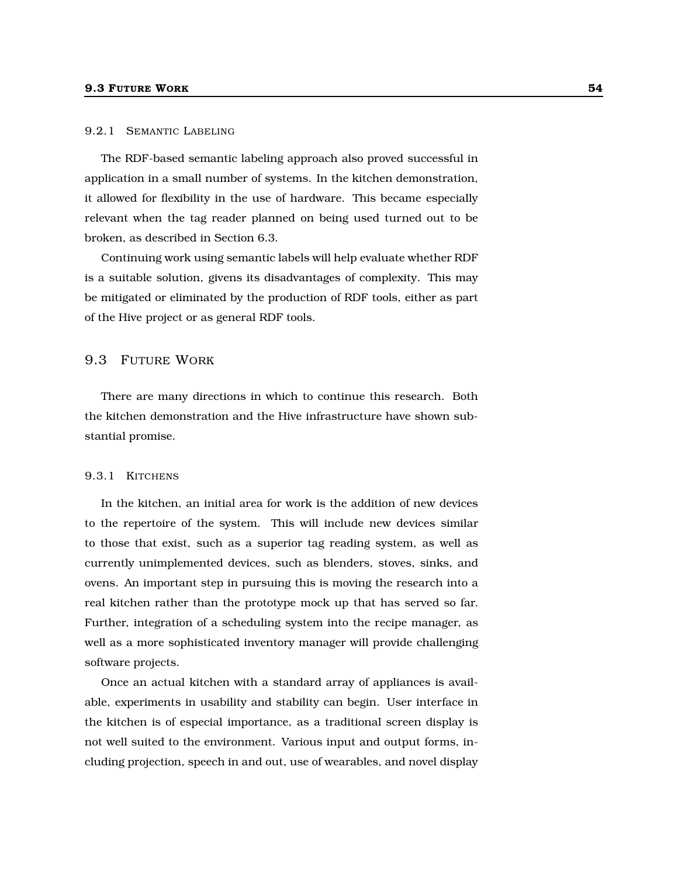### 9.2.1 Semantic Labeling

The RDF-based semantic labeling approach also proved successful in application in a small number of systems. In the kitchen demonstration, it allowed for flexibility in the use of hardware. This became especially relevant when the tag reader planned on being used turned out to be broken, as described in Section 6.3.

Continuing work using semantic labels will help evaluate whether RDF is a suitable solution, givens its disadvantages of complexity. This may be mitigated or eliminated by the production of RDF tools, either as part of the Hive project or as general RDF tools.

## 9.3 Future Work

There are many directions in which to continue this research. Both the kitchen demonstration and the Hive infrastructure have shown substantial promise.

### 9.3.1 Kitchens

In the kitchen, an initial area for work is the addition of new devices to the repertoire of the system. This will include new devices similar to those that exist, such as a superior tag reading system, as well as currently unimplemented devices, such as blenders, stoves, sinks, and ovens. An important step in pursuing this is moving the research into a real kitchen rather than the prototype mock up that has served so far. Further, integration of a scheduling system into the recipe manager, as well as a more sophisticated inventory manager will provide challenging software projects.

Once an actual kitchen with a standard array of appliances is available, experiments in usability and stability can begin. User interface in the kitchen is of especial importance, as a traditional screen display is not well suited to the environment. Various input and output forms, including projection, speech in and out, use of wearables, and novel display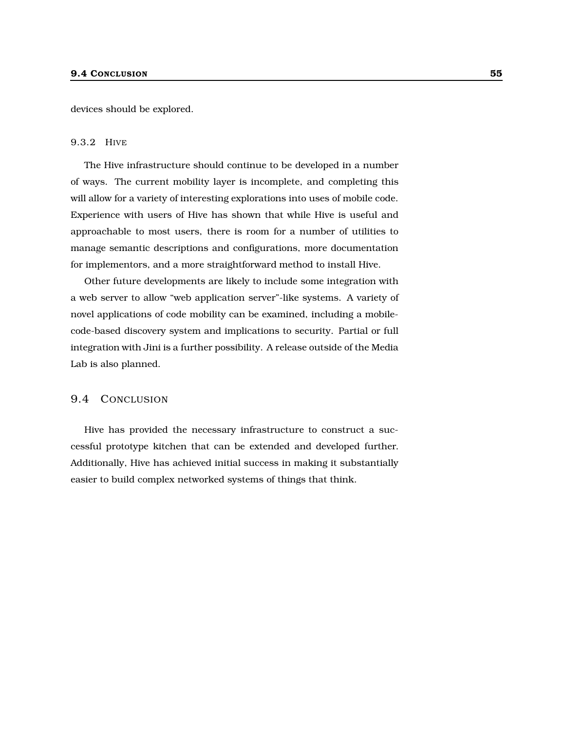devices should be explored.

### 9.3.2 Hive

The Hive infrastructure should continue to be developed in a number of ways. The current mobility layer is incomplete, and completing this will allow for a variety of interesting explorations into uses of mobile code. Experience with users of Hive has shown that while Hive is useful and approachable to most users, there is room for a number of utilities to manage semantic descriptions and configurations, more documentation for implementors, and a more straightforward method to install Hive.

Other future developments are likely to include some integration with a web server to allow "web application server"-like systems. A variety of novel applications of code mobility can be examined, including a mobile-code-based discovery system and implications to security. Partial or full integration with Jini is a further possibility. A release outside of the Media Lab is also planned.

## 9.4 Conclusion

Hive has provided the necessary infrastructure to construct a successful prototype kitchen that can be extended and developed further. Additionally, Hive has achieved initial success in making it substantially easier to build complex networked systems of things that think.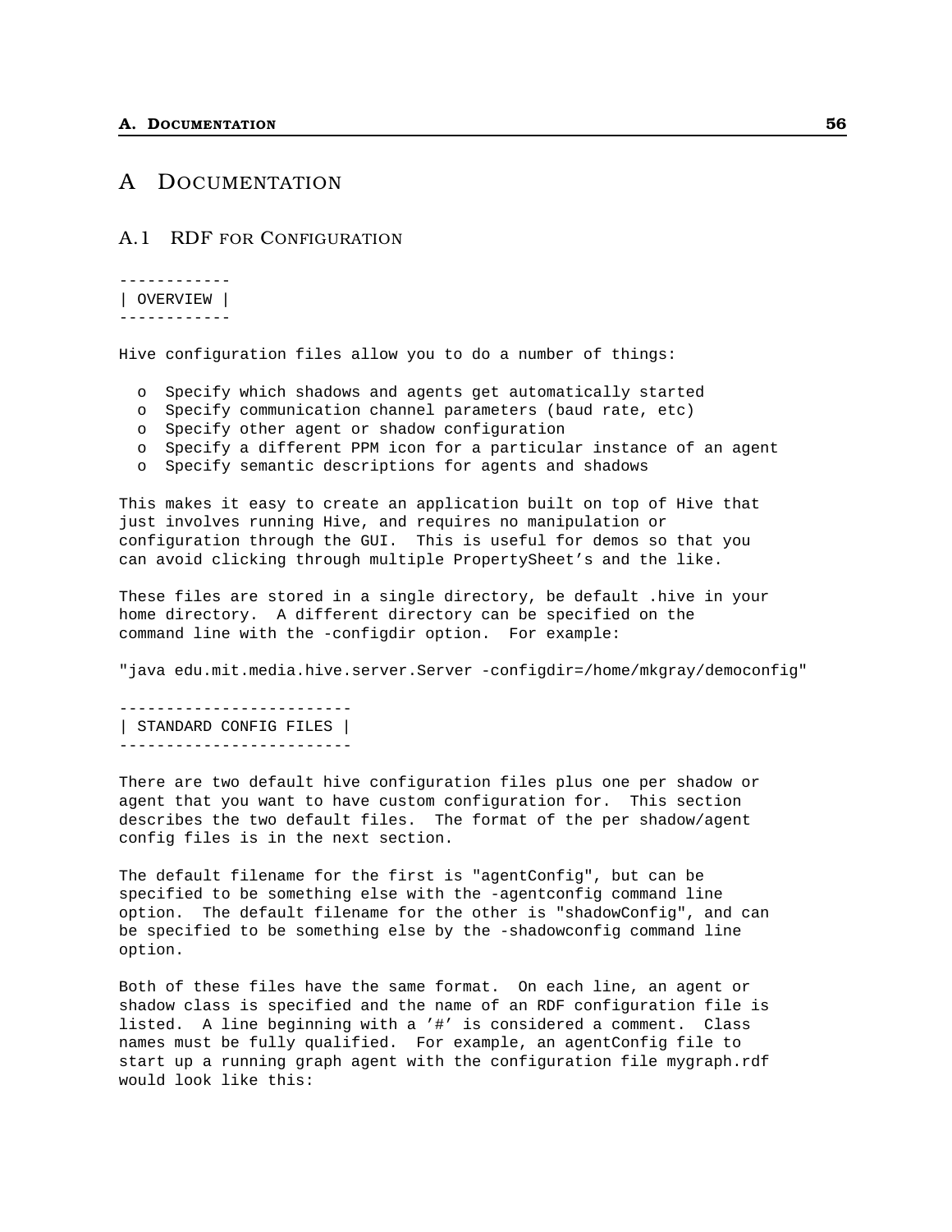# A Documentation

## A.1 RDF for Configuration

```
------------
| OVERVIEW |
------------
```

Hive configuration files allow you to do a number of things:

- o Specify which shadows and agents get automatically started
- o Specify communication channel parameters (baud rate, etc)
- o Specify other agent or shadow configuration
- o Specify a different PPM icon for a particular instance of an agent
- o Specify semantic descriptions for agents and shadows

This makes it easy to create an application built on top of Hive that just involves running Hive, and requires no manipulation or configuration through the GUI. This is useful for demos so that you can avoid clicking through multiple PropertySheet's and the like.

These files are stored in a single directory, be default .hive in your home directory. A different directory can be specified on the command line with the -configdir option. For example:

"java edu.mit.media.hive.server.Server -configdir=/home/mkgray/democonfig"

```
-------------------------
| STANDARD CONFIG FILES |
-------------------------
```

There are two default hive configuration files plus one per shadow or agent that you want to have custom configuration for. This section describes the two default files. The format of the per shadow/agent config files is in the next section.

The default filename for the first is "agentConfig", but can be specified to be something else with the -agentconfig command line option. The default filename for the other is "shadowConfig", and can be specified to be something else by the -shadowconfig command line option.

Both of these files have the same format. On each line, an agent or shadow class is specified and the name of an RDF configuration file is listed. A line beginning with a '#' is considered a comment. Class names must be fully qualified. For example, an agentConfig file to start up a running graph agent with the configuration file mygraph.rdf would look like this: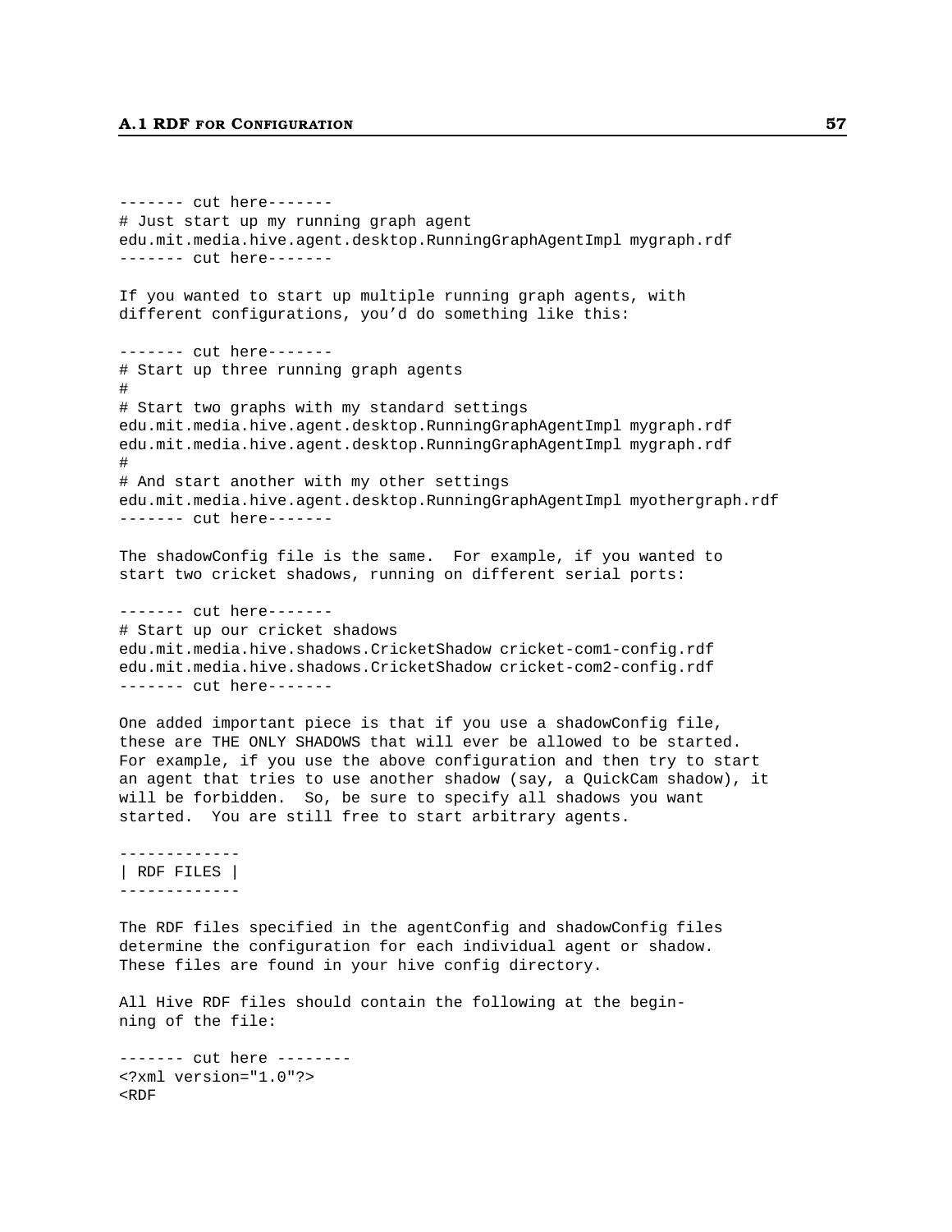```
------- cut here-------
# Just start up my running graph agent
edu.mit.media.hive.agent.desktop.RunningGraphAgentImpl mygraph.rdf
------- cut here-------
```

If you wanted to start up multiple running graph agents, with different configurations, you'd do something like this:

```
------- cut here-------
# Start up three running graph agents
#
# Start two graphs with my standard settings
edu.mit.media.hive.agent.desktop.RunningGraphAgentImpl mygraph.rdf
edu.mit.media.hive.agent.desktop.RunningGraphAgentImpl mygraph.rdf
#
# And start another with my other settings
edu.mit.media.hive.agent.desktop.RunningGraphAgentImpl myothergraph.rdf
------- cut here-------
```

The shadowConfig file is the same. For example, if you wanted to start two cricket shadows, running on different serial ports:

```
------- cut here-------
# Start up our cricket shadows
edu.mit.media.hive.shadows.CricketShadow cricket-com1-config.rdf
edu.mit.media.hive.shadows.CricketShadow cricket-com2-config.rdf
------- cut here-------
```

One added important piece is that if you use a shadowConfig file, these are THE ONLY SHADOWS that will ever be allowed to be started. For example, if you use the above configuration and then try to start an agent that tries to use another shadow (say, a QuickCam shadow), it will be forbidden. So, be sure to specify all shadows you want started. You are still free to start arbitrary agents.

```
-------------
| RDF FILES |
-------------
```

The RDF files specified in the agentConfig and shadowConfig files determine the configuration for each individual agent or shadow. These files are found in your hive config directory.

All Hive RDF files should contain the following at the beginning of the file:

```
------- cut here --------
<?xml version="1.0"?>
<RDF
```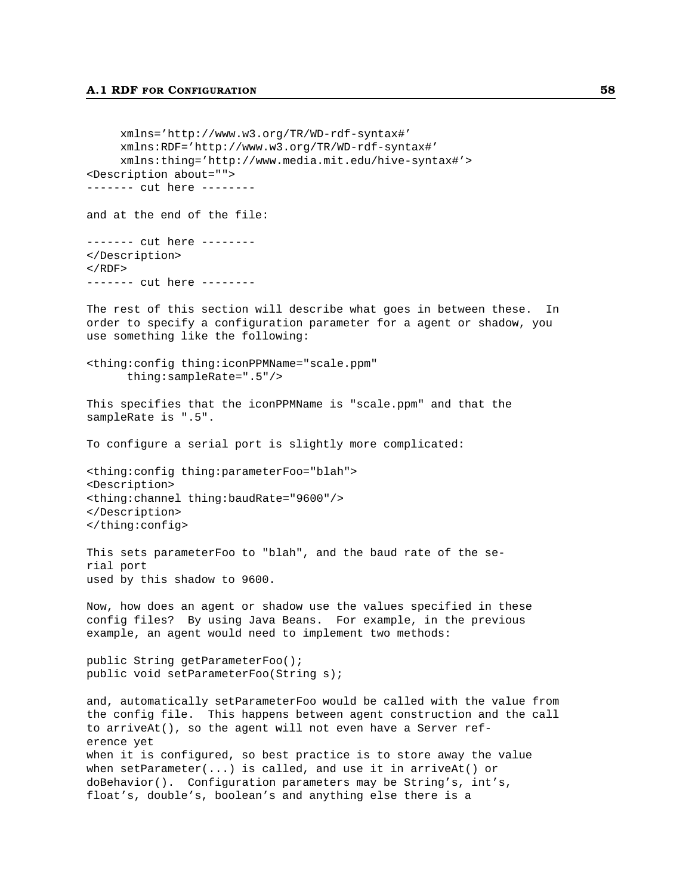```
     xmlns='http://www.w3.org/TR/WD-rdf-syntax#'
     xmlns:RDF='http://www.w3.org/TR/WD-rdf-syntax#'
     xmlns:thing='http://www.media.mit.edu/hive-syntax#'>
<Description about="">
------- cut here --------
```

and at the end of the file:

```
------- cut here --------
</Description>
</RDF>
------- cut here --------
```

The rest of this section will describe what goes in between these. In order to specify a configuration parameter for a agent or shadow, you use something like the following:

```
<thing:config thing:iconPPMName="scale.ppm"
      thing:sampleRate=".5"/>
```

This specifies that the iconPPMName is "scale.ppm" and that the sampleRate is ".5".

To configure a serial port is slightly more complicated:

```
<thing:config thing:parameterFoo="blah">
<Description>
<thing:channel thing:baudRate="9600"/>
</Description>
</thing:config>
```

This sets parameterFoo to "blah", and the baud rate of the serial port used by this shadow to 9600.

Now, how does an agent or shadow use the values specified in these config files? By using Java Beans. For example, in the previous example, an agent would need to implement two methods:

```
public String getParameterFoo();
public void setParameterFoo(String s);
```

and, automatically setParameterFoo would be called with the value from the config file. This happens between agent construction and the call to arriveAt(), so the agent will not even have a Server reference yet when it is configured, so best practice is to store away the value when setParameter(...) is called, and use it in arriveAt() or doBehavior(). Configuration parameters may be String's, int's, float's, double's, boolean's and anything else there is a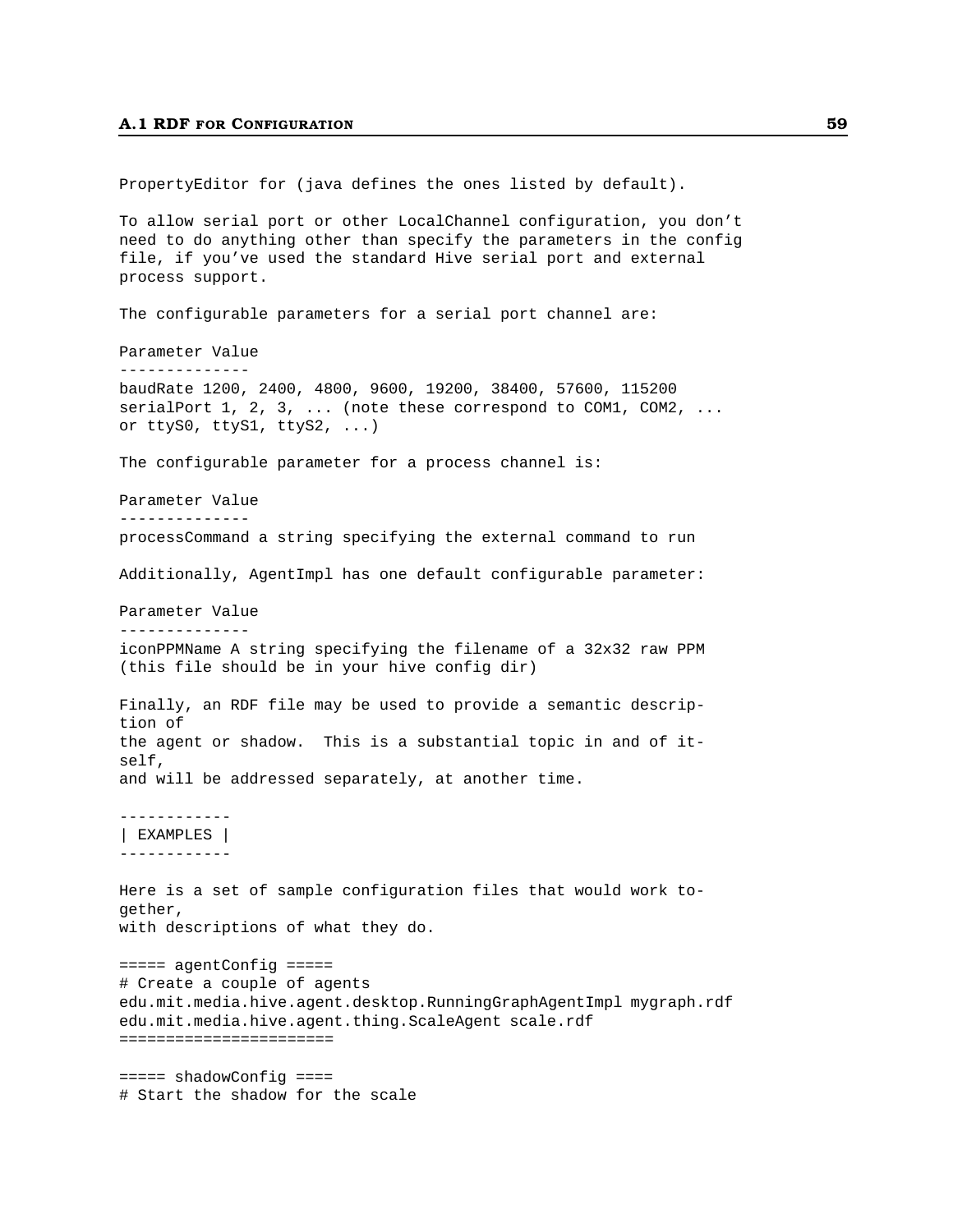PropertyEditor for (java defines the ones listed by default).

To allow serial port or other LocalChannel configuration, you don't need to do anything other than specify the parameters in the config file, if you've used the standard Hive serial port and external process support.

The configurable parameters for a serial port channel are:

```
Parameter Value
--------------
baudRate 1200, 2400, 4800, 9600, 19200, 38400, 57600, 115200
serialPort 1, 2, 3, ... (note these correspond to COM1, COM2, ...
or ttyS0, ttyS1, ttyS2, ...)
```

The configurable parameter for a process channel is:

```
Parameter Value
--------------
processCommand a string specifying the external command to run
```

Additionally, AgentImpl has one default configurable parameter:

```
Parameter Value
--------------
iconPPMName A string specifying the filename of a 32x32 raw PPM
(this file should be in your hive config dir)
```

Finally, an RDF file may be used to provide a semantic description of the agent or shadow. This is a substantial topic in and of itself, and will be addressed separately, at another time.

```
------------
| EXAMPLES |
------------
```

Here is a set of sample configuration files that would work together, with descriptions of what they do.

```
===== agentConfig =====
# Create a couple of agents
edu.mit.media.hive.agent.desktop.RunningGraphAgentImpl mygraph.rdf
edu.mit.media.hive.agent.thing.ScaleAgent scale.rdf
======================

===== shadowConfig ====
# Start the shadow for the scale
```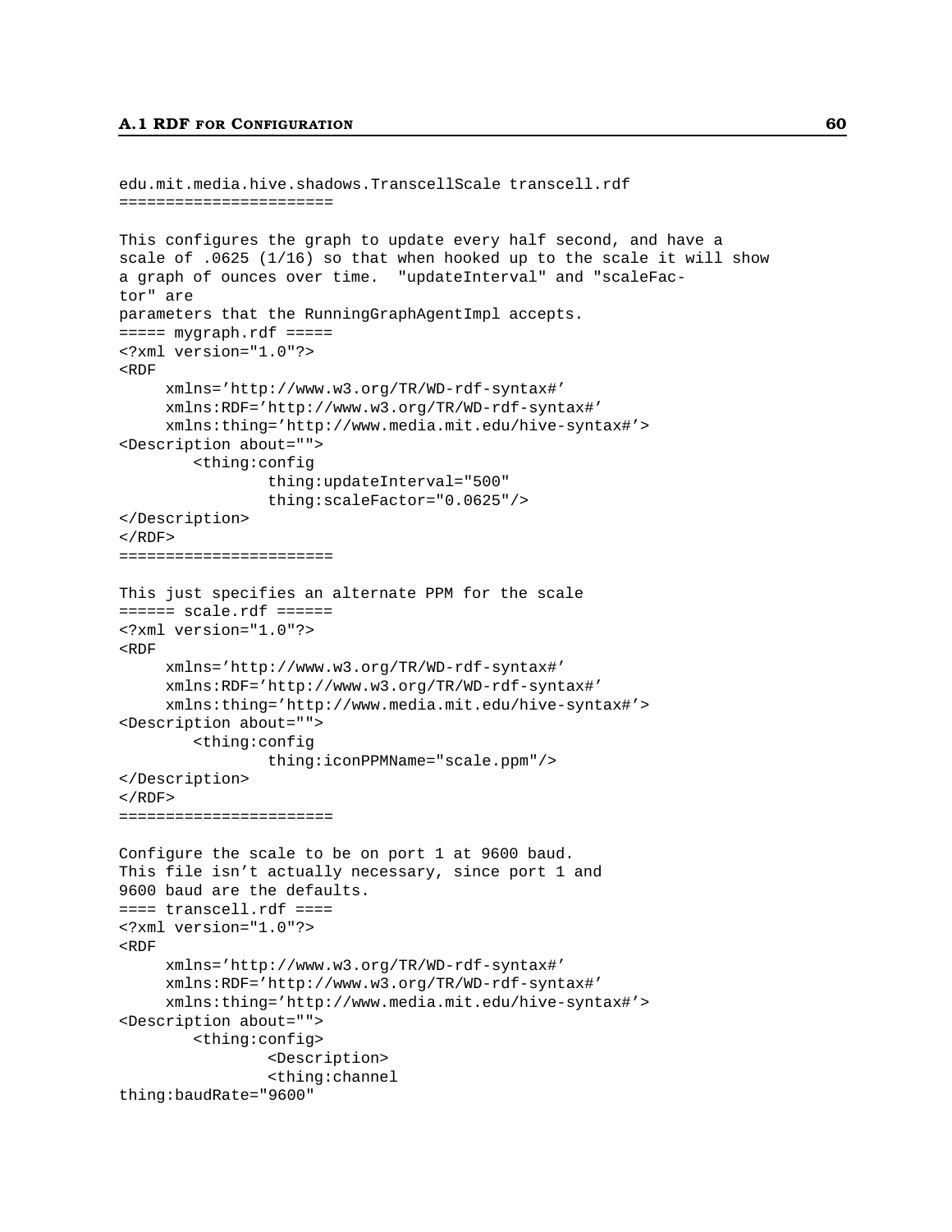```
edu.mit.media.hive.shadows.TranscellScale transcell.rdf
=======================

This configures the graph to update every half second, and have a
scale of .0625 (1/16) so that when hooked up to the scale it will show
a graph of ounces over time.  "updateInterval" and "scaleFac-
tor" are
parameters that the RunningGraphAgentImpl accepts.
===== mygraph.rdf =====
<?xml version="1.0"?>
<RDF
     xmlns='http://www.w3.org/TR/WD-rdf-syntax#'
     xmlns:RDF='http://www.w3.org/TR/WD-rdf-syntax#'
     xmlns:thing='http://www.media.mit.edu/hive-syntax#'>
<Description about="">
        <thing:config
                thing:updateInterval="500"
                thing:scaleFactor="0.0625"/>
</Description>
</RDF>
=======================

This just specifies an alternate PPM for the scale
====== scale.rdf ======
<?xml version="1.0"?>
<RDF
     xmlns='http://www.w3.org/TR/WD-rdf-syntax#'
     xmlns:RDF='http://www.w3.org/TR/WD-rdf-syntax#'
     xmlns:thing='http://www.media.mit.edu/hive-syntax#'>
<Description about="">
        <thing:config
                thing:iconPPMName="scale.ppm"/>
</Description>
</RDF>
=======================

Configure the scale to be on port 1 at 9600 baud.
This file isn't actually necessary, since port 1 and
9600 baud are the defaults.
==== transcell.rdf ====
<?xml version="1.0"?>
<RDF
     xmlns='http://www.w3.org/TR/WD-rdf-syntax#'
     xmlns:RDF='http://www.w3.org/TR/WD-rdf-syntax#'
     xmlns:thing='http://www.media.mit.edu/hive-syntax#'>
<Description about="">
        <thing:config>
                <Description>
                <thing:channel
thing:baudRate="9600"
```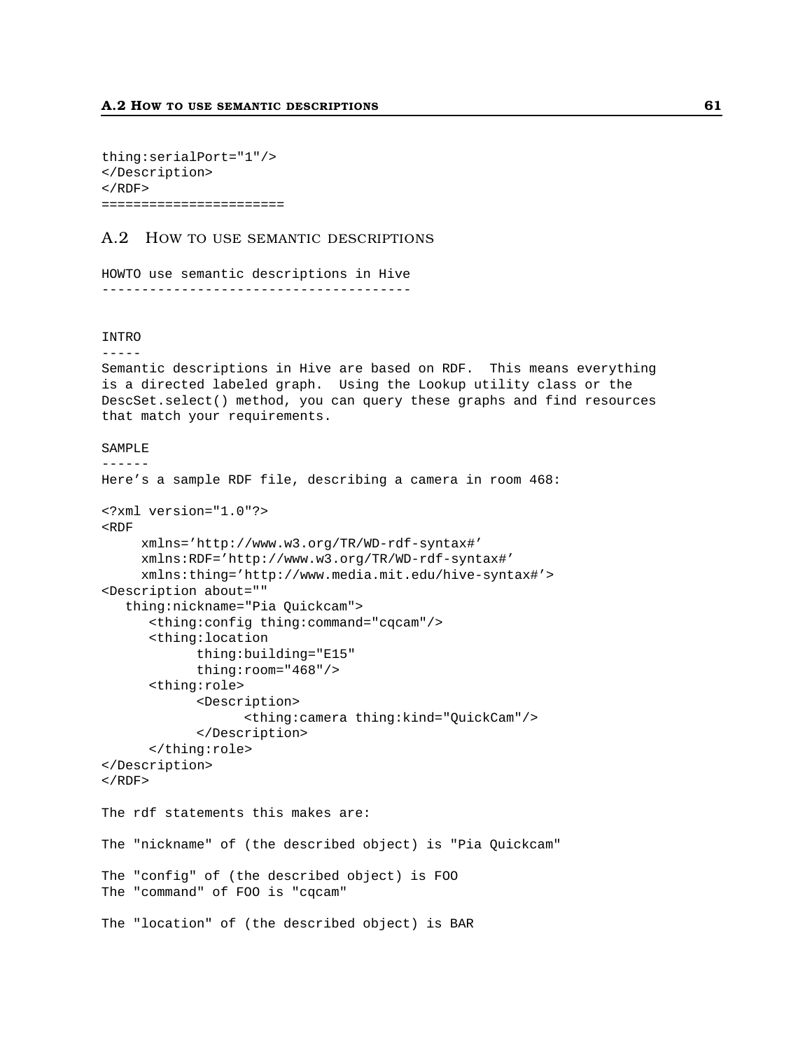```
thing:serialPort="1"/>
</Description>
</RDF>
======================
```

## A.2 How to use semantic descriptions

```
HOWTO use semantic descriptions in Hive
---------------------------------------


INTRO
-----
Semantic descriptions in Hive are based on RDF.  This means everything
is a directed labeled graph.  Using the Lookup utility class or the
DescSet.select() method, you can query these graphs and find resources
that match your requirements.

SAMPLE
------
Here's a sample RDF file, describing a camera in room 468:

<?xml version="1.0"?>
<RDF
     xmlns='http://www.w3.org/TR/WD-rdf-syntax#'
     xmlns:RDF='http://www.w3.org/TR/WD-rdf-syntax#'
     xmlns:thing='http://www.media.mit.edu/hive-syntax#'>
<Description about=""
   thing:nickname="Pia Quickcam">
      <thing:config thing:command="cqcam"/>
      <thing:location
            thing:building="E15"
            thing:room="468"/>
      <thing:role>
            <Description>
                  <thing:camera thing:kind="QuickCam"/>
            </Description>
      </thing:role>
</Description>
</RDF>

The rdf statements this makes are:

The "nickname" of (the described object) is "Pia Quickcam"

The "config" of (the described object) is FOO
The "command" of FOO is "cqcam"

The "location" of (the described object) is BAR
```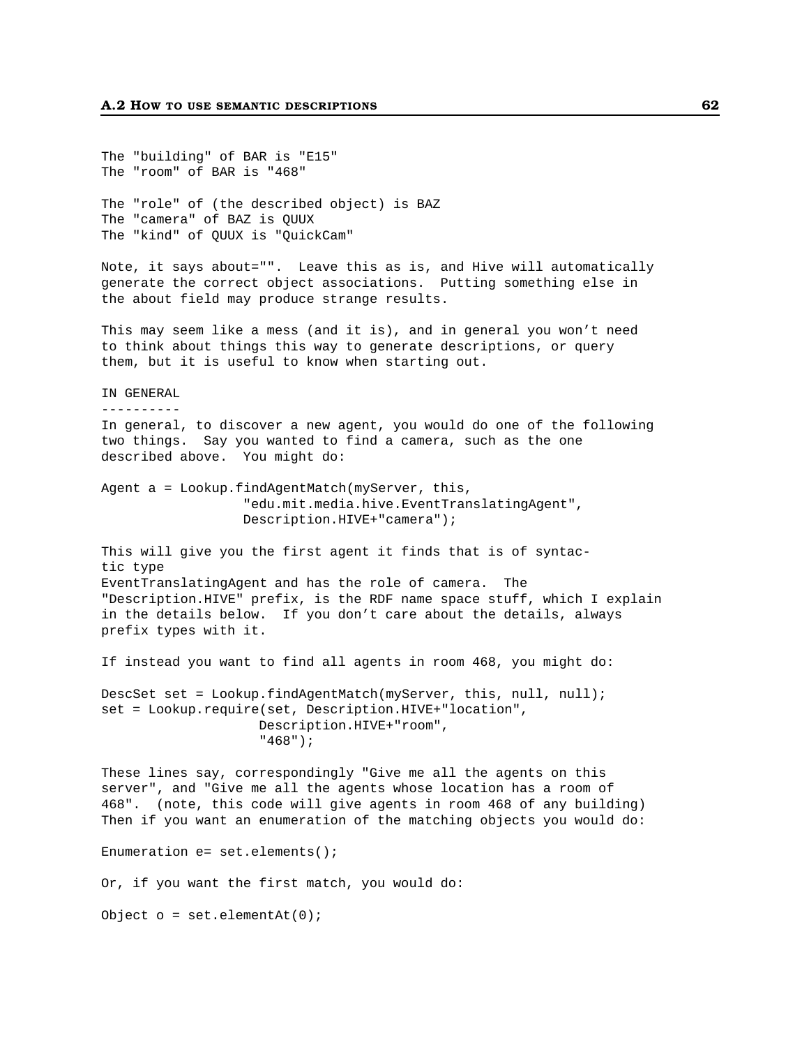The "building" of BAR is "E15"
The "room" of BAR is "468"

The "role" of (the described object) is BAZ
The "camera" of BAZ is QUUX
The "kind" of QUUX is "QuickCam"

Note, it says about="". Leave this as is, and Hive will automatically generate the correct object associations. Putting something else in the about field may produce strange results.

This may seem like a mess (and it is), and in general you won't need to think about things this way to generate descriptions, or query them, but it is useful to know when starting out.

IN GENERAL
----------

In general, to discover a new agent, you would do one of the following two things. Say you wanted to find a camera, such as the one described above. You might do:

```
Agent a = Lookup.findAgentMatch(myServer, this,
                  "edu.mit.media.hive.EventTranslatingAgent",
                  Description.HIVE+"camera");
```

This will give you the first agent it finds that is of syntactic type
EventTranslatingAgent and has the role of camera. The "Description.HIVE" prefix, is the RDF name space stuff, which I explain in the details below. If you don't care about the details, always prefix types with it.

If instead you want to find all agents in room 468, you might do:

```
DescSet set = Lookup.findAgentMatch(myServer, this, null, null);
set = Lookup.require(set, Description.HIVE+"location",
                    Description.HIVE+"room",
                    "468");
```

These lines say, correspondingly "Give me all the agents on this server", and "Give me all the agents whose location has a room of 468". (note, this code will give agents in room 468 of any building) Then if you want an enumeration of the matching objects you would do:

```
Enumeration e= set.elements();
```

Or, if you want the first match, you would do:

```
Object o = set.elementAt(0);
```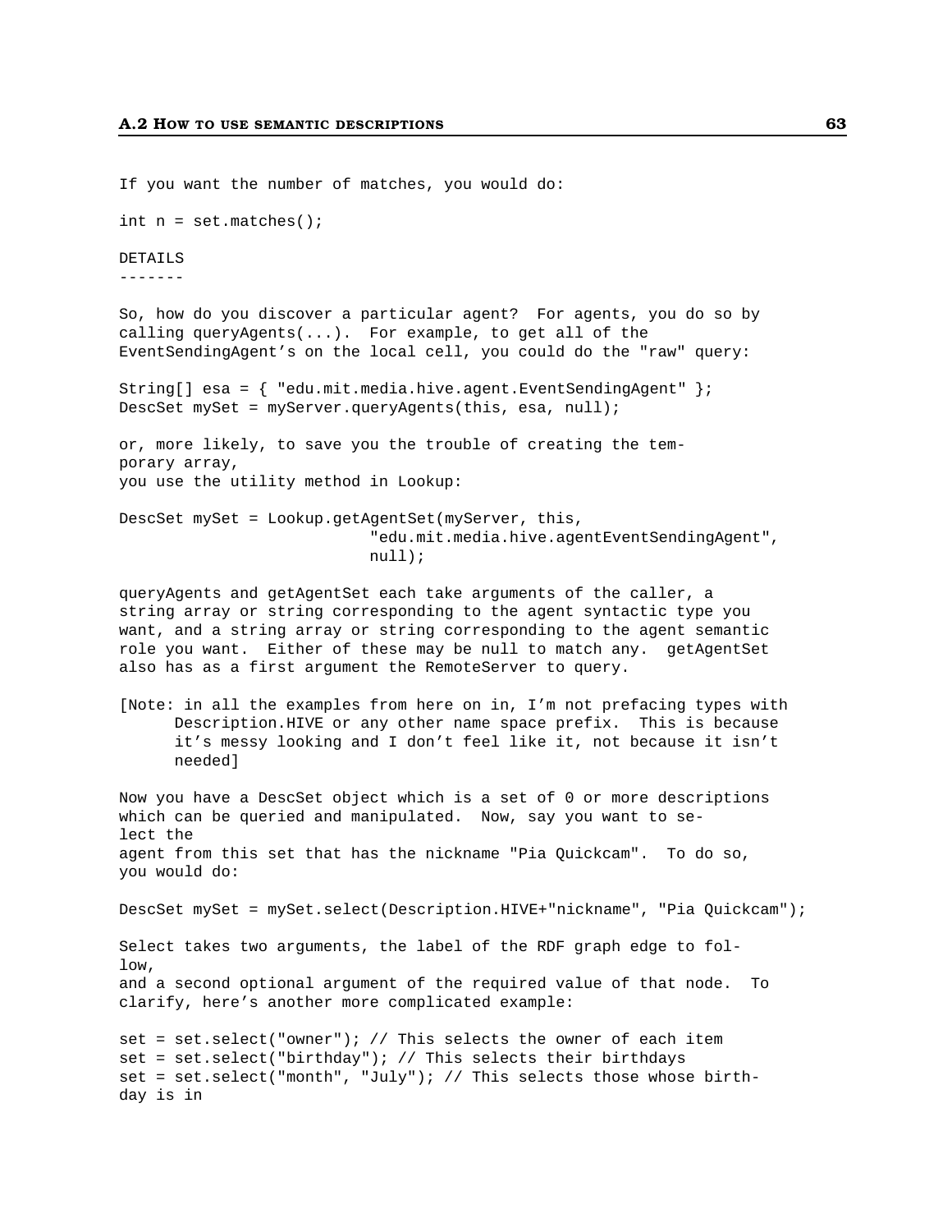If you want the number of matches, you would do:

```
int n = set.matches();
```

DETAILS
-------

So, how do you discover a particular agent? For agents, you do so by calling queryAgents(...). For example, to get all of the EventSendingAgent's on the local cell, you could do the "raw" query:

```
String[] esa = { "edu.mit.media.hive.agent.EventSendingAgent" };
DescSet mySet = myServer.queryAgents(this, esa, null);
```

or, more likely, to save you the trouble of creating the temporary array,
you use the utility method in Lookup:

```
DescSet mySet = Lookup.getAgentSet(myServer, this,
                           "edu.mit.media.hive.agentEventSendingAgent",
                           null);
```

queryAgents and getAgentSet each take arguments of the caller, a string array or string corresponding to the agent syntactic type you want, and a string array or string corresponding to the agent semantic role you want. Either of these may be null to match any. getAgentSet also has as a first argument the RemoteServer to query.

[Note: in all the examples from here on in, I'm not prefacing types with Description.HIVE or any other name space prefix. This is because it's messy looking and I don't feel like it, not because it isn't needed]

Now you have a DescSet object which is a set of 0 or more descriptions which can be queried and manipulated. Now, say you want to select the
agent from this set that has the nickname "Pia Quickcam". To do so, you would do:

```
DescSet mySet = mySet.select(Description.HIVE+"nickname", "Pia Quickcam");
```

Select takes two arguments, the label of the RDF graph edge to follow,
and a second optional argument of the required value of that node. To clarify, here's another more complicated example:

```
set = set.select("owner"); // This selects the owner of each item
set = set.select("birthday"); // This selects their birthdays
set = set.select("month", "July"); // This selects those whose birthday is in
```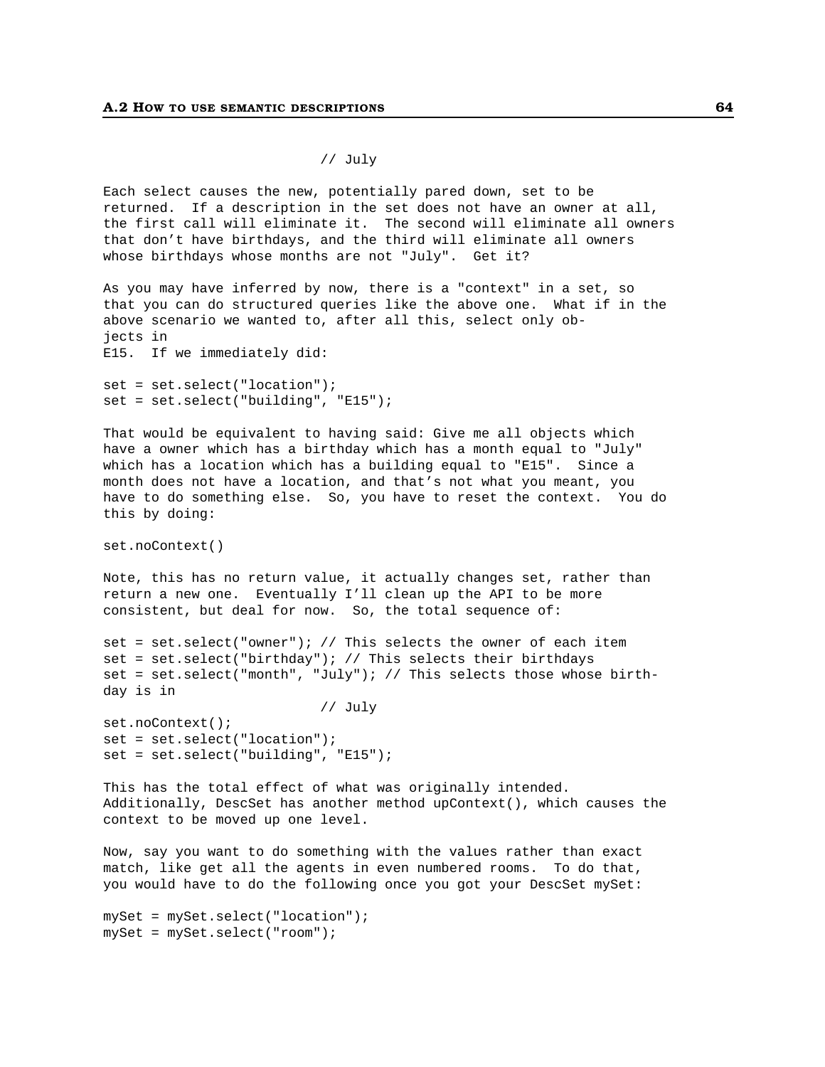```
                         // July
```

Each select causes the new, potentially pared down, set to be returned. If a description in the set does not have an owner at all, the first call will eliminate it. The second will eliminate all owners that don't have birthdays, and the third will eliminate all owners whose birthdays whose months are not "July". Get it?

As you may have inferred by now, there is a "context" in a set, so that you can do structured queries like the above one. What if in the above scenario we wanted to, after all this, select only objects in E15. If we immediately did:

```
set = set.select("location");
set = set.select("building", "E15");
```

That would be equivalent to having said: Give me all objects which have a owner which has a birthday which has a month equal to "July" which has a location which has a building equal to "E15". Since a month does not have a location, and that's not what you meant, you have to do something else. So, you have to reset the context. You do this by doing:

```
set.noContext()
```

Note, this has no return value, it actually changes set, rather than return a new one. Eventually I'll clean up the API to be more consistent, but deal for now. So, the total sequence of:

```
set = set.select("owner"); // This selects the owner of each item
set = set.select("birthday"); // This selects their birthdays
set = set.select("month", "July"); // This selects those whose birth-
day is in
                         // July
set.noContext();
set = set.select("location");
set = set.select("building", "E15");
```

This has the total effect of what was originally intended. Additionally, DescSet has another method upContext(), which causes the context to be moved up one level.

Now, say you want to do something with the values rather than exact match, like get all the agents in even numbered rooms. To do that, you would have to do the following once you got your DescSet mySet:

```
mySet = mySet.select("location");
mySet = mySet.select("room");
```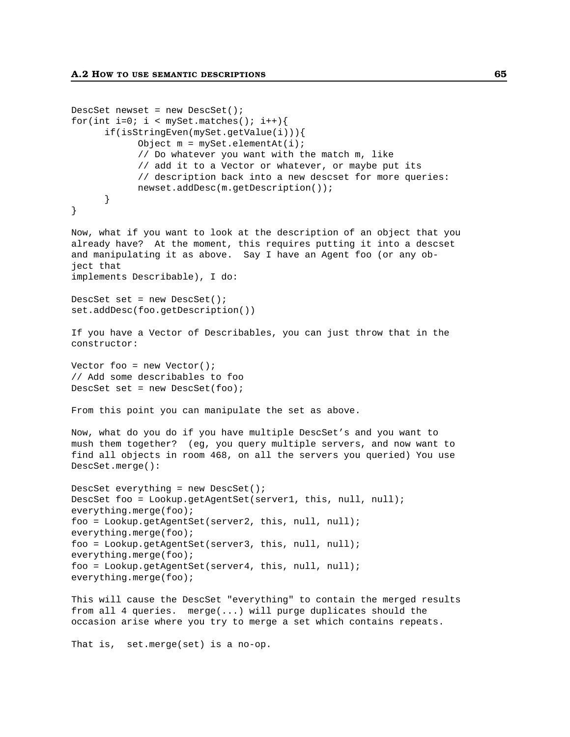```
DescSet newset = new DescSet();
for(int i=0; i < mySet.matches(); i++){
      if(isStringEven(mySet.getValue(i))){
            Object m = mySet.elementAt(i);
            // Do whatever you want with the match m, like
            // add it to a Vector or whatever, or maybe put its
            // description back into a new descset for more queries:
            newset.addDesc(m.getDescription());
      }
}
```

Now, what if you want to look at the description of an object that you already have? At the moment, this requires putting it into a descset and manipulating it as above. Say I have an Agent foo (or any object that implements Describable), I do:

```
DescSet set = new DescSet();
set.addDesc(foo.getDescription())
```

If you have a Vector of Describables, you can just throw that in the constructor:

```
Vector foo = new Vector();
// Add some describables to foo
DescSet set = new DescSet(foo);
```

From this point you can manipulate the set as above.

Now, what do you do if you have multiple DescSet's and you want to mush them together? (eg, you query multiple servers, and now want to find all objects in room 468, on all the servers you queried) You use DescSet.merge():

```
DescSet everything = new DescSet();
DescSet foo = Lookup.getAgentSet(server1, this, null, null);
everything.merge(foo);
foo = Lookup.getAgentSet(server2, this, null, null);
everything.merge(foo);
foo = Lookup.getAgentSet(server3, this, null, null);
everything.merge(foo);
foo = Lookup.getAgentSet(server4, this, null, null);
everything.merge(foo);
```

This will cause the DescSet "everything" to contain the merged results from all 4 queries. merge(...) will purge duplicates should the occasion arise where you try to merge a set which contains repeats.

That is, set.merge(set) is a no-op.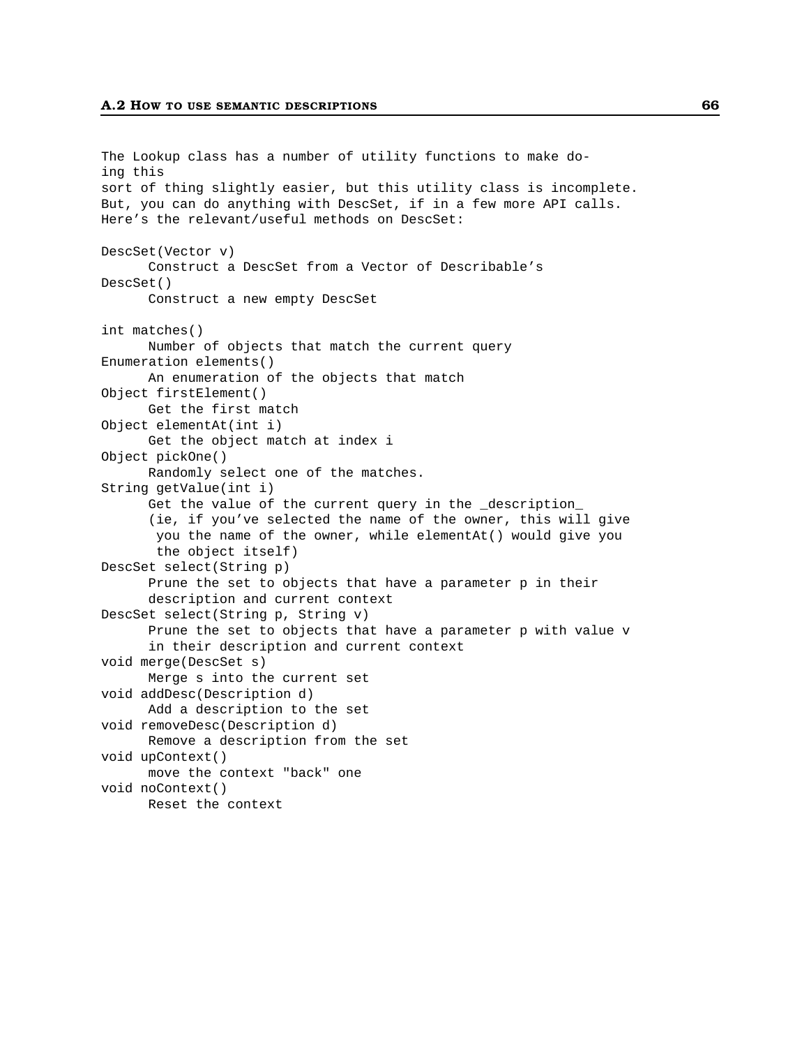The Lookup class has a number of utility functions to make doing this
sort of thing slightly easier, but this utility class is incomplete.
But, you can do anything with DescSet, if in a few more API calls.
Here's the relevant/useful methods on DescSet:

```
DescSet(Vector v)
      Construct a DescSet from a Vector of Describable's
DescSet()
      Construct a new empty DescSet

int matches()
      Number of objects that match the current query
Enumeration elements()
      An enumeration of the objects that match
Object firstElement()
      Get the first match
Object elementAt(int i)
      Get the object match at index i
Object pickOne()
      Randomly select one of the matches.
String getValue(int i)
      Get the value of the current query in the _description_
      (ie, if you've selected the name of the owner, this will give
       you the name of the owner, while elementAt() would give you
       the object itself)
DescSet select(String p)
      Prune the set to objects that have a parameter p in their
      description and current context
DescSet select(String p, String v)
      Prune the set to objects that have a parameter p with value v
      in their description and current context
void merge(DescSet s)
      Merge s into the current set
void addDesc(Description d)
      Add a description to the set
void removeDesc(Description d)
      Remove a description from the set
void upContext()
      move the context "back" one
void noContext()
      Reset the context
```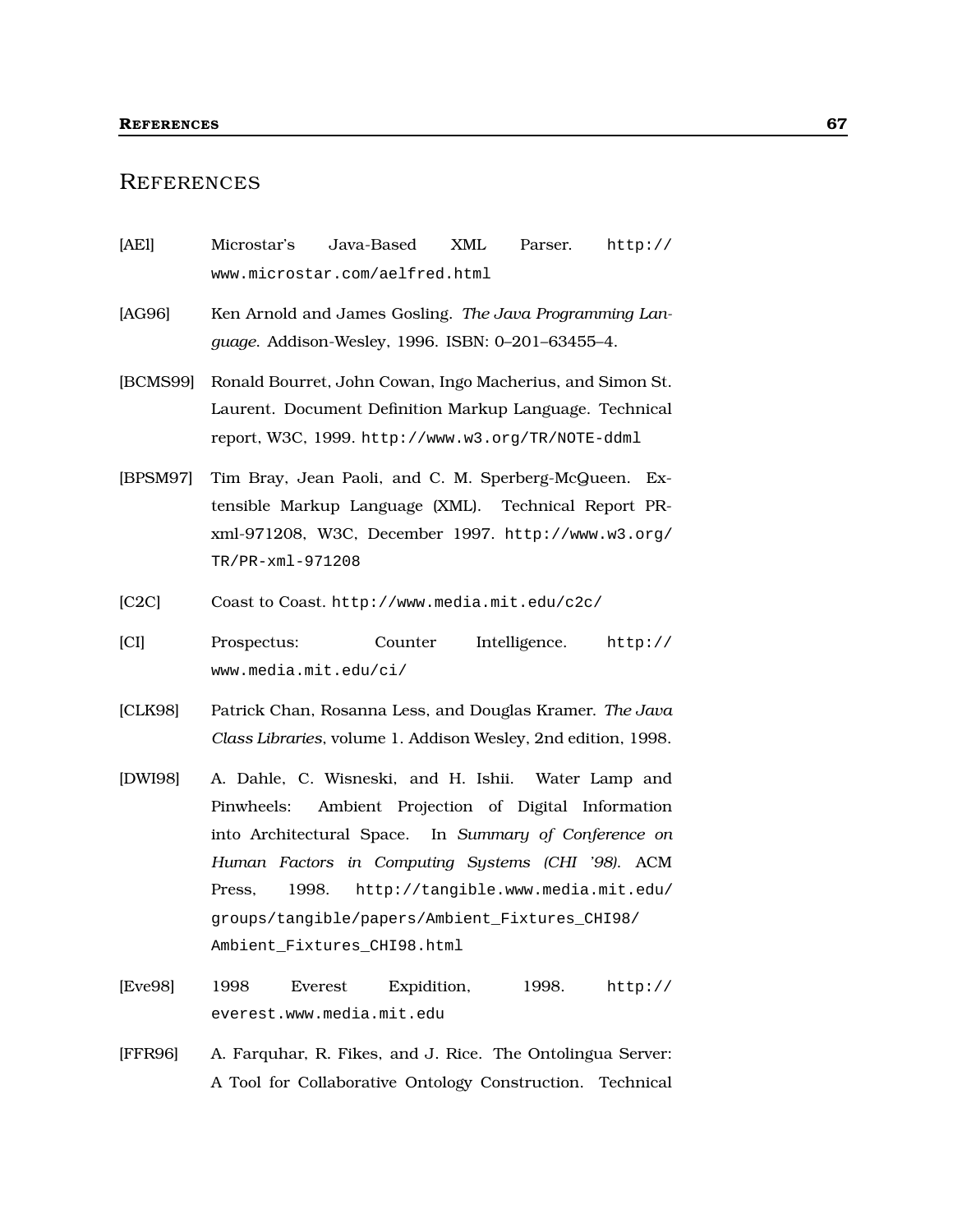# References

[AEl] Microstar's Java-Based XML Parser. http://www.microstar.com/aelfred.html

[AG96] Ken Arnold and James Gosling. *The Java Programming Language*. Addison-Wesley, 1996. ISBN: 0–201–63455–4.

[BCMS99] Ronald Bourret, John Cowan, Ingo Macherius, and Simon St. Laurent. Document Definition Markup Language. Technical report, W3C, 1999. http://www.w3.org/TR/NOTE-ddml

[BPSM97] Tim Bray, Jean Paoli, and C. M. Sperberg-McQueen. Extensible Markup Language (XML). Technical Report PR-xml-971208, W3C, December 1997. http://www.w3.org/TR/PR-xml-971208

[C2C] Coast to Coast. http://www.media.mit.edu/c2c/

[CI] Prospectus: Counter Intelligence. http://www.media.mit.edu/ci/

[CLK98] Patrick Chan, Rosanna Less, and Douglas Kramer. *The Java Class Libraries*, volume 1. Addison Wesley, 2nd edition, 1998.

[DWI98] A. Dahle, C. Wisneski, and H. Ishii. Water Lamp and Pinwheels: Ambient Projection of Digital Information into Architectural Space. In *Summary of Conference on Human Factors in Computing Systems (CHI '98)*. ACM Press, 1998. http://tangible.www.media.mit.edu/groups/tangible/papers/Ambient_Fixtures_CHI98/Ambient_Fixtures_CHI98.html

[Eve98] 1998 Everest Expidition, 1998. http://everest.www.media.mit.edu

[FFR96] A. Farquhar, R. Fikes, and J. Rice. The Ontolingua Server: A Tool for Collaborative Ontology Construction. Technical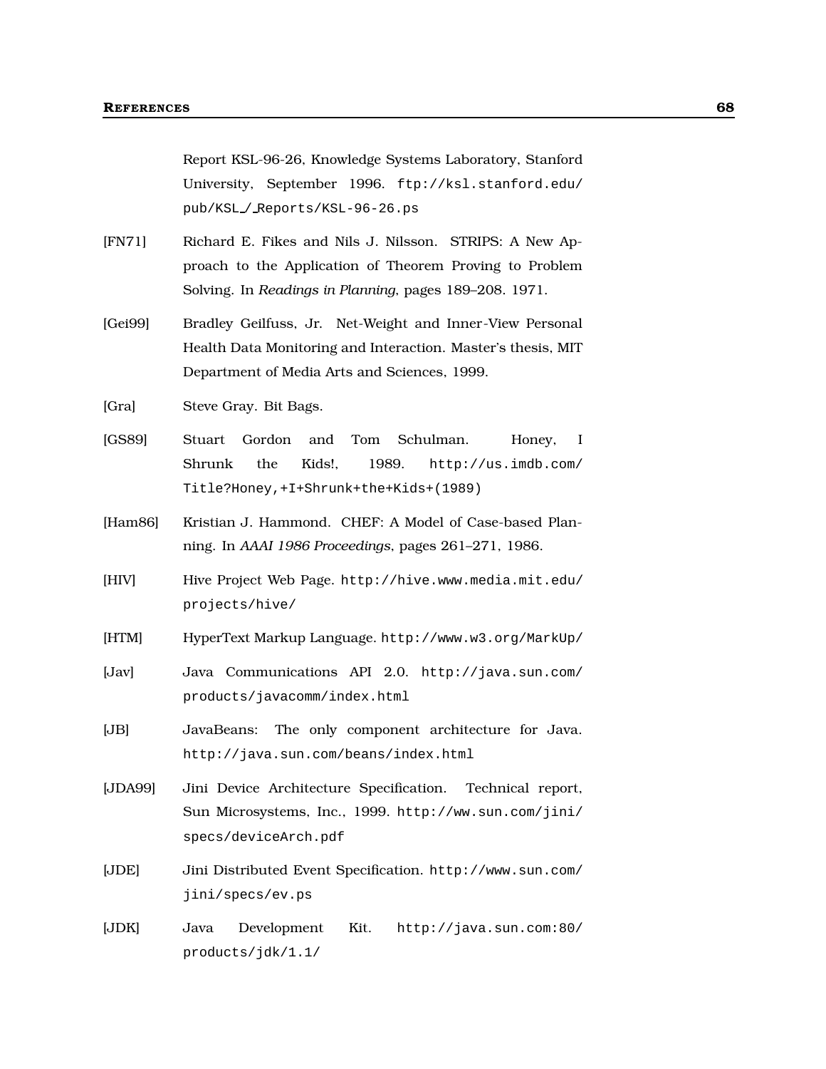Report KSL-96-26, Knowledge Systems Laboratory, Stanford University, September 1996. ftp://ksl.stanford.edu/pub/KSL_/_Reports/KSL-96-26.ps

[FN71] Richard E. Fikes and Nils J. Nilsson. STRIPS: A New Approach to the Application of Theorem Proving to Problem Solving. In *Readings in Planning*, pages 189–208. 1971.

[Gei99] Bradley Geilfuss, Jr. Net-Weight and Inner-View Personal Health Data Monitoring and Interaction. Master's thesis, MIT Department of Media Arts and Sciences, 1999.

[Gra] Steve Gray. Bit Bags.

[GS89] Stuart Gordon and Tom Schulman. Honey, I Shrunk the Kids!, 1989. http://us.imdb.com/Title?Honey,+I+Shrunk+the+Kids+(1989)

[Ham86] Kristian J. Hammond. CHEF: A Model of Case-based Planning. In *AAAI 1986 Proceedings*, pages 261–271, 1986.

[HIV] Hive Project Web Page. http://hive.www.media.mit.edu/projects/hive/

[HTM] HyperText Markup Language. http://www.w3.org/MarkUp/

[Jav] Java Communications API 2.0. http://java.sun.com/products/javacomm/index.html

[JB] JavaBeans: The only component architecture for Java. http://java.sun.com/beans/index.html

[JDA99] Jini Device Architecture Specification. Technical report, Sun Microsystems, Inc., 1999. http://ww.sun.com/jini/specs/deviceArch.pdf

[JDE] Jini Distributed Event Specification. http://www.sun.com/jini/specs/ev.ps

[JDK] Java Development Kit. http://java.sun.com:80/products/jdk/1.1/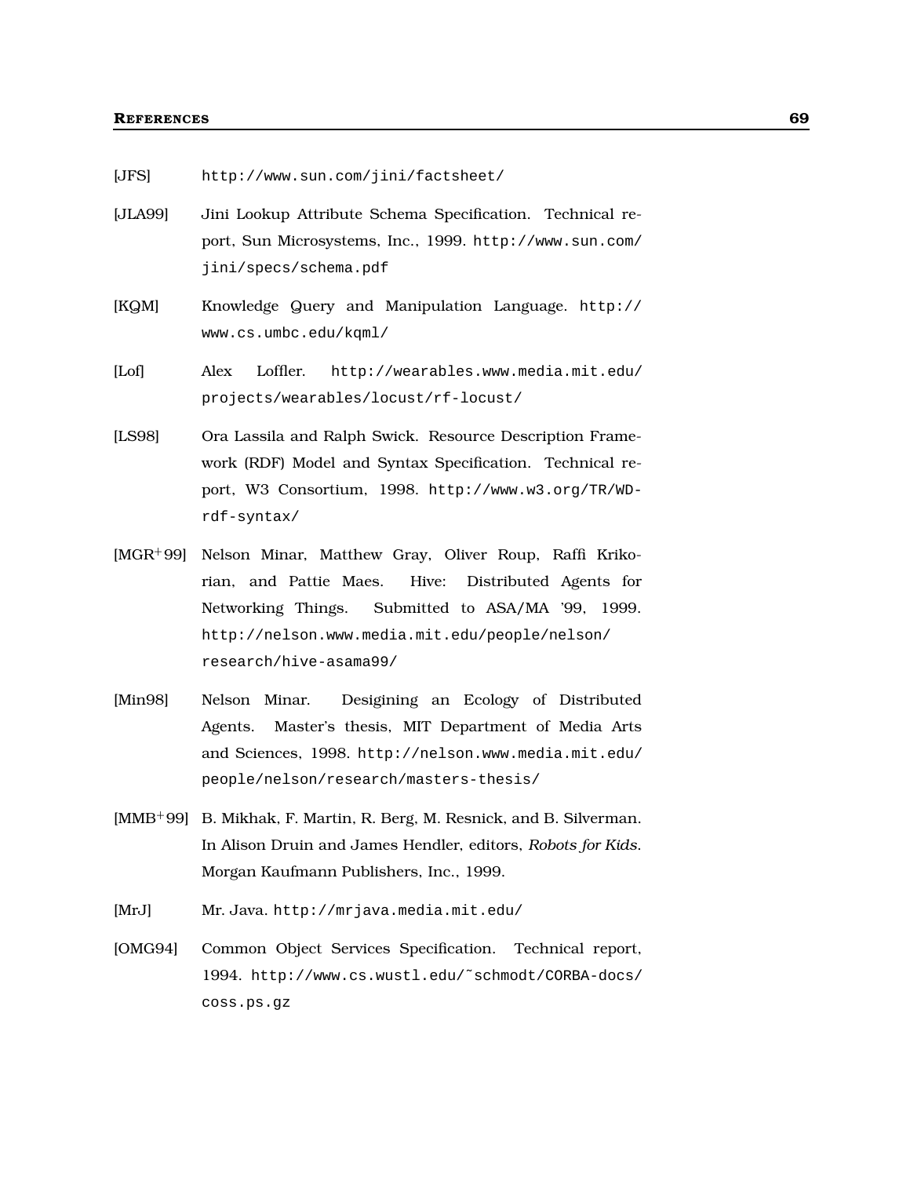[JFS] http://www.sun.com/jini/factsheet/

[JLA99] Jini Lookup Attribute Schema Specification. Technical report, Sun Microsystems, Inc., 1999. http://www.sun.com/jini/specs/schema.pdf

[KQM] Knowledge Query and Manipulation Language. http://www.cs.umbc.edu/kqml/

[Lof] Alex Loffler. http://wearables.www.media.mit.edu/projects/wearables/locust/rf-locust/

[LS98] Ora Lassila and Ralph Swick. Resource Description Framework (RDF) Model and Syntax Specification. Technical report, W3 Consortium, 1998. http://www.w3.org/TR/WD-rdf-syntax/

[MGR+99] Nelson Minar, Matthew Gray, Oliver Roup, Raffi Krikorian, and Pattie Maes. Hive: Distributed Agents for Networking Things. Submitted to ASA/MA '99, 1999. http://nelson.www.media.mit.edu/people/nelson/research/hive-asama99/

[Min98] Nelson Minar. Desigining an Ecology of Distributed Agents. Master's thesis, MIT Department of Media Arts and Sciences, 1998. http://nelson.www.media.mit.edu/people/nelson/research/masters-thesis/

[MMB+99] B. Mikhak, F. Martin, R. Berg, M. Resnick, and B. Silverman. In Alison Druin and James Hendler, editors, *Robots for Kids*. Morgan Kaufmann Publishers, Inc., 1999.

[MrJ] Mr. Java. http://mrjava.media.mit.edu/

[OMG94] Common Object Services Specification. Technical report, 1994. http://www.cs.wustl.edu/~schmodt/CORBA-docs/coss.ps.gz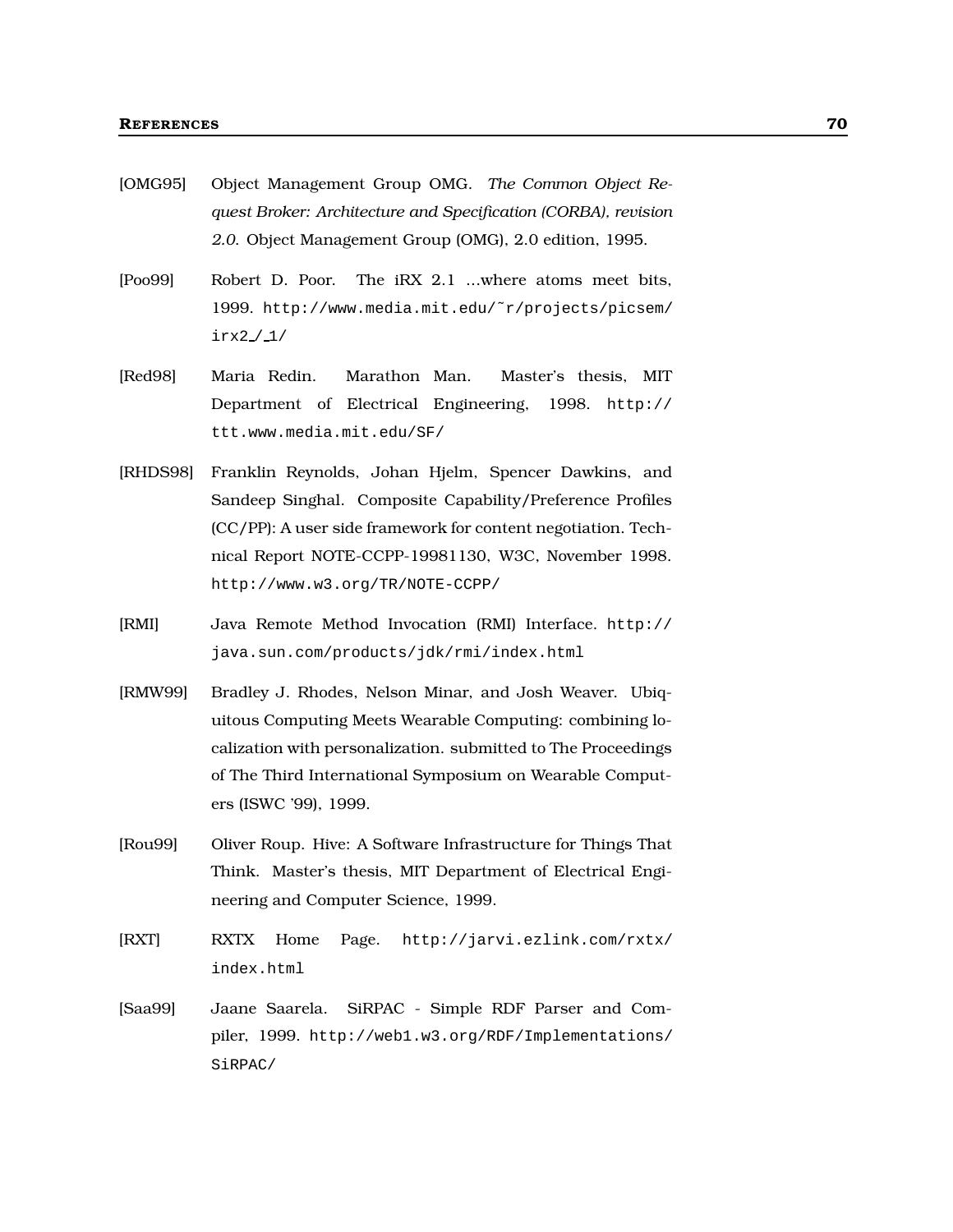[OMG95] Object Management Group OMG. *The Common Object Request Broker: Architecture and Specification (CORBA), revision 2.0*. Object Management Group (OMG), 2.0 edition, 1995.

[Poo99] Robert D. Poor. The iRX 2.1 ...where atoms meet bits, 1999. http://www.media.mit.edu/~r/projects/picsem/irx2_/_1/

[Red98] Maria Redin. Marathon Man. Master's thesis, MIT Department of Electrical Engineering, 1998. http://ttt.www.media.mit.edu/SF/

[RHDS98] Franklin Reynolds, Johan Hjelm, Spencer Dawkins, and Sandeep Singhal. Composite Capability/Preference Profiles (CC/PP): A user side framework for content negotiation. Technical Report NOTE-CCPP-19981130, W3C, November 1998. http://www.w3.org/TR/NOTE-CCPP/

[RMI] Java Remote Method Invocation (RMI) Interface. http://java.sun.com/products/jdk/rmi/index.html

[RMW99] Bradley J. Rhodes, Nelson Minar, and Josh Weaver. Ubiquitous Computing Meets Wearable Computing: combining localization with personalization. submitted to The Proceedings of The Third International Symposium on Wearable Computers (ISWC '99), 1999.

[Rou99] Oliver Roup. Hive: A Software Infrastructure for Things That Think. Master's thesis, MIT Department of Electrical Engineering and Computer Science, 1999.

[RXT] RXTX Home Page. http://jarvi.ezlink.com/rxtx/index.html

[Saa99] Jaane Saarela. SiRPAC - Simple RDF Parser and Compiler, 1999. http://web1.w3.org/RDF/Implementations/SiRPAC/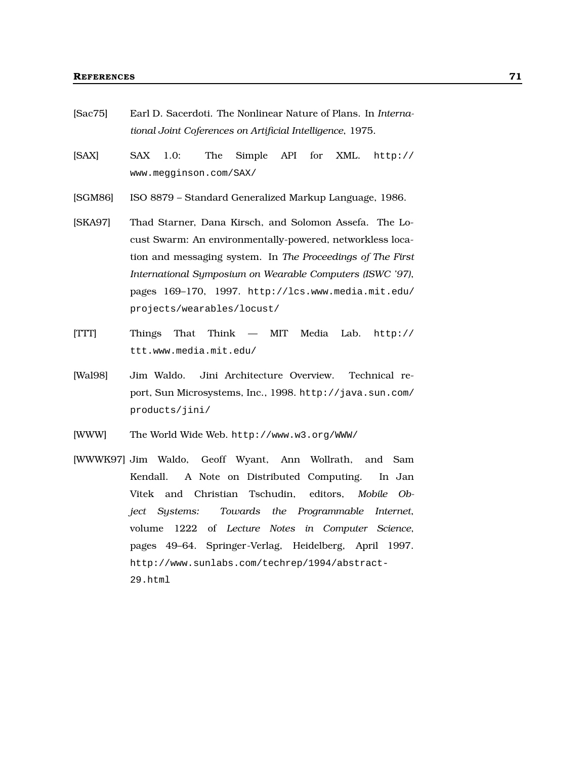[Sac75] Earl D. Sacerdoti. The Nonlinear Nature of Plans. In *International Joint Coferences on Artificial Intelligence*, 1975.

[SAX] SAX 1.0: The Simple API for XML. http://www.megginson.com/SAX/

[SGM86] ISO 8879 – Standard Generalized Markup Language, 1986.

[SKA97] Thad Starner, Dana Kirsch, and Solomon Assefa. The Locust Swarm: An environmentally-powered, networkless location and messaging system. In *The Proceedings of The First International Symposium on Wearable Computers (ISWC '97)*, pages 169–170, 1997. http://lcs.www.media.mit.edu/projects/wearables/locust/

[TTT] Things That Think — MIT Media Lab. http://ttt.www.media.mit.edu/

[Wal98] Jim Waldo. Jini Architecture Overview. Technical report, Sun Microsystems, Inc., 1998. http://java.sun.com/products/jini/

[WWW] The World Wide Web. http://www.w3.org/WWW/

[WWWK97] Jim Waldo, Geoff Wyant, Ann Wollrath, and Sam Kendall. A Note on Distributed Computing. In Jan Vitek and Christian Tschudin, editors, *Mobile Object Systems: Towards the Programmable Internet*, volume 1222 of *Lecture Notes in Computer Science*, pages 49–64. Springer-Verlag, Heidelberg, April 1997. http://www.sunlabs.com/techrep/1994/abstract-29.html